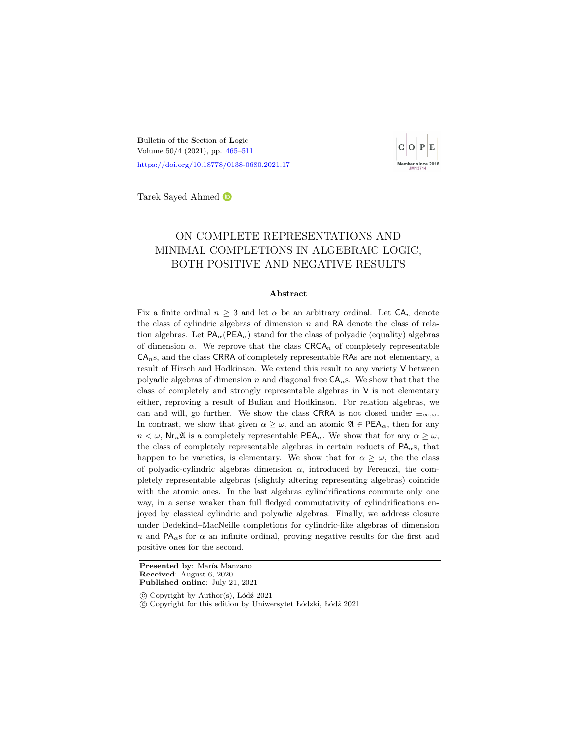Bulletin of the Section of Logic
Volume 50/4 (2021), pp. 465–511

https://doi.org/10.18778/0138-0680.2021.17

Tarek Sayed Ahmed

# ON COMPLETE REPRESENTATIONS AND MINIMAL COMPLETIONS IN ALGEBRAIC LOGIC, BOTH POSITIVE AND NEGATIVE RESULTS

## Abstract

Fix a finite ordinal $n \geq 3$ and let $\alpha$ be an arbitrary ordinal. Let $\mathsf{CA}_n$ denote the class of cylindric algebras of dimension $n$ and $\mathsf{RA}$ denote the class of relation algebras. Let $\mathsf{PA}_\alpha(\mathsf{PEA}_\alpha)$ stand for the class of polyadic (equality) algebras of dimension $\alpha$. We reprove that the class $\mathsf{CRCA}_n$ of completely representable $\mathsf{CA}_n$s, and the class $\mathsf{CRRA}$ of completely representable $\mathsf{RA}$s are not elementary, a result of Hirsch and Hodkinson. We extend this result to any variety $\mathsf{V}$ between polyadic algebras of dimension $n$ and diagonal free $\mathsf{CA}_n$s. We show that that the class of completely and strongly representable algebras in $\mathsf{V}$ is not elementary either, reproving a result of Bulian and Hodkinson. For relation algebras, we can and will, go further. We show the class $\mathsf{CRRA}$ is not closed under $\equiv_{\infty,\omega}$. In contrast, we show that given $\alpha \geq \omega$, and an atomic $\mathfrak{A} \in \mathsf{PEA}_\alpha$, then for any $n < \omega$, $\mathsf{Nr}_n\mathfrak{A}$ is a completely representable $\mathsf{PEA}_n$. We show that for any $\alpha \geq \omega$, the class of completely representable algebras in certain reducts of $\mathsf{PA}_\alpha$s, that happen to be varieties, is elementary. We show that for $\alpha \geq \omega$, the the class of polyadic-cylindric algebras dimension $\alpha$, introduced by Ferenczi, the completely representable algebras (slightly altering representing algebras) coincide with the atomic ones. In the last algebras cylindrifications commute only one way, in a sense weaker than full fledged commutativity of cylindrifications enjoyed by classical cylindric and polyadic algebras. Finally, we address closure under Dedekind–MacNeille completions for cylindric-like algebras of dimension $n$ and $\mathsf{PA}_\alpha$s for $\alpha$ an infinite ordinal, proving negative results for the first and positive ones for the second.

**Presented by**: María Manzano
**Received**: August 6, 2020
**Published online**: July 21, 2021

© Copyright by Author(s), Łódź 2021
© Copyright for this edition by Uniwersytet Łódzki, Łódź 2021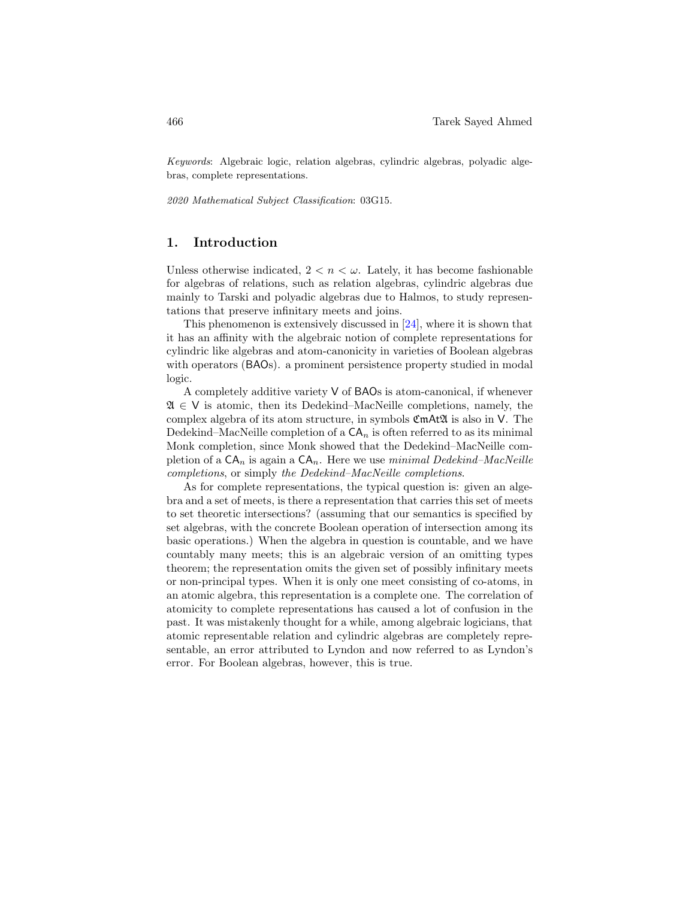*Keywords*: Algebraic logic, relation algebras, cylindric algebras, polyadic algebras, complete representations.

*2020 Mathematical Subject Classification*: 03G15.

## 1. Introduction

Unless otherwise indicated, $2 < n < \omega$. Lately, it has become fashionable for algebras of relations, such as relation algebras, cylindric algebras due mainly to Tarski and polyadic algebras due to Halmos, to study representations that preserve infinitary meets and joins.

This phenomenon is extensively discussed in [24], where it is shown that it has an affinity with the algebraic notion of complete representations for cylindric like algebras and atom-canonicity in varieties of Boolean algebras with operators ($\mathsf{BAO}$s). a prominent persistence property studied in modal logic.

A completely additive variety $\mathsf{V}$ of $\mathsf{BAO}$s is atom-canonical, if whenever $\mathfrak{A} \in \mathsf{V}$ is atomic, then its Dedekind–MacNeille completions, namely, the complex algebra of its atom structure, in symbols $\mathfrak{Cm}\mathsf{At}\mathfrak{A}$ is also in $\mathsf{V}$. The Dedekind–MacNeille completion of a $\mathsf{CA}_n$ is often referred to as its minimal Monk completion, since Monk showed that the Dedekind–MacNeille completion of a $\mathsf{CA}_n$ is again a $\mathsf{CA}_n$. Here we use *minimal Dedekind–MacNeille completions*, or simply *the Dedekind–MacNeille completions*.

As for complete representations, the typical question is: given an algebra and a set of meets, is there a representation that carries this set of meets to set theoretic intersections? (assuming that our semantics is specified by set algebras, with the concrete Boolean operation of intersection among its basic operations.) When the algebra in question is countable, and we have countably many meets; this is an algebraic version of an omitting types theorem; the representation omits the given set of possibly infinitary meets or non-principal types. When it is only one meet consisting of co-atoms, in an atomic algebra, this representation is a complete one. The correlation of atomicity to complete representations has caused a lot of confusion in the past. It was mistakenly thought for a while, among algebraic logicians, that atomic representable relation and cylindric algebras are completely representable, an error attributed to Lyndon and now referred to as Lyndon's error. For Boolean algebras, however, this is true.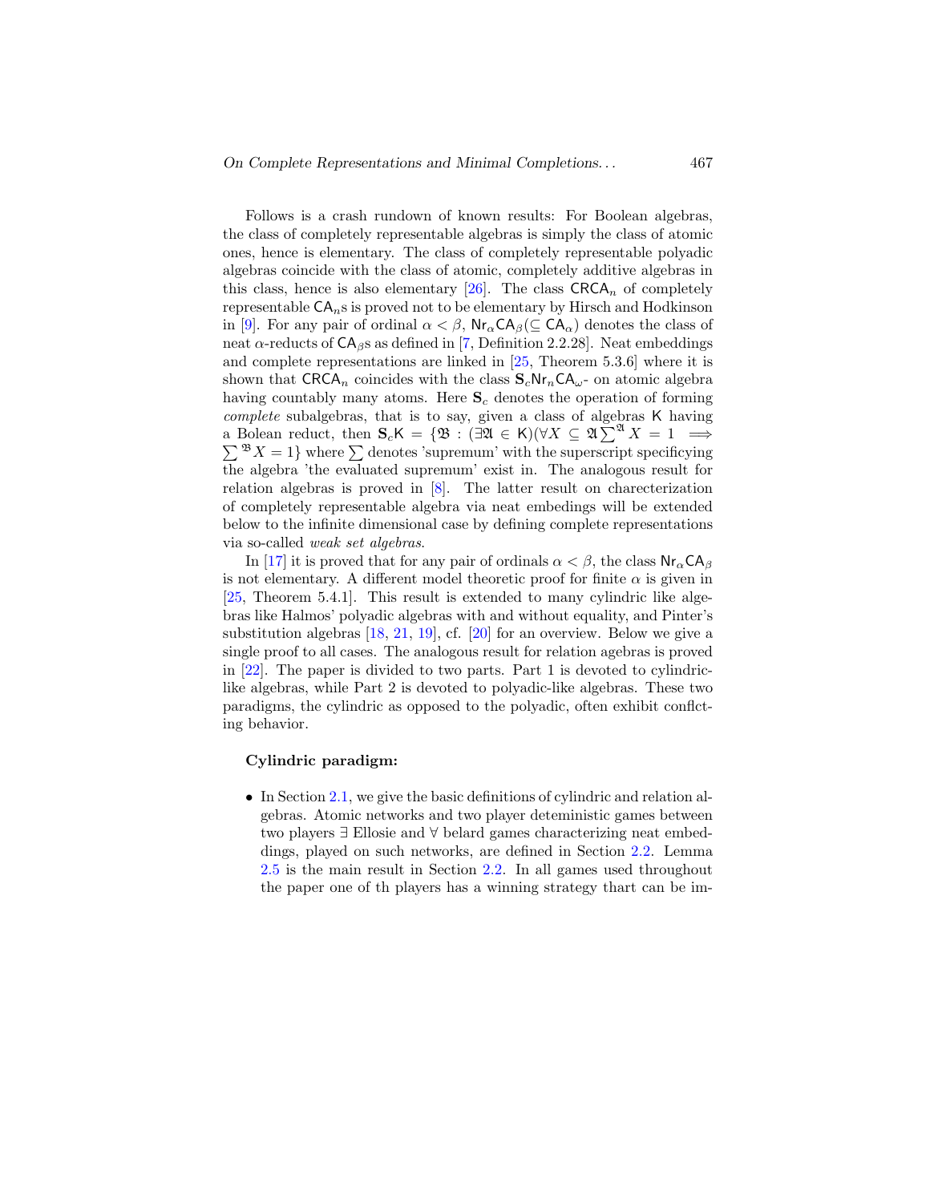Follows is a crash rundown of known results: For Boolean algebras, the class of completely representable algebras is simply the class of atomic ones, hence is elementary. The class of completely representable polyadic algebras coincide with the class of atomic, completely additive algebras in this class, hence is also elementary [26]. The class $\mathsf{CRCA}_n$ of completely representable $\mathsf{CA}_n$s is proved not to be elementary by Hirsch and Hodkinson in [9]. For any pair of ordinal $\alpha < \beta$, $\mathsf{Nr}_\alpha\mathsf{CA}_\beta(\subseteq \mathsf{CA}_\alpha)$ denotes the class of neat $\alpha$-reducts of $\mathsf{CA}_\beta$s as defined in [7, Definition 2.2.28]. Neat embeddings and complete representations are linked in [25, Theorem 5.3.6] where it is shown that $\mathsf{CRCA}_n$ coincides with the class $\mathbf{S}_c\mathsf{Nr}_n\mathsf{CA}_\omega$- on atomic algebra having countably many atoms. Here $\mathbf{S}_c$ denotes the operation of forming *complete* subalgebras, that is to say, given a class of algebras $\mathsf{K}$ having a Bolean reduct, then $\mathbf{S}_c\mathsf{K} = \{\mathfrak{B} : (\exists \mathfrak{A} \in \mathsf{K})(\forall X \subseteq \mathfrak{A} \sum^{\mathfrak{A}} X = 1 \implies \sum^{\mathfrak{B}} X = 1\}$ where $\sum$ denotes 'supremum' with the superscript specificying the algebra 'the evaluated supremum' exist in. The analogous result for relation algebras is proved in [8]. The latter result on charecterization of completely representable algebra via neat embedings will be extended below to the infinite dimensional case by defining complete representations via so-called *weak set algebras*.

In [17] it is proved that for any pair of ordinals $\alpha < \beta$, the class $\mathsf{Nr}_\alpha\mathsf{CA}_\beta$ is not elementary. A different model theoretic proof for finite $\alpha$ is given in [25, Theorem 5.4.1]. This result is extended to many cylindric like algebras like Halmos' polyadic algebras with and without equality, and Pinter's substitution algebras [18, 21, 19], cf. [20] for an overview. Below we give a single proof to all cases. The analogous result for relation agebras is proved in [22]. The paper is divided to two parts. Part 1 is devoted to cylindric-like algebras, while Part 2 is devoted to polyadic-like algebras. These two paradigms, the cylindric as opposed to the polyadic, often exhibit conflcting behavior.

**Cylindric paradigm:**

- In Section 2.1, we give the basic definitions of cylindric and relation algebras. Atomic networks and two player deteministic games between two players $\exists$ Ellosie and $\forall$ belard games characterizing neat embeddings, played on such networks, are defined in Section 2.2. Lemma 2.5 is the main result in Section 2.2. In all games used throughout the paper one of th players has a winning strategy thart can be im-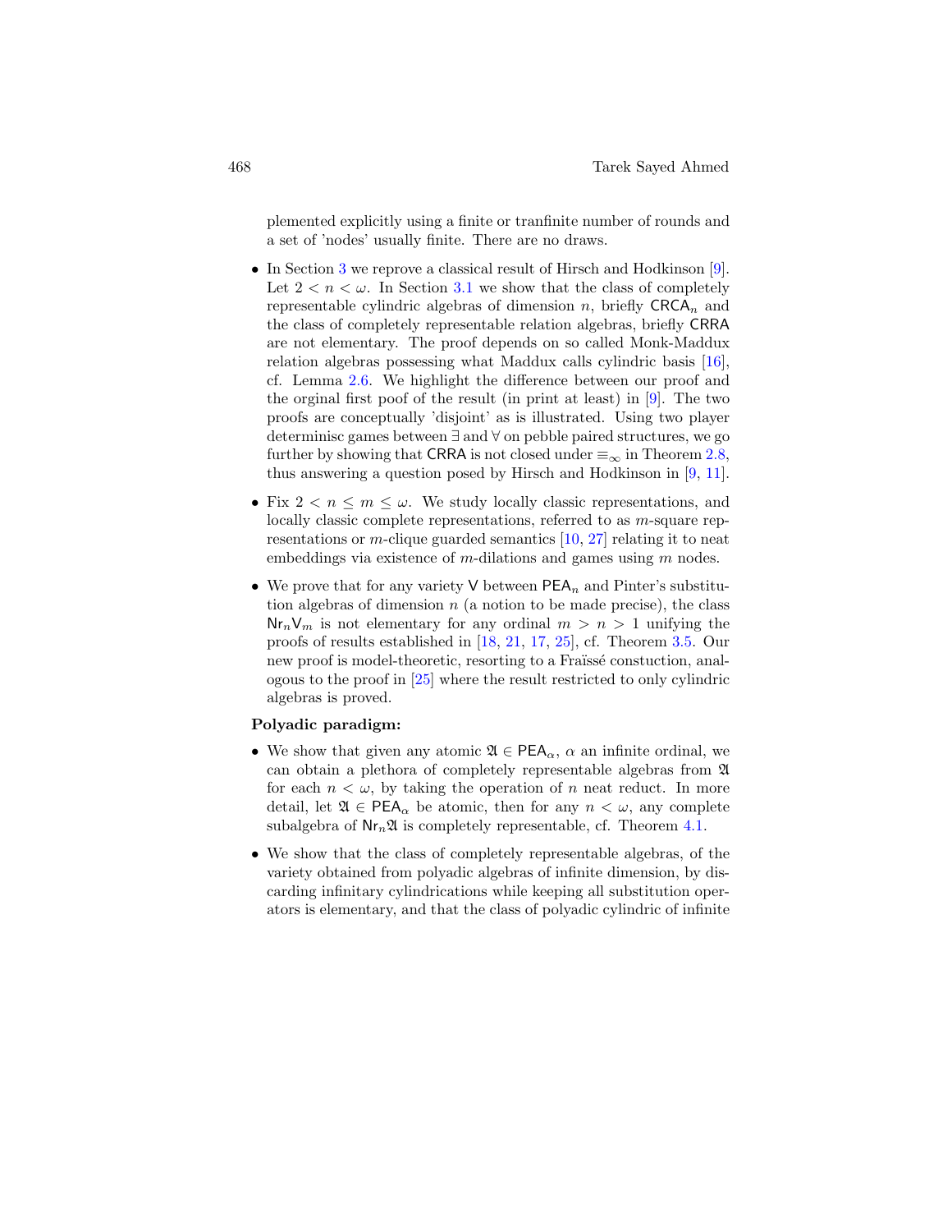plemented explicitly using a finite or tranfinite number of rounds and a set of 'nodes' usually finite. There are no draws.

- In Section 3 we reprove a classical result of Hirsch and Hodkinson [9]. Let $2 < n < \omega$. In Section 3.1 we show that the class of completely representable cylindric algebras of dimension $n$, briefly $\mathsf{CRCA}_n$ and the class of completely representable relation algebras, briefly $\mathsf{CRRA}$ are not elementary. The proof depends on so called Monk-Maddux relation algebras possessing what Maddux calls cylindric basis [16], cf. Lemma 2.6. We highlight the difference between our proof and the orginal first poof of the result (in print at least) in [9]. The two proofs are conceptually 'disjoint' as is illustrated. Using two player determinisc games between $\exists$ and $\forall$ on pebble paired structures, we go further by showing that $\mathsf{CRRA}$ is not closed under $\equiv_\infty$ in Theorem 2.8, thus answering a question posed by Hirsch and Hodkinson in [9, 11].
- Fix $2 < n \leq m \leq \omega$. We study locally classic representations, and locally classic complete representations, referred to as $m$-square representations or $m$-clique guarded semantics [10, 27] relating it to neat embeddings via existence of $m$-dilations and games using $m$ nodes.
- We prove that for any variety $\mathsf{V}$ between $\mathsf{PEA}_n$ and Pinter's substitution algebras of dimension $n$ (a notion to be made precise), the class $\mathsf{Nr}_n\mathsf{V}_m$ is not elementary for any ordinal $m > n > 1$ unifying the proofs of results established in [18, 21, 17, 25], cf. Theorem 3.5. Our new proof is model-theoretic, resorting to a Fraïssé constuction, analogous to the proof in [25] where the result restricted to only cylindric algebras is proved.

**Polyadic paradigm:**

- We show that given any atomic $\mathfrak{A} \in \mathsf{PEA}_\alpha$, $\alpha$ an infinite ordinal, we can obtain a plethora of completely representable algebras from $\mathfrak{A}$ for each $n < \omega$, by taking the operation of $n$ neat reduct. In more detail, let $\mathfrak{A} \in \mathsf{PEA}_\alpha$ be atomic, then for any $n < \omega$, any complete subalgebra of $\mathsf{Nr}_n\mathfrak{A}$ is completely representable, cf. Theorem 4.1.
- We show that the class of completely representable algebras, of the variety obtained from polyadic algebras of infinite dimension, by discarding infinitary cylindrications while keeping all substitution operators is elementary, and that the class of polyadic cylindric of infinite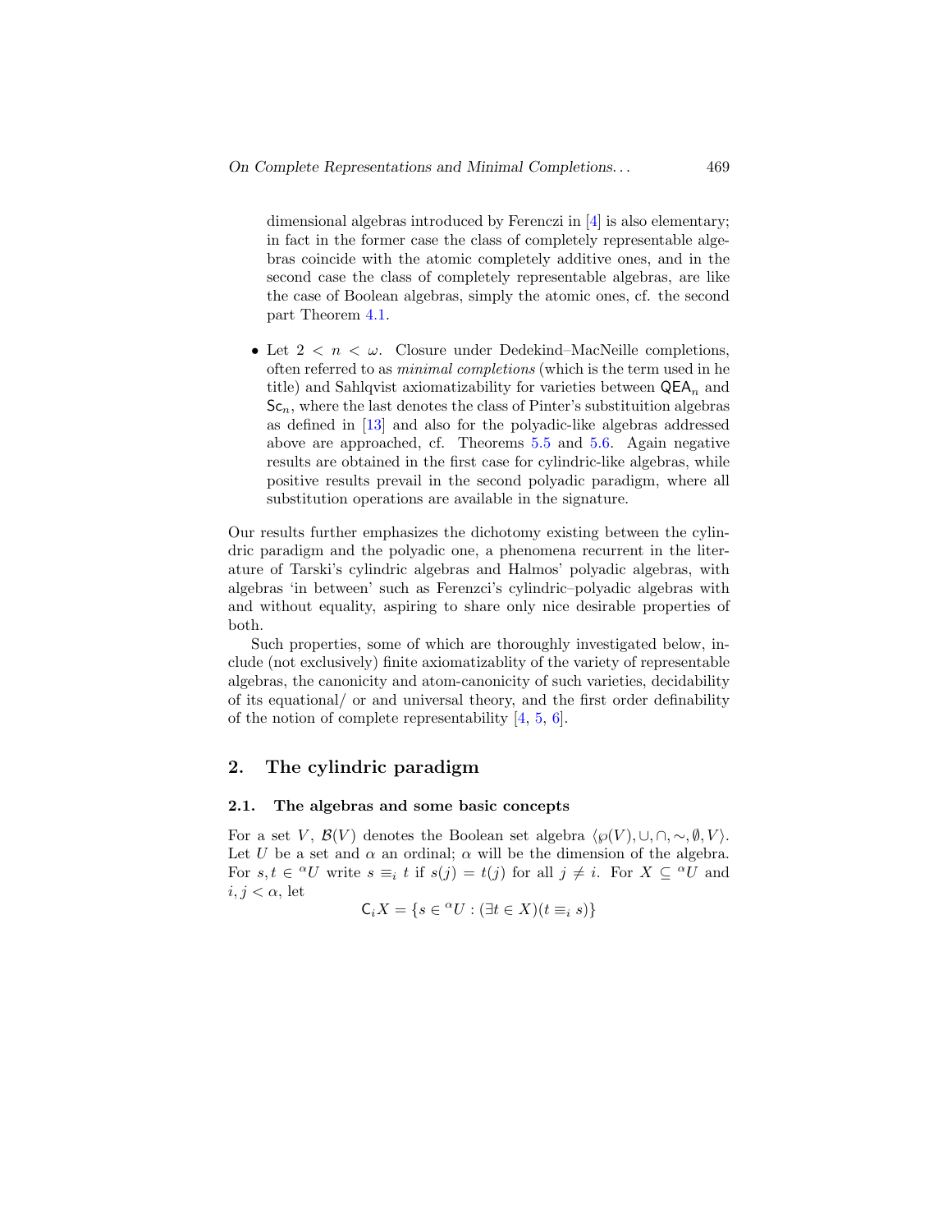dimensional algebras introduced by Ferenczi in [4] is also elementary; in fact in the former case the class of completely representable algebras coincide with the atomic completely additive ones, and in the second case the class of completely representable algebras, are like the case of Boolean algebras, simply the atomic ones, cf. the second part Theorem 4.1.

- Let $2 < n < \omega$. Closure under Dedekind–MacNeille completions, often referred to as *minimal completions* (which is the term used in he title) and Sahlqvist axiomatizability for varieties between $\mathsf{QEA}_n$ and $\mathsf{Sc}_n$, where the last denotes the class of Pinter's substituition algebras as defined in [13] and also for the polyadic-like algebras addressed above are approached, cf. Theorems 5.5 and 5.6. Again negative results are obtained in the first case for cylindric-like algebras, while positive results prevail in the second polyadic paradigm, where all substitution operations are available in the signature.

Our results further emphasizes the dichotomy existing between the cylindric paradigm and the polyadic one, a phenomena recurrent in the literature of Tarski's cylindric algebras and Halmos' polyadic algebras, with algebras 'in between' such as Ferenzci's cylindric–polyadic algebras with and without equality, aspiring to share only nice desirable properties of both.

Such properties, some of which are thoroughly investigated below, include (not exclusively) finite axiomatizablity of the variety of representable algebras, the canonicity and atom-canonicity of such varieties, decidability of its equational/ or and universal theory, and the first order definability of the notion of complete representability [4, 5, 6].

## 2. The cylindric paradigm

### 2.1. The algebras and some basic concepts

For a set $V$, $\mathcal{B}(V)$ denotes the Boolean set algebra $\langle \wp(V), \cup, \cap, \sim, \emptyset, V\rangle$. Let $U$ be a set and $\alpha$ an ordinal; $\alpha$ will be the dimension of the algebra. For $s, t \in {}^{\alpha}U$ write $s \equiv_i t$ if $s(j) = t(j)$ for all $j \neq i$. For $X \subseteq {}^{\alpha}U$ and $i, j < \alpha$, let

$$\mathsf{C}_i X = \{s \in {}^{\alpha}U : (\exists t \in X)(t \equiv_i s)\}$$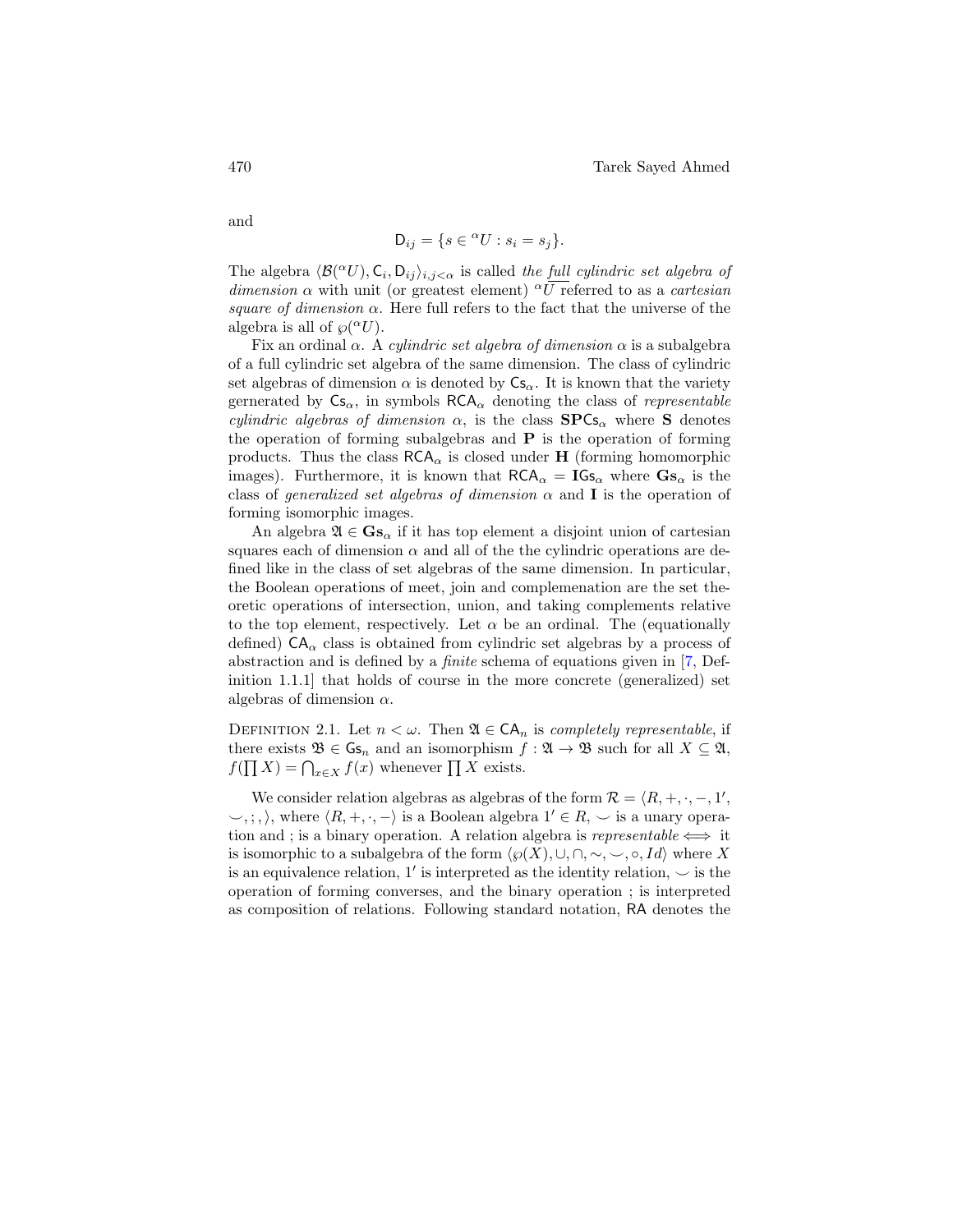and

$$\mathsf{D}_{ij} = \{s \in {}^\alpha U : s_i = s_j\}.$$

The algebra $\langle \mathcal{B}({}^\alpha U), \mathsf{C}_i, \mathsf{D}_{ij}\rangle_{i,j<\alpha}$ is called *the full cylindric set algebra of dimension* $\alpha$ with unit (or greatest element) ${}^\alpha U$ referred to as a *cartesian square of dimension* $\alpha$. Here full refers to the fact that the universe of the algebra is all of $\wp({}^\alpha U)$.

Fix an ordinal $\alpha$. A *cylindric set algebra of dimension* $\alpha$ is a subalgebra of a full cylindric set algebra of the same dimension. The class of cylindric set algebras of dimension $\alpha$ is denoted by $\mathsf{Cs}_\alpha$. It is known that the variety gernerated by $\mathsf{Cs}_\alpha$, in symbols $\mathsf{RCA}_\alpha$ denoting the class of *representable cylindric algebras of dimension* $\alpha$, is the class $\mathbf{SP}\mathsf{Cs}_\alpha$ where $\mathbf{S}$ denotes the operation of forming subalgebras and $\mathbf{P}$ is the operation of forming products. Thus the class $\mathsf{RCA}_\alpha$ is closed under $\mathbf{H}$ (forming homomorphic images). Furthermore, it is known that $\mathsf{RCA}_\alpha = \mathbf{I}\mathsf{Gs}_\alpha$ where $\mathbf{Gs}_\alpha$ is the class of *generalized set algebras of dimension* $\alpha$ and $\mathbf{I}$ is the operation of forming isomorphic images.

An algebra $\mathfrak{A} \in \mathbf{Gs}_\alpha$ if it has top element a disjoint union of cartesian squares each of dimension $\alpha$ and all of the the cylindric operations are defined like in the class of set algebras of the same dimension. In particular, the Boolean operations of meet, join and complemenation are the set theoretic operations of intersection, union, and taking complements relative to the top element, respectively. Let $\alpha$ be an ordinal. The (equationally defined) $\mathsf{CA}_\alpha$ class is obtained from cylindric set algebras by a process of abstraction and is defined by a *finite* schema of equations given in [7, Definition 1.1.1] that holds of course in the more concrete (generalized) set algebras of dimension $\alpha$.

Definition 2.1. Let $n < \omega$. Then $\mathfrak{A} \in \mathsf{CA}_n$ is *completely representable*, if there exists $\mathfrak{B} \in \mathsf{Gs}_n$ and an isomorphism $f : \mathfrak{A} \to \mathfrak{B}$ such for all $X \subseteq \mathfrak{A}$, $f(\prod X) = \bigcap_{x\in X} f(x)$ whenever $\prod X$ exists.

We consider relation algebras as algebras of the form $\mathcal{R} = \langle R, +, \cdot, -, 1', \smile, ;, \rangle$, where $\langle R, +, \cdot, -\rangle$ is a Boolean algebra $1' \in R$, $\smile$ is a unary operation and ; is a binary operation. A relation algebra is *representable* $\iff$ it is isomorphic to a subalgebra of the form $\langle \wp(X), \cup, \cap, \sim, \smile, \circ, Id\rangle$ where $X$ is an equivalence relation, $1'$ is interpreted as the identity relation, $\smile$ is the operation of forming converses, and the binary operation ; is interpreted as composition of relations. Following standard notation, $\mathsf{RA}$ denotes the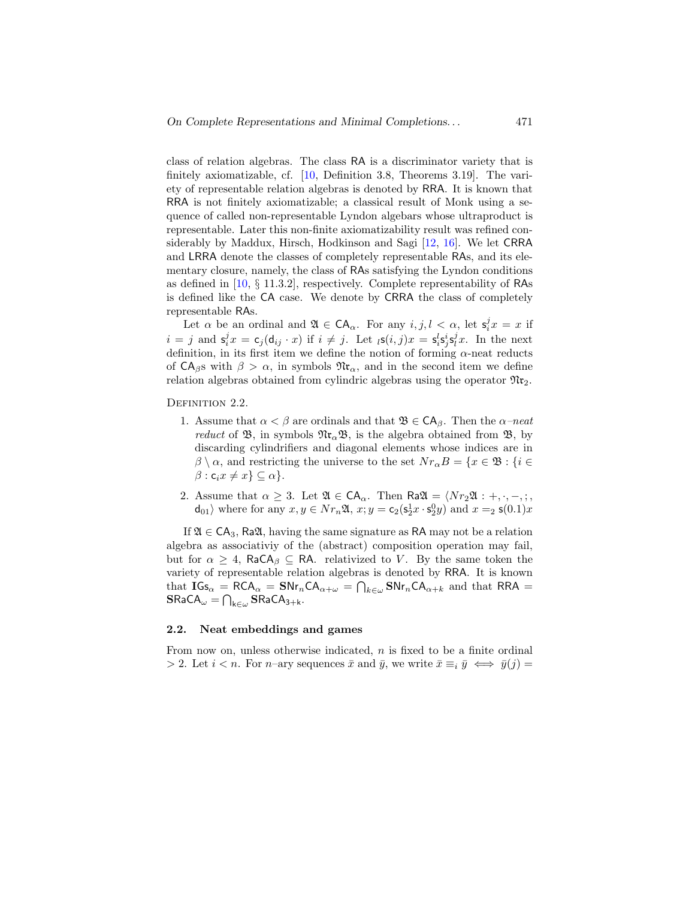class of relation algebras. The class $\mathsf{RA}$ is a discriminator variety that is finitely axiomatizable, cf. [10, Definition 3.8, Theorems 3.19]. The variety of representable relation algebras is denoted by $\mathsf{RRA}$. It is known that $\mathsf{RRA}$ is not finitely axiomatizable; a classical result of Monk using a sequence of called non-representable Lyndon algebars whose ultraproduct is representable. Later this non-finite axiomatizability result was refined considerably by Maddux, Hirsch, Hodkinson and Sagi [12, 16]. We let $\mathsf{CRRA}$ and $\mathsf{LRRA}$ denote the classes of completely representable $\mathsf{RA}$s, and its elementary closure, namely, the class of $\mathsf{RA}$s satisfying the Lyndon conditions as defined in [10, § 11.3.2], respectively. Complete representability of $\mathsf{RA}$s is defined like the $\mathsf{CA}$ case. We denote by $\mathsf{CRRA}$ the class of completely representable $\mathsf{RA}$s.

Let $\alpha$ be an ordinal and $\mathfrak{A} \in \mathsf{CA}_\alpha$. For any $i, j, l < \alpha$, let $\mathsf{s}_i^j x = x$ if $i = j$ and $\mathsf{s}_i^j x = \mathsf{c}_j(\mathsf{d}_{ij} \cdot x)$ if $i \neq j$. Let ${}_l\mathsf{s}(i,j)x = \mathsf{s}_i^l \mathsf{s}_j^i \mathsf{s}_l^j x$. In the next definition, in its first item we define the notion of forming $\alpha$-neat reducts of $\mathsf{CA}_\beta$s with $\beta > \alpha$, in symbols $\mathfrak{Nr}_\alpha$, and in the second item we define relation algebras obtained from cylindric algebras using the operator $\mathfrak{Nr}_2$.

Definition 2.2.

1. Assume that $\alpha < \beta$ are ordinals and that $\mathfrak{B} \in \mathsf{CA}_\beta$. Then the $\alpha$*–neat reduct* of $\mathfrak{B}$, in symbols $\mathfrak{Nr}_\alpha \mathfrak{B}$, is the algebra obtained from $\mathfrak{B}$, by discarding cylindrifiers and diagonal elements whose indices are in $\beta \setminus \alpha$, and restricting the universe to the set $Nr_\alpha B = \{x \in \mathfrak{B} : \{i \in \beta : \mathsf{c}_i x \neq x\} \subseteq \alpha\}$.
2. Assume that $\alpha \geq 3$. Let $\mathfrak{A} \in \mathsf{CA}_\alpha$. Then $\mathsf{Ra}\mathfrak{A} = \langle Nr_2\mathfrak{A} : +, \cdot, -, ;, \smile, \mathsf{d}_{01} \rangle$ where for any $x, y \in Nr_n\mathfrak{A}$, $x;y = \mathsf{c}_2(\mathsf{s}_2^1 x \cdot \mathsf{s}_2^0 y)$ and $x \smile=_2 \mathsf{s}(0.1)x$

If $\mathfrak{A} \in \mathsf{CA}_3$, $\mathsf{Ra}\mathfrak{A}$, having the same signature as $\mathsf{RA}$ may not be a relation algebra as associativiy of the (abstract) composition operation may fail, but for $\alpha \geq 4$, $\mathsf{RaCA}_\beta \subseteq \mathsf{RA}$. relativized to $V$. By the same token the variety of representable relation algebras is denoted by $\mathsf{RRA}$. It is known that $\mathbf{I}\mathsf{Gs}_\alpha = \mathsf{RCA}_\alpha = \mathbf{S}\mathsf{Nr}_n\mathsf{CA}_{\alpha+\omega} = \bigcap_{k\in\omega} \mathbf{S}\mathsf{Nr}_n\mathsf{CA}_{\alpha+k}$ and that $\mathsf{RRA} = \mathbf{S}\mathsf{RaCA}_\omega = \bigcap_{k\in\omega} \mathbf{S}\mathsf{RaCA}_{3+k}$.

## 2.2. Neat embeddings and games

From now on, unless otherwise indicated, $n$ is fixed to be a finite ordinal $> 2$. Let $i < n$. For $n$–ary sequences $\bar{x}$ and $\bar{y}$, we write $\bar{x} \equiv_i \bar{y} \iff \bar{y}(j) =$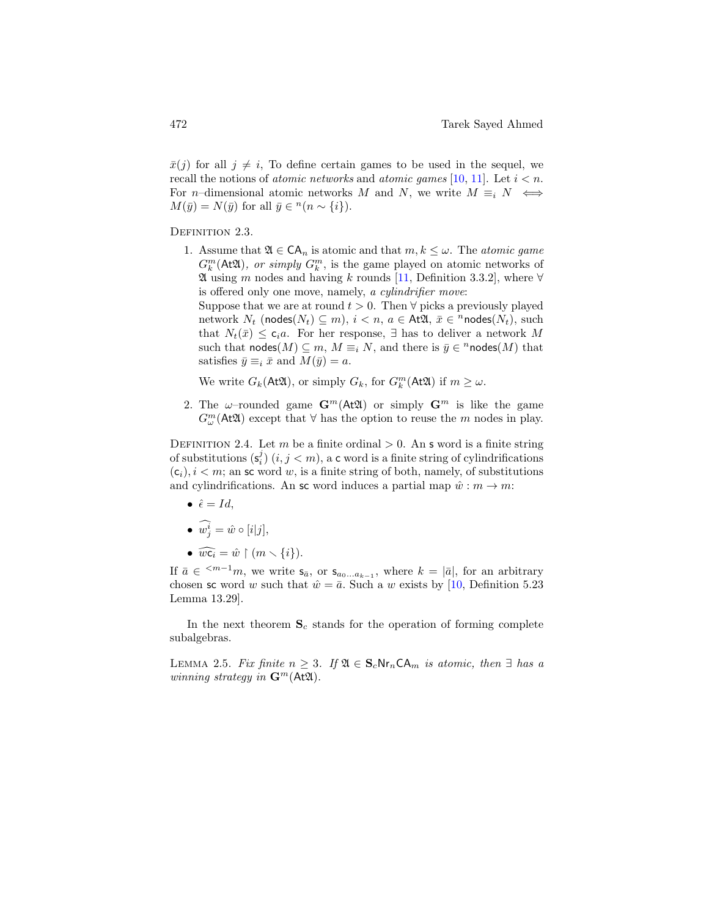$\bar{x}(j)$ for all $j \neq i$, To define certain games to be used in the sequel, we recall the notions of *atomic networks* and *atomic games* [10, 11]. Let $i < n$. For $n$–dimensional atomic networks $M$ and $N$, we write $M \equiv_i N \iff M(\bar{y}) = N(\bar{y})$ for all $\bar{y} \in {}^n(n \sim \{i\})$.

Definition 2.3.

1. Assume that $\mathfrak{A} \in \mathsf{CA}_n$ is atomic and that $m, k \leq \omega$. The *atomic game* $G^m_k(\mathsf{At}\mathfrak{A})$, *or simply* $G^m_k$, is the game played on atomic networks of $\mathfrak{A}$ using $m$ nodes and having $k$ rounds [11, Definition 3.3.2], where $\forall$ is offered only one move, namely, *a cylindrifier move*:
   Suppose that we are at round $t > 0$. Then $\forall$ picks a previously played network $N_t$ ($\mathsf{nodes}(N_t) \subseteq m$), $i < n$, $a \in \mathsf{At}\mathfrak{A}$, $\bar{x} \in {}^n\mathsf{nodes}(N_t)$, such that $N_t(\bar{x}) \leq \mathsf{c}_i a$. For her response, $\exists$ has to deliver a network $M$ such that $\mathsf{nodes}(M) \subseteq m$, $M \equiv_i N$, and there is $\bar{y} \in {}^n\mathsf{nodes}(M)$ that satisfies $\bar{y} \equiv_i \bar{x}$ and $M(\bar{y}) = a$.

   We write $G_k(\mathsf{At}\mathfrak{A})$, or simply $G_k$, for $G^m_k(\mathsf{At}\mathfrak{A})$ if $m \geq \omega$.

2. The $\omega$–rounded game $\mathbf{G}^m(\mathsf{At}\mathfrak{A})$ or simply $\mathbf{G}^m$ is like the game $G^m_\omega(\mathsf{At}\mathfrak{A})$ except that $\forall$ has the option to reuse the $m$ nodes in play.

Definition 2.4. Let $m$ be a finite ordinal $> 0$. An $\mathsf{s}$ word is a finite string of substitutions $(\mathsf{s}^j_i)$ $(i, j < m)$, a $\mathsf{c}$ word is a finite string of cylindrifications $(\mathsf{c}_i), i < m$; an $\mathsf{sc}$ word $w$, is a finite string of both, namely, of substitutions and cylindrifications. An $\mathsf{sc}$ word induces a partial map $\hat{w} : m \to m$:

- $\hat{\epsilon} = Id$,
- $\widehat{w^i_j} = \hat{w} \circ [i|j]$,
- $\widehat{w\mathsf{c}_i} = \hat{w} \upharpoonright (m \smallsetminus \{i\})$.

If $\bar{a} \in {}^{<m-1}m$, we write $\mathsf{s}_{\bar{a}}$, or $\mathsf{s}_{a_0 \ldots a_{k-1}}$, where $k = |\bar{a}|$, for an arbitrary chosen $\mathsf{sc}$ word $w$ such that $\hat{w} = \bar{a}$. Such a $w$ exists by [10, Definition 5.23 Lemma 13.29].

In the next theorem $\mathbf{S}_c$ stands for the operation of forming complete subalgebras.

Lemma 2.5. *Fix finite $n \geq 3$. If $\mathfrak{A} \in \mathbf{S}_c\mathsf{Nr}_n\mathsf{CA}_m$ is atomic, then $\exists$ has a winning strategy in $\mathbf{G}^m(\mathsf{At}\mathfrak{A})$.*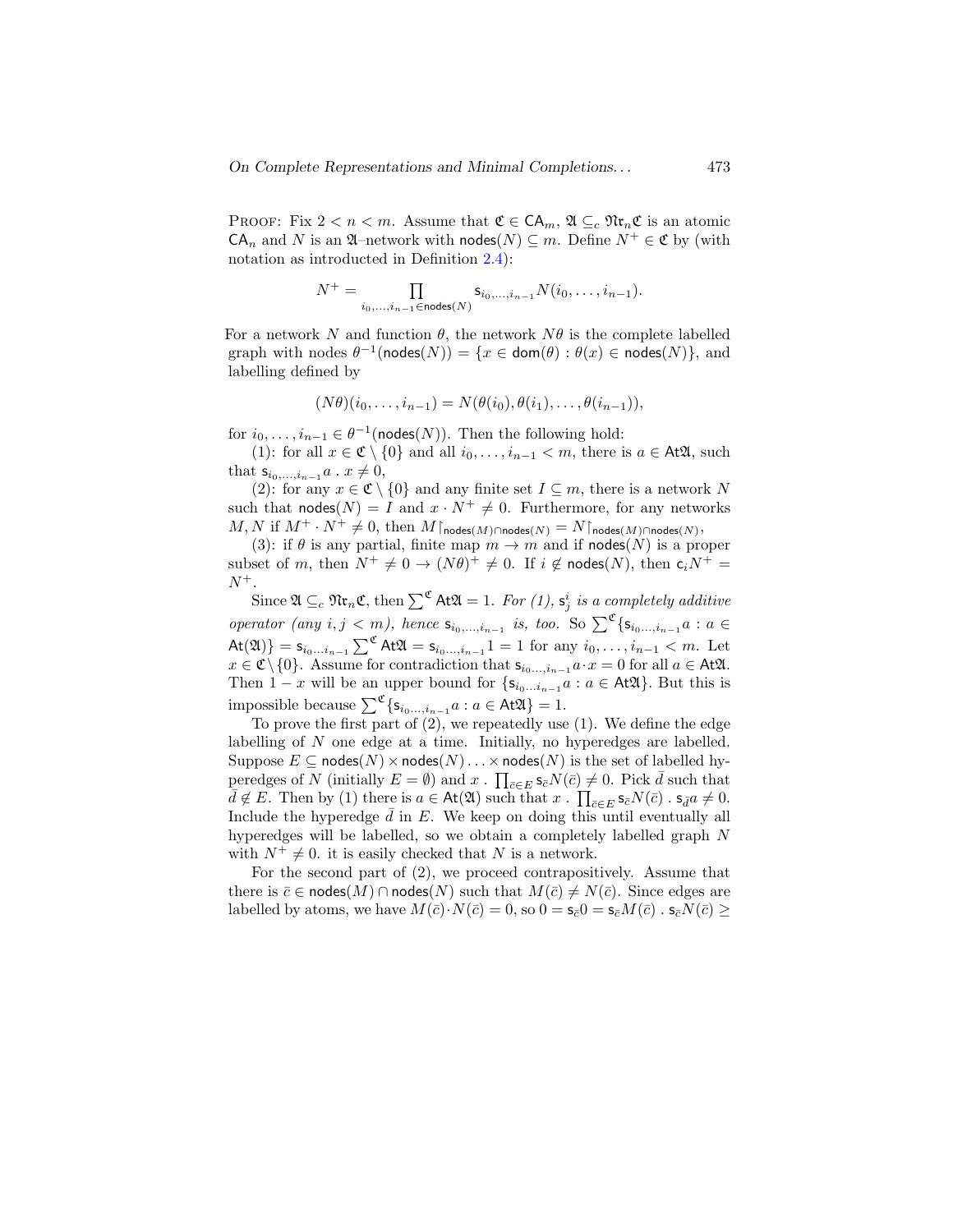PROOF: Fix $2 < n < m$. Assume that $\mathfrak{C} \in \mathsf{CA}_m$, $\mathfrak{A} \subseteq_c \mathfrak{Nr}_n\mathfrak{C}$ is an atomic $\mathsf{CA}_n$ and $N$ is an $\mathfrak{A}$–network with $\mathsf{nodes}(N) \subseteq m$. Define $N^+ \in \mathfrak{C}$ by (with notation as introducted in Definition 2.4):

$$N^+ = \prod_{i_0,\ldots,i_{n-1}\in\mathsf{nodes}(N)} \mathsf{s}_{i_0,\ldots,i_{n-1}} N(i_0,\ldots,i_{n-1}).$$

For a network $N$ and function $\theta$, the network $N\theta$ is the complete labelled graph with nodes $\theta^{-1}(\mathsf{nodes}(N)) = \{x \in \mathsf{dom}(\theta) : \theta(x) \in \mathsf{nodes}(N)\}$, and labelling defined by

$$(N\theta)(i_0,\ldots,i_{n-1}) = N(\theta(i_0),\theta(i_1),\ldots,\theta(i_{n-1})),$$

for $i_0,\ldots,i_{n-1} \in \theta^{-1}(\mathsf{nodes}(N))$. Then the following hold:

(1): for all $x \in \mathfrak{C}\setminus\{0\}$ and all $i_0,\ldots,i_{n-1} < m$, there is $a \in \mathsf{At}\mathfrak{A}$, such that $\mathsf{s}_{i_0,\ldots,i_{n-1}}a \,.\, x \neq 0$,

(2): for any $x \in \mathfrak{C}\setminus\{0\}$ and any finite set $I \subseteq m$, there is a network $N$ such that $\mathsf{nodes}(N) = I$ and $x \cdot N^+ \neq 0$. Furthermore, for any networks $M, N$ if $M^+ \cdot N^+ \neq 0$, then $M{\restriction}_{\mathsf{nodes}(M)\cap\mathsf{nodes}(N)} = N{\restriction}_{\mathsf{nodes}(M)\cap\mathsf{nodes}(N)}$,

(3): if $\theta$ is any partial, finite map $m \to m$ and if $\mathsf{nodes}(N)$ is a proper subset of $m$, then $N^+ \neq 0 \to (N\theta)^+ \neq 0$. If $i \notin \mathsf{nodes}(N)$, then $\mathsf{c}_i N^+ = N^+$.

Since $\mathfrak{A} \subseteq_c \mathfrak{Nr}_n\mathfrak{C}$, then $\sum^{\mathfrak{C}} \mathsf{At}\mathfrak{A} = 1$. *For (1), $\mathsf{s}^i_j$ is a completely additive operator (any $i, j < m$), hence $\mathsf{s}_{i_0,\ldots,i_{n-1}}$ is, too.* So $\sum^{\mathfrak{C}}\{\mathsf{s}_{i_0\ldots,i_{n-1}}a : a \in \mathsf{At}(\mathfrak{A})\} = \mathsf{s}_{i_0\ldots i_{n-1}} \sum^{\mathfrak{C}} \mathsf{At}\mathfrak{A} = \mathsf{s}_{i_0\ldots,i_{n-1}}1 = 1$ for any $i_0,\ldots,i_{n-1} < m$. Let $x \in \mathfrak{C}\setminus\{0\}$. Assume for contradiction that $\mathsf{s}_{i_0\ldots,i_{n-1}}a \cdot x = 0$ for all $a \in \mathsf{At}\mathfrak{A}$. Then $1 - x$ will be an upper bound for $\{\mathsf{s}_{i_0\ldots i_{n-1}}a : a \in \mathsf{At}\mathfrak{A}\}$. But this is impossible because $\sum^{\mathfrak{C}}\{\mathsf{s}_{i_0\ldots,i_{n-1}}a : a \in \mathsf{At}\mathfrak{A}\} = 1$.

To prove the first part of (2), we repeatedly use (1). We define the edge labelling of $N$ one edge at a time. Initially, no hyperedges are labelled. Suppose $E \subseteq \mathsf{nodes}(N) \times \mathsf{nodes}(N) \ldots \times \mathsf{nodes}(N)$ is the set of labelled hyperedges of $N$ (initially $E = \emptyset$) and $x \,.\, \prod_{\bar{c}\in E} \mathsf{s}_{\bar{c}}N(\bar{c}) \neq 0$. Pick $\bar{d}$ such that $\bar{d} \notin E$. Then by (1) there is $a \in \mathsf{At}(\mathfrak{A})$ such that $x \,.\, \prod_{\bar{c}\in E} \mathsf{s}_{\bar{c}}N(\bar{c}) \,.\, \mathsf{s}_{\bar{d}}a \neq 0$. Include the hyperedge $\bar{d}$ in $E$. We keep on doing this until eventually all hyperedges will be labelled, so we obtain a completely labelled graph $N$ with $N^+ \neq 0$. it is easily checked that $N$ is a network.

For the second part of (2), we proceed contrapositively. Assume that there is $\bar{c} \in \mathsf{nodes}(M) \cap \mathsf{nodes}(N)$ such that $M(\bar{c}) \neq N(\bar{c})$. Since edges are labelled by atoms, we have $M(\bar{c}) \cdot N(\bar{c}) = 0$, so $0 = \mathsf{s}_{\bar{c}}0 = \mathsf{s}_{\bar{c}}M(\bar{c}) \,.\, \mathsf{s}_{\bar{c}}N(\bar{c}) \geq$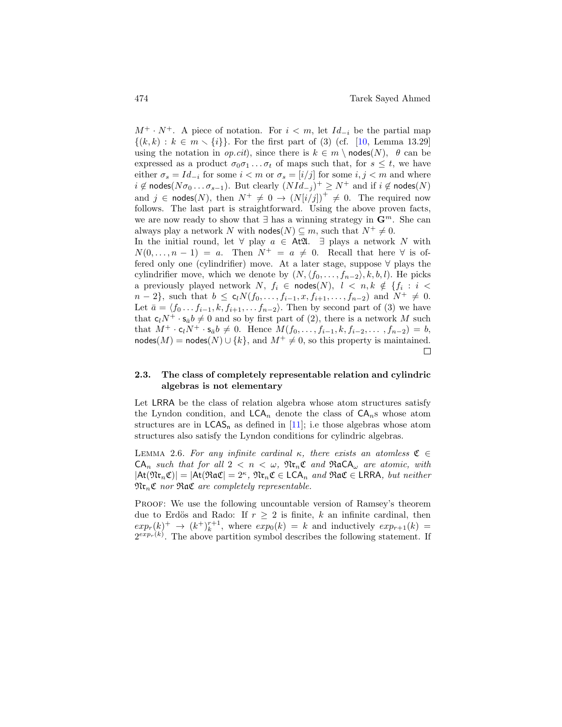$M^+ \cdot N^+$. A piece of notation. For $i < m$, let $Id_{-i}$ be the partial map $\{(k,k) : k \in m \smallsetminus \{i\}\}$. For the first part of (3) (cf. [10, Lemma 13.29] using the notation in *op.cit*), since there is $k \in m \setminus \mathsf{nodes}(N)$, $\theta$ can be expressed as a product $\sigma_0\sigma_1 \ldots \sigma_t$ of maps such that, for $s \leq t$, we have either $\sigma_s = Id_{-i}$ for some $i < m$ or $\sigma_s = [i/j]$ for some $i, j < m$ and where $i \notin \mathsf{nodes}(N\sigma_0 \ldots \sigma_{s-1})$. But clearly $(NId_{-j})^+ \geq N^+$ and if $i \notin \mathsf{nodes}(N)$ and $j \in \mathsf{nodes}(N)$, then $N^+ \neq 0 \to (N[i/j])^+ \neq 0$. The required now follows. The last part is straightforward. Using the above proven facts, we are now ready to show that $\exists$ has a winning strategy in $\mathbf{G}^m$. She can always play a network $N$ with $\mathsf{nodes}(N) \subseteq m$, such that $N^+ \neq 0$.

In the initial round, let $\forall$ play $a \in \mathsf{At}\mathfrak{A}$. $\exists$ plays a network $N$ with $N(0, \ldots, n-1) = a$. Then $N^+ = a \neq 0$. Recall that here $\forall$ is offered only one (cylindrifier) move. At a later stage, suppose $\forall$ plays the cylindrifier move, which we denote by $(N, \langle f_0, \ldots, f_{n-2} \rangle, k, b, l)$. He picks a previously played network $N$, $f_i \in \mathsf{nodes}(N)$, $l < n, k \notin \{f_i : i < n-2\}$, such that $b \leq \mathsf{c}_l N(f_0, \ldots, f_{i-1}, x, f_{i+1}, \ldots, f_{n-2})$ and $N^+ \neq 0$. Let $\bar{a} = \langle f_0 \ldots f_{i-1}, k, f_{i+1}, \ldots f_{n-2} \rangle$. Then by second part of (3) we have that $\mathsf{c}_l N^+ \cdot \mathsf{s}_{\bar{a}} b \neq 0$ and so by first part of (2), there is a network $M$ such that $M^+ \cdot \mathsf{c}_l N^+ \cdot \mathsf{s}_{\bar{a}} b \neq 0$. Hence $M(f_0, \ldots, f_{i-1}, k, f_{i-2}, \ldots, f_{n-2}) = b$, $\mathsf{nodes}(M) = \mathsf{nodes}(N) \cup \{k\}$, and $M^+ \neq 0$, so this property is maintained. □

### 2.3. The class of completely representable relation and cylindric algebras is not elementary

Let $\mathsf{LRRA}$ be the class of relation algebra whose atom structures satisfy the Lyndon condition, and $\mathsf{LCA}_n$ denote the class of $\mathsf{CA}_n$s whose atom structures are in $\mathsf{LCAS_n}$ as defined in [11]; i.e those algebras whose atom structures also satisfy the Lyndon conditions for cylindric algebras.

Lemma 2.6. *For any infinite cardinal $\kappa$, there exists an atomless $\mathfrak{C} \in \mathsf{CA}_n$ such that for all $2 < n < \omega$, $\mathfrak{Nr}_n\mathfrak{C}$ and $\mathfrak{RaCA}_\omega$ are atomic, with $|\mathsf{At}(\mathfrak{Nr}_n\mathfrak{C})| = |\mathsf{At}(\mathfrak{Ra}\mathfrak{C}| = 2^\kappa$, $\mathfrak{Nr}_n\mathfrak{C} \in \mathsf{LCA}_n$ and $\mathfrak{Ra}\mathfrak{C} \in \mathsf{LRRA}$, but neither $\mathfrak{Nr}_n\mathfrak{C}$ nor $\mathfrak{Ra}\mathfrak{C}$ are completely representable.*

Proof: We use the following uncountable version of Ramsey's theorem due to Erdös and Rado: If $r \geq 2$ is finite, $k$ an infinite cardinal, then $exp_r(k)^+ \to (k^+)_k^{r+1}$, where $exp_0(k) = k$ and inductively $exp_{r+1}(k) = 2^{exp_r(k)}$. The above partition symbol describes the following statement. If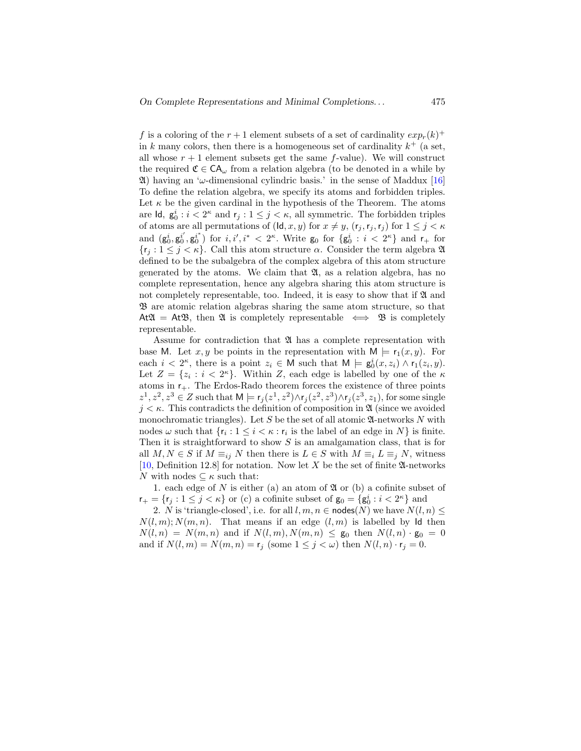$f$ is a coloring of the $r+1$ element subsets of a set of cardinality $exp_r(k)^+$ in $k$ many colors, then there is a homogeneous set of cardinality $k^+$ (a set, all whose $r+1$ element subsets get the same $f$-value). We will construct the required $\mathfrak{C} \in \mathsf{CA}_\omega$ from a relation algebra (to be denoted in a while by $\mathfrak{A}$) having an '$\omega$-dimensional cylindric basis.' in the sense of Maddux [16] To define the relation algebra, we specify its atoms and forbidden triples. Let $\kappa$ be the given cardinal in the hypothesis of the Theorem. The atoms are $\mathsf{Id}$, $\mathsf{g}_0^i : i < 2^\kappa$ and $\mathsf{r}_j : 1 \leq j < \kappa$, all symmetric. The forbidden triples of atoms are all permutations of $(\mathsf{Id}, x, y)$ for $x \neq y$, $(\mathsf{r}_j, \mathsf{r}_j, \mathsf{r}_j)$ for $1 \leq j < \kappa$ and $(\mathsf{g}_0^i, \mathsf{g}_0^{i'}, \mathsf{g}_0^{i^*})$ for $i, i', i^* < 2^\kappa$. Write $\mathsf{g}_0$ for $\{\mathsf{g}_0^i : i < 2^\kappa\}$ and $\mathsf{r}_+$ for $\{\mathsf{r}_j : 1 \leq j < \kappa\}$. Call this atom structure $\alpha$. Consider the term algebra $\mathfrak{A}$ defined to be the subalgebra of the complex algebra of this atom structure generated by the atoms. We claim that $\mathfrak{A}$, as a relation algebra, has no complete representation, hence any algebra sharing this atom structure is not completely representable, too. Indeed, it is easy to show that if $\mathfrak{A}$ and $\mathfrak{B}$ are atomic relation algebras sharing the same atom structure, so that $\mathsf{At}\mathfrak{A} = \mathsf{At}\mathfrak{B}$, then $\mathfrak{A}$ is completely representable $\iff$ $\mathfrak{B}$ is completely representable.

Assume for contradiction that $\mathfrak{A}$ has a complete representation with base $\mathsf{M}$. Let $x, y$ be points in the representation with $\mathsf{M} \models \mathsf{r}_1(x, y)$. For each $i < 2^\kappa$, there is a point $z_i \in \mathsf{M}$ such that $\mathsf{M} \models \mathsf{g}_0^i(x, z_i) \wedge \mathsf{r}_1(z_i, y)$. Let $Z = \{z_i : i < 2^\kappa\}$. Within $Z$, each edge is labelled by one of the $\kappa$ atoms in $\mathsf{r}_+$. The Erdos-Rado theorem forces the existence of three points $z^1, z^2, z^3 \in Z$ such that $\mathsf{M} \models \mathsf{r}_j(z^1, z^2) \wedge \mathsf{r}_j(z^2, z^3) \wedge \mathsf{r}_j(z^3, z_1)$, for some single $j < \kappa$. This contradicts the definition of composition in $\mathfrak{A}$ (since we avoided monochromatic triangles). Let $S$ be the set of all atomic $\mathfrak{A}$-networks $N$ with nodes $\omega$ such that $\{\mathsf{r}_i : 1 \leq i < \kappa : \mathsf{r}_i \text{ is the label of an edge in } N\}$ is finite. Then it is straightforward to show $S$ is an amalgamation class, that is for all $M, N \in S$ if $M \equiv_{ij} N$ then there is $L \in S$ with $M \equiv_i L \equiv_j N$, witness [10, Definition 12.8] for notation. Now let $X$ be the set of finite $\mathfrak{A}$-networks $N$ with nodes $\subseteq \kappa$ such that:

1. each edge of $N$ is either (a) an atom of $\mathfrak{A}$ or (b) a cofinite subset of $\mathsf{r}_+ = \{\mathsf{r}_j : 1 \leq j < \kappa\}$ or (c) a cofinite subset of $\mathsf{g}_0 = \{\mathsf{g}_0^i : i < 2^\kappa\}$ and

2. $N$ is 'triangle-closed', i.e. for all $l, m, n \in \mathsf{nodes}(N)$ we have $N(l, n) \leq N(l, m); N(m, n)$. That means if an edge $(l, m)$ is labelled by $\mathsf{Id}$ then $N(l, n) = N(m, n)$ and if $N(l, m), N(m, n) \leq \mathsf{g}_0$ then $N(l, n) \cdot \mathsf{g}_0 = 0$ and if $N(l, m) = N(m, n) = \mathsf{r}_j$ (some $1 \leq j < \omega$) then $N(l, n) \cdot \mathsf{r}_j = 0$.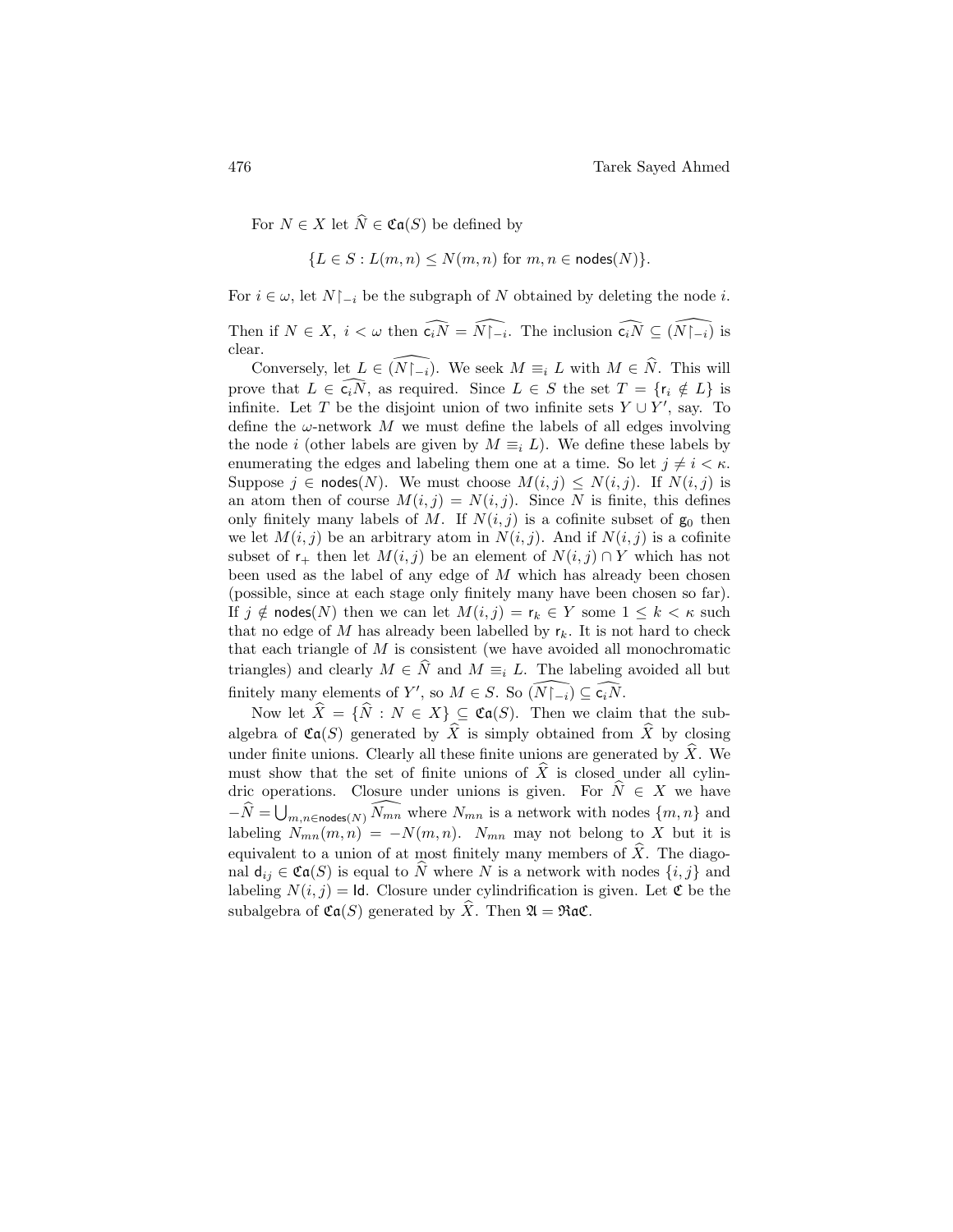For $N \in X$ let $\widehat{N} \in \mathfrak{Ca}(S)$ be defined by

$$\{L \in S : L(m,n) \leq N(m,n) \text{ for } m,n \in \mathsf{nodes}(N)\}.$$

For $i \in \omega$, let $N{\restriction_{-i}}$ be the subgraph of $N$ obtained by deleting the node $i$.

Then if $N \in X$, $i < \omega$ then $\widehat{\mathsf{c}_i N} = \widehat{N{\restriction_{-i}}}$. The inclusion $\widehat{\mathsf{c}_i N} \subseteq (\widehat{N{\restriction_{-i}}})$ is clear.

Conversely, let $L \in (\widehat{N{\restriction_{-i}}})$. We seek $M \equiv_i L$ with $M \in \widehat{N}$. This will prove that $L \in \widehat{\mathsf{c}_i N}$, as required. Since $L \in S$ the set $T = \{\mathsf{r}_i \notin L\}$ is infinite. Let $T$ be the disjoint union of two infinite sets $Y \cup Y'$, say. To define the $\omega$-network $M$ we must define the labels of all edges involving the node $i$ (other labels are given by $M \equiv_i L$). We define these labels by enumerating the edges and labeling them one at a time. So let $j \neq i < \kappa$. Suppose $j \in \mathsf{nodes}(N)$. We must choose $M(i,j) \leq N(i,j)$. If $N(i,j)$ is an atom then of course $M(i,j) = N(i,j)$. Since $N$ is finite, this defines only finitely many labels of $M$. If $N(i,j)$ is a cofinite subset of $\mathsf{g}_0$ then we let $M(i,j)$ be an arbitrary atom in $N(i,j)$. And if $N(i,j)$ is a cofinite subset of $\mathsf{r}_+$ then let $M(i,j)$ be an element of $N(i,j) \cap Y$ which has not been used as the label of any edge of $M$ which has already been chosen (possible, since at each stage only finitely many have been chosen so far). If $j \notin \mathsf{nodes}(N)$ then we can let $M(i,j) = \mathsf{r}_k \in Y$ some $1 \leq k < \kappa$ such that no edge of $M$ has already been labelled by $\mathsf{r}_k$. It is not hard to check that each triangle of $M$ is consistent (we have avoided all monochromatic triangles) and clearly $M \in \widehat{N}$ and $M \equiv_i L$. The labeling avoided all but finitely many elements of $Y'$, so $M \in S$. So $(\widehat{N{\restriction_{-i}}}) \subseteq \widehat{\mathsf{c}_i N}$.

Now let $\widehat{X} = \{\widehat{N} : N \in X\} \subseteq \mathfrak{Ca}(S)$. Then we claim that the subalgebra of $\mathfrak{Ca}(S)$ generated by $\widehat{X}$ is simply obtained from $\widehat{X}$ by closing under finite unions. Clearly all these finite unions are generated by $\widehat{X}$. We must show that the set of finite unions of $\widehat{X}$ is closed under all cylindric operations. Closure under unions is given. For $\widehat{N} \in X$ we have $-\widehat{N} = \bigcup_{m,n \in \mathsf{nodes}(N)} \widehat{N_{mn}}$ where $N_{mn}$ is a network with nodes $\{m,n\}$ and labeling $N_{mn}(m,n) = -N(m,n)$. $N_{mn}$ may not belong to $X$ but it is equivalent to a union of at most finitely many members of $\widehat{X}$. The diagonal $\mathsf{d}_{ij} \in \mathfrak{Ca}(S)$ is equal to $\widehat{N}$ where $N$ is a network with nodes $\{i,j\}$ and labeling $N(i,j) = \mathsf{Id}$. Closure under cylindrification is given. Let $\mathfrak{C}$ be the subalgebra of $\mathfrak{Ca}(S)$ generated by $\widehat{X}$. Then $\mathfrak{A} = \mathfrak{Ra}\mathfrak{C}$.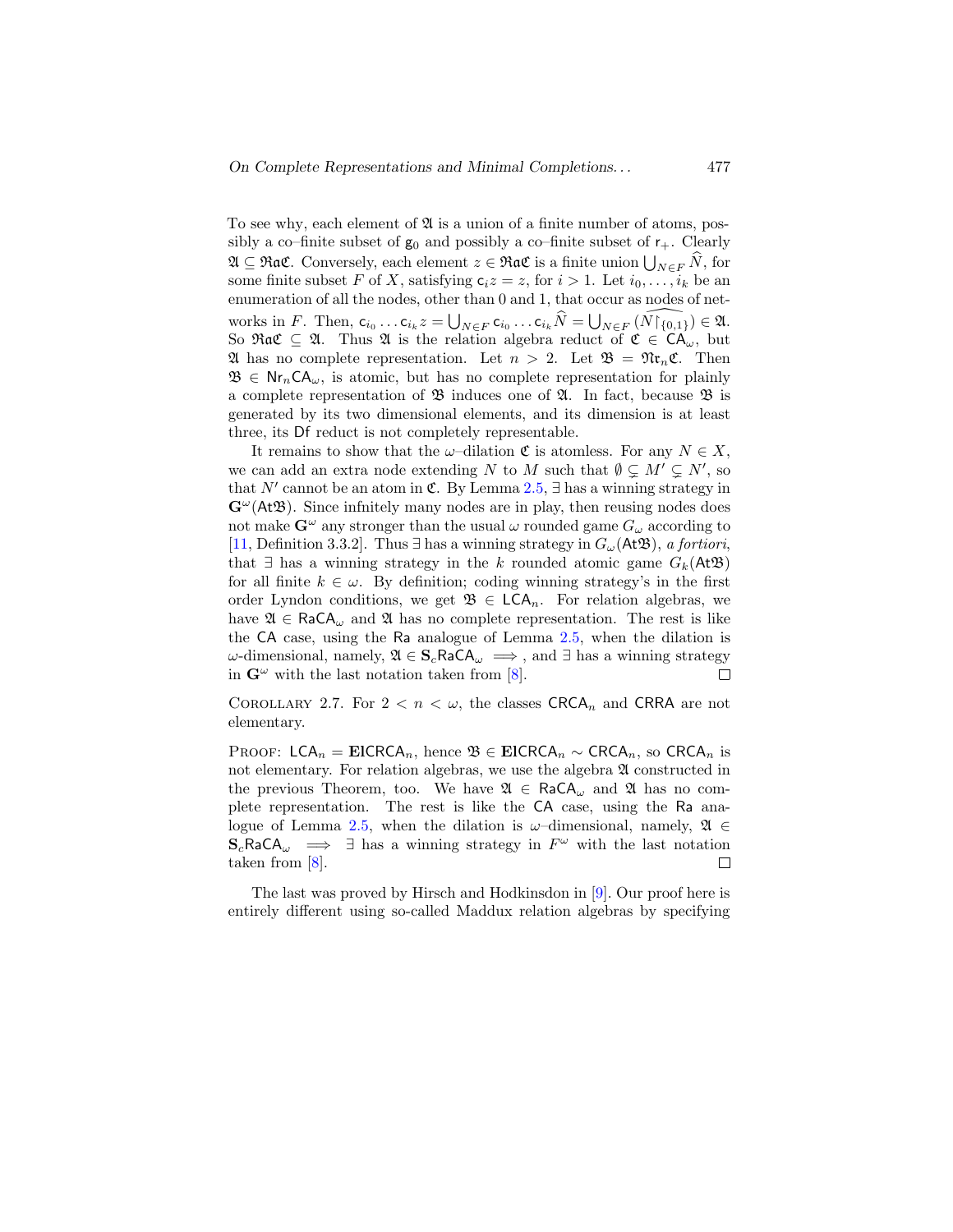To see why, each element of $\mathfrak{A}$ is a union of a finite number of atoms, possibly a co–finite subset of $\mathsf{g}_0$ and possibly a co–finite subset of $\mathsf{r}_+$. Clearly $\mathfrak{A} \subseteq \mathfrak{Ra}\mathfrak{C}$. Conversely, each element $z \in \mathfrak{Ra}\mathfrak{C}$ is a finite union $\bigcup_{N \in F} \widehat{N}$, for some finite subset $F$ of $X$, satisfying $\mathsf{c}_i z = z$, for $i > 1$. Let $i_0, \ldots, i_k$ be an enumeration of all the nodes, other than 0 and 1, that occur as nodes of networks in $F$. Then, $\mathsf{c}_{i_0} \ldots \mathsf{c}_{i_k} z = \bigcup_{N \in F} \mathsf{c}_{i_0} \ldots \mathsf{c}_{i_k} \widehat{N} = \bigcup_{N \in F} (\widehat{N \restriction_{\{0,1\}}}) \in \mathfrak{A}$. So $\mathfrak{Ra}\mathfrak{C} \subseteq \mathfrak{A}$. Thus $\mathfrak{A}$ is the relation algebra reduct of $\mathfrak{C} \in \mathsf{CA}_\omega$, but $\mathfrak{A}$ has no complete representation. Let $n > 2$. Let $\mathfrak{B} = \mathfrak{Nr}_n\mathfrak{C}$. Then $\mathfrak{B} \in \mathsf{Nr}_n\mathsf{CA}_\omega$, is atomic, but has no complete representation for plainly a complete representation of $\mathfrak{B}$ induces one of $\mathfrak{A}$. In fact, because $\mathfrak{B}$ is generated by its two dimensional elements, and its dimension is at least three, its $\mathsf{Df}$ reduct is not completely representable.

It remains to show that the $\omega$–dilation $\mathfrak{C}$ is atomless. For any $N \in X$, we can add an extra node extending $N$ to $M$ such that $\emptyset \subsetneq M' \subsetneq N'$, so that $N'$ cannot be an atom in $\mathfrak{C}$. By Lemma 2.5, $\exists$ has a winning strategy in $\mathbf{G}^\omega(\mathsf{At}\mathfrak{B})$. Since infnitely many nodes are in play, then reusing nodes does not make $\mathbf{G}^\omega$ any stronger than the usual $\omega$ rounded game $G_\omega$ according to [11, Definition 3.3.2]. Thus $\exists$ has a winning strategy in $G_\omega(\mathsf{At}\mathfrak{B})$, *a fortiori*, that $\exists$ has a winning strategy in the $k$ rounded atomic game $G_k(\mathsf{At}\mathfrak{B})$ for all finite $k \in \omega$. By definition; coding winning strategy's in the first order Lyndon conditions, we get $\mathfrak{B} \in \mathsf{LCA}_n$. For relation algebras, we have $\mathfrak{A} \in \mathsf{RaCA}_\omega$ and $\mathfrak{A}$ has no complete representation. The rest is like the $\mathsf{CA}$ case, using the $\mathsf{Ra}$ analogue of Lemma 2.5, when the dilation is $\omega$-dimensional, namely, $\mathfrak{A} \in \mathbf{S}_c\mathsf{RaCA}_\omega \implies$, and $\exists$ has a winning strategy in $\mathbf{G}^\omega$ with the last notation taken from [8]. $\square$

Corollary 2.7. *For $2 < n < \omega$, the classes $\mathsf{CRCA}_n$ and $\mathsf{CRRA}$ are not elementary.*

Proof: $\mathsf{LCA}_n = \mathbf{El}\mathsf{CRCA}_n$, hence $\mathfrak{B} \in \mathbf{El}\mathsf{CRCA}_n \sim \mathsf{CRCA}_n$, so $\mathsf{CRCA}_n$ is not elementary. For relation algebras, we use the algebra $\mathfrak{A}$ constructed in the previous Theorem, too. We have $\mathfrak{A} \in \mathsf{RaCA}_\omega$ and $\mathfrak{A}$ has no complete representation. The rest is like the $\mathsf{CA}$ case, using the $\mathsf{Ra}$ analogue of Lemma 2.5, when the dilation is $\omega$–dimensional, namely, $\mathfrak{A} \in \mathbf{S}_c\mathsf{RaCA}_\omega \implies \exists$ has a winning strategy in $F^\omega$ with the last notation taken from [8]. $\square$

The last was proved by Hirsch and Hodkinsdon in [9]. Our proof here is entirely different using so-called Maddux relation algebras by specifying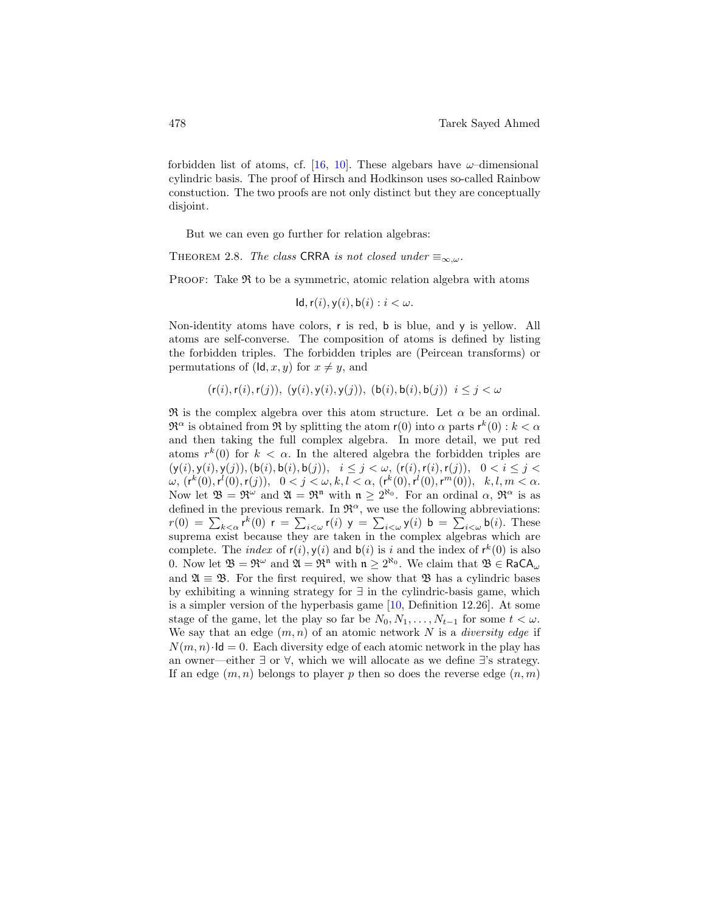forbidden list of atoms, cf. [16, 10]. These algebars have $\omega$–dimensional cylindric basis. The proof of Hirsch and Hodkinson uses so-called Rainbow constuction. The two proofs are not only distinct but they are conceptually disjoint.

But we can even go further for relation algebras:

THEOREM 2.8. *The class* $\mathsf{CRRA}$ *is not closed under* $\equiv_{\infty,\omega}$.

PROOF: Take $\mathfrak{R}$ to be a symmetric, atomic relation algebra with atoms

$$\mathsf{Id}, \mathsf{r}(i), \mathsf{y}(i), \mathsf{b}(i) : i < \omega.$$

Non-identity atoms have colors, $\mathsf{r}$ is red, $\mathsf{b}$ is blue, and $\mathsf{y}$ is yellow. All atoms are self-converse. The composition of atoms is defined by listing the forbidden triples. The forbidden triples are (Peircean transforms) or permutations of $(\mathsf{Id}, x, y)$ for $x \neq y$, and

$$(\mathsf{r}(i), \mathsf{r}(i), \mathsf{r}(j)),\ (\mathsf{y}(i), \mathsf{y}(i), \mathsf{y}(j)),\ (\mathsf{b}(i), \mathsf{b}(i), \mathsf{b}(j))\ \ i \leq j < \omega$$

$\mathfrak{R}$ is the complex algebra over this atom structure. Let $\alpha$ be an ordinal. $\mathfrak{R}^{\alpha}$ is obtained from $\mathfrak{R}$ by splitting the atom $\mathsf{r}(0)$ into $\alpha$ parts $\mathsf{r}^k(0) : k < \alpha$ and then taking the full complex algebra. In more detail, we put red atoms $r^k(0)$ for $k < \alpha$. In the altered algebra the forbidden triples are $(\mathsf{y}(i), \mathsf{y}(i), \mathsf{y}(j)), (\mathsf{b}(i), \mathsf{b}(i), \mathsf{b}(j)),\ \ i \leq j < \omega$, $(\mathsf{r}(i), \mathsf{r}(i), \mathsf{r}(j)),\ \ 0 < i \leq j < \omega$, $(\mathsf{r}^k(0), \mathsf{r}^l(0), \mathsf{r}(j)),\ \ 0 < j < \omega, k, l < \alpha$, $(\mathsf{r}^k(0), \mathsf{r}^l(0), \mathsf{r}^m(0)),\ \ k, l, m < \alpha$. Now let $\mathfrak{B} = \mathfrak{R}^{\omega}$ and $\mathfrak{A} = \mathfrak{R}^{\mathfrak{n}}$ with $\mathfrak{n} \geq 2^{\aleph_0}$. For an ordinal $\alpha$, $\mathfrak{R}^{\alpha}$ is as defined in the previous remark. In $\mathfrak{R}^{\alpha}$, we use the following abbreviations: $r(0) = \sum_{k<\alpha} \mathsf{r}^k(0)$ $\mathsf{r} = \sum_{i<\omega} \mathsf{r}(i)$ $\mathsf{y} = \sum_{i<\omega} \mathsf{y}(i)$ $\mathsf{b} = \sum_{i<\omega} \mathsf{b}(i)$. These suprema exist because they are taken in the complex algebras which are complete. The *index* of $\mathsf{r}(i), \mathsf{y}(i)$ and $\mathsf{b}(i)$ is $i$ and the index of $\mathsf{r}^k(0)$ is also $0$. Now let $\mathfrak{B} = \mathfrak{R}^{\omega}$ and $\mathfrak{A} = \mathfrak{R}^{\mathfrak{n}}$ with $\mathfrak{n} \geq 2^{\aleph_0}$. We claim that $\mathfrak{B} \in \mathsf{RaCA}_{\omega}$ and $\mathfrak{A} \equiv \mathfrak{B}$. For the first required, we show that $\mathfrak{B}$ has a cylindric bases by exhibiting a winning strategy for $\exists$ in the cylindric-basis game, which is a simpler version of the hyperbasis game [10, Definition 12.26]. At some stage of the game, let the play so far be $N_0, N_1, \ldots, N_{t-1}$ for some $t < \omega$. We say that an edge $(m, n)$ of an atomic network $N$ is a *diversity edge* if $N(m, n) \cdot \mathsf{Id} = 0$. Each diversity edge of each atomic network in the play has an owner—either $\exists$ or $\forall$, which we will allocate as we define $\exists$'s strategy. If an edge $(m, n)$ belongs to player $p$ then so does the reverse edge $(n, m)$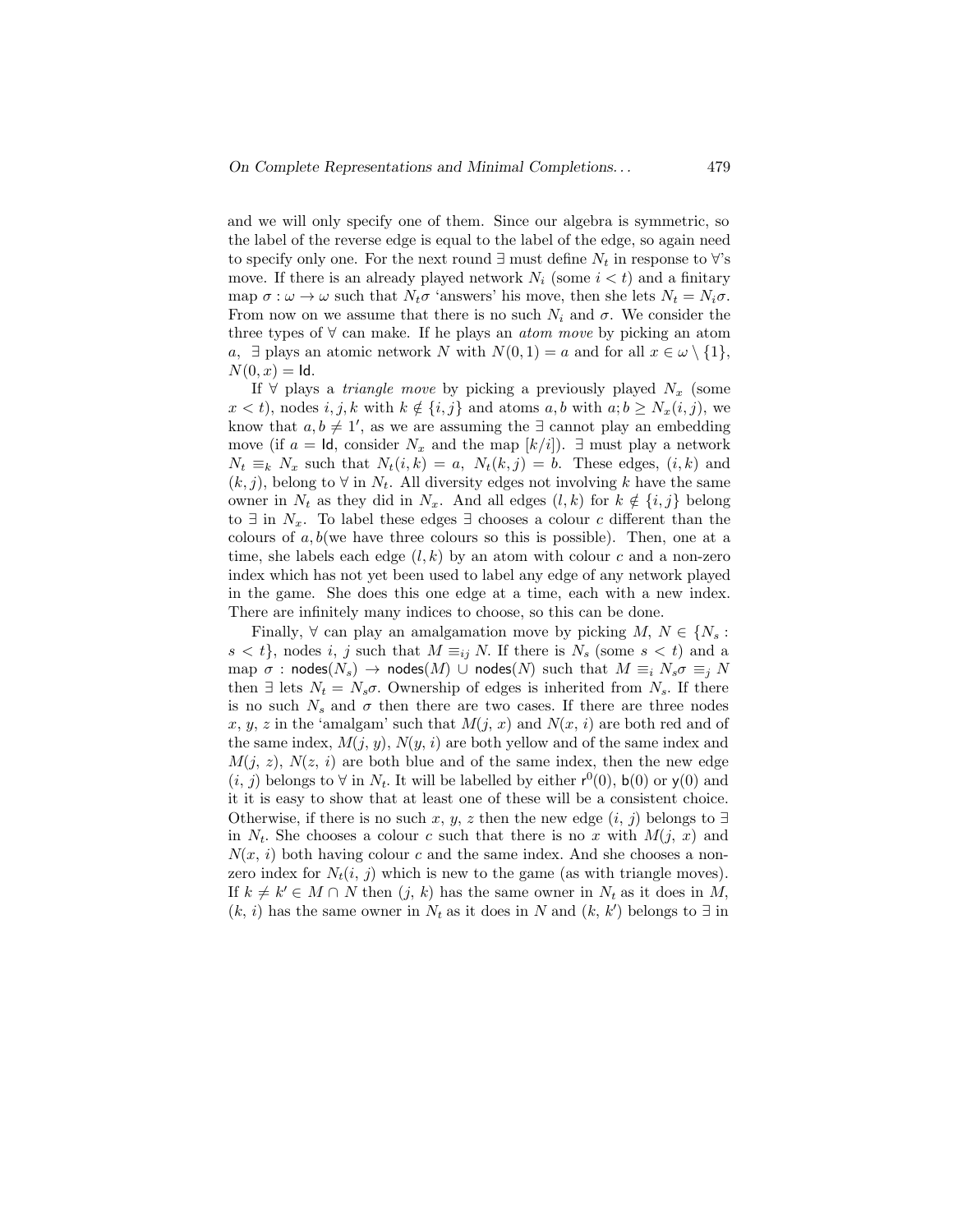and we will only specify one of them. Since our algebra is symmetric, so the label of the reverse edge is equal to the label of the edge, so again need to specify only one. For the next round $\exists$ must define $N_t$ in response to $\forall$'s move. If there is an already played network $N_i$ (some $i < t$) and a finitary map $\sigma : \omega \to \omega$ such that $N_t\sigma$ 'answers' his move, then she lets $N_t = N_i\sigma$. From now on we assume that there is no such $N_i$ and $\sigma$. We consider the three types of $\forall$ can make. If he plays an *atom move* by picking an atom $a$, $\exists$ plays an atomic network $N$ with $N(0,1) = a$ and for all $x \in \omega \setminus \{1\}$, $N(0,x) = \mathsf{Id}$.

If $\forall$ plays a *triangle move* by picking a previously played $N_x$ (some $x < t$), nodes $i, j, k$ with $k \notin \{i, j\}$ and atoms $a, b$ with $a; b \geq N_x(i,j)$, we know that $a, b \neq 1'$, as we are assuming the $\exists$ cannot play an embedding move (if $a = \mathsf{Id}$, consider $N_x$ and the map $[k/i]$). $\exists$ must play a network $N_t \equiv_k N_x$ such that $N_t(i,k) = a,\ N_t(k,j) = b$. These edges, $(i,k)$ and $(k,j)$, belong to $\forall$ in $N_t$. All diversity edges not involving $k$ have the same owner in $N_t$ as they did in $N_x$. And all edges $(l,k)$ for $k \notin \{i,j\}$ belong to $\exists$ in $N_x$. To label these edges $\exists$ chooses a colour $c$ different than the colours of $a, b$(we have three colours so this is possible). Then, one at a time, she labels each edge $(l,k)$ by an atom with colour $c$ and a non-zero index which has not yet been used to label any edge of any network played in the game. She does this one edge at a time, each with a new index. There are infinitely many indices to choose, so this can be done.

Finally, $\forall$ can play an amalgamation move by picking $M, N \in \{N_s : s < t\}$, nodes $i, j$ such that $M \equiv_{ij} N$. If there is $N_s$ (some $s < t$) and a map $\sigma : \mathsf{nodes}(N_s) \to \mathsf{nodes}(M) \cup \mathsf{nodes}(N)$ such that $M \equiv_i N_s\sigma \equiv_j N$ then $\exists$ lets $N_t = N_s\sigma$. Ownership of edges is inherited from $N_s$. If there is no such $N_s$ and $\sigma$ then there are two cases. If there are three nodes $x, y, z$ in the 'amalgam' such that $M(j, x)$ and $N(x, i)$ are both red and of the same index, $M(j, y)$, $N(y, i)$ are both yellow and of the same index and $M(j, z)$, $N(z, i)$ are both blue and of the same index, then the new edge $(i, j)$ belongs to $\forall$ in $N_t$. It will be labelled by either $\mathsf{r}^0(0)$, $\mathsf{b}(0)$ or $\mathsf{y}(0)$ and it is easy to show that at least one of these will be a consistent choice. Otherwise, if there is no such $x, y, z$ then the new edge $(i, j)$ belongs to $\exists$ in $N_t$. She chooses a colour $c$ such that there is no $x$ with $M(j, x)$ and $N(x, i)$ both having colour $c$ and the same index. And she chooses a non-zero index for $N_t(i, j)$ which is new to the game (as with triangle moves). If $k \neq k' \in M \cap N$ then $(j, k)$ has the same owner in $N_t$ as it does in $M$, $(k, i)$ has the same owner in $N_t$ as it does in $N$ and $(k, k')$ belongs to $\exists$ in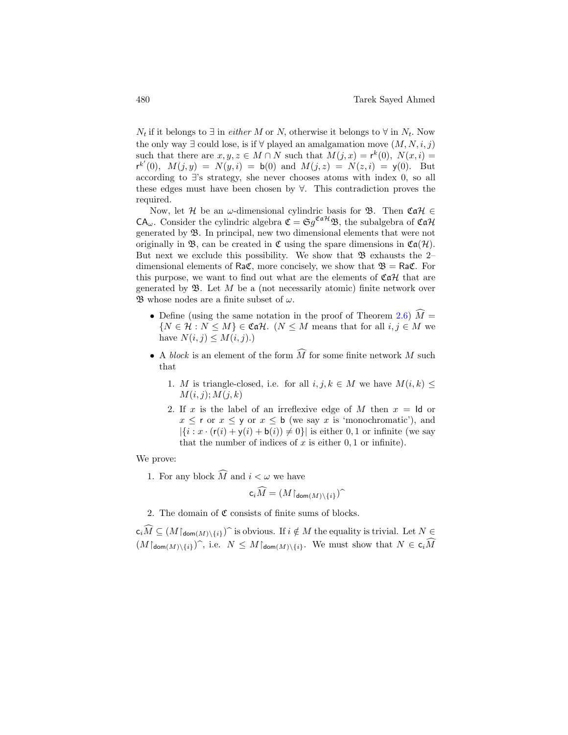$N_t$ if it belongs to $\exists$ in *either* $M$ or $N$, otherwise it belongs to $\forall$ in $N_t$. Now the only way $\exists$ could lose, is if $\forall$ played an amalgamation move $(M, N, i, j)$ such that there are $x, y, z \in M \cap N$ such that $M(j, x) = \mathsf{r}^k(0)$, $N(x, i) = \mathsf{r}^{k'}(0)$, $M(j, y) = N(y, i) = \mathsf{b}(0)$ and $M(j, z) = N(z, i) = \mathsf{y}(0)$. But according to $\exists$'s strategy, she never chooses atoms with index 0, so all these edges must have been chosen by $\forall$. This contradiction proves the required.

Now, let $\mathcal{H}$ be an $\omega$-dimensional cylindric basis for $\mathfrak{B}$. Then $\mathfrak{Ca}\mathcal{H} \in \mathsf{CA}_\omega$. Consider the cylindric algebra $\mathfrak{C} = \mathfrak{Sg}^{\mathfrak{Ca}\mathcal{H}}\mathfrak{B}$, the subalgebra of $\mathfrak{Ca}\mathcal{H}$ generated by $\mathfrak{B}$. In principal, new two dimensional elements that were not originally in $\mathfrak{B}$, can be created in $\mathfrak{C}$ using the spare dimensions in $\mathfrak{Ca}(\mathcal{H})$. But next we exclude this possibility. We show that $\mathfrak{B}$ exhausts the 2–dimensional elements of $\mathsf{Ra}\mathfrak{C}$, more concisely, we show that $\mathfrak{B} = \mathsf{Ra}\mathfrak{C}$. For this purpose, we want to find out what are the elements of $\mathfrak{Ca}\mathcal{H}$ that are generated by $\mathfrak{B}$. Let $M$ be a (not necessarily atomic) finite network over $\mathfrak{B}$ whose nodes are a finite subset of $\omega$.

- Define (using the same notation in the proof of Theorem 2.6) $\widehat{M} = \{N \in \mathcal{H} : N \leq M\} \in \mathfrak{Ca}\mathcal{H}$. ($N \leq M$ means that for all $i, j \in M$ we have $N(i, j) \leq M(i, j)$.)
- A *block* is an element of the form $\widehat{M}$ for some finite network $M$ such that
  1. $M$ is triangle-closed, i.e. for all $i, j, k \in M$ we have $M(i, k) \leq M(i, j); M(j, k)$
  2. If $x$ is the label of an irreflexive edge of $M$ then $x = \mathsf{Id}$ or $x \leq \mathsf{r}$ or $x \leq \mathsf{y}$ or $x \leq \mathsf{b}$ (we say $x$ is 'monochromatic'), and $|\{i : x \cdot (\mathsf{r}(i) + \mathsf{y}(i) + \mathsf{b}(i)) \neq 0\}|$ is either $0, 1$ or infinite (we say that the number of indices of $x$ is either $0, 1$ or infinite).

We prove:

1. For any block $\widehat{M}$ and $i < \omega$ we have
$$\mathsf{c}_i\widehat{M} = (M{\restriction}_{\mathsf{dom}(M)\setminus\{i\}})^\frown$$
2. The domain of $\mathfrak{C}$ consists of finite sums of blocks.

$\mathsf{c}_i\widehat{M} \subseteq (M{\restriction}_{\mathsf{dom}(M)\setminus\{i\}})^\frown$ is obvious. If $i \notin M$ the equality is trivial. Let $N \in (M{\restriction}_{\mathsf{dom}(M)\setminus\{i\}})^\frown$, i.e. $N \leq M{\restriction}_{\mathsf{dom}(M)\setminus\{i\}}$. We must show that $N \in \mathsf{c}_i\widehat{M}$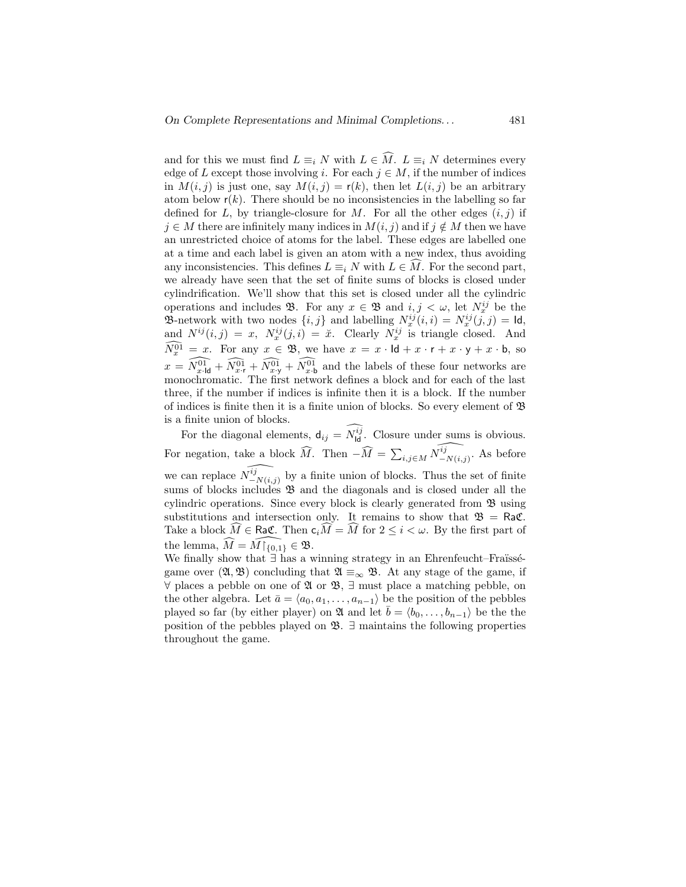and for this we must find $L \equiv_i N$ with $L \in \widehat{M}$. $L \equiv_i N$ determines every edge of $L$ except those involving $i$. For each $j \in M$, if the number of indices in $M(i,j)$ is just one, say $M(i,j) = \mathsf{r}(k)$, then let $L(i,j)$ be an arbitrary atom below $\mathsf{r}(k)$. There should be no inconsistencies in the labelling so far defined for $L$, by triangle-closure for $M$. For all the other edges $(i,j)$ if $j \in M$ there are infinitely many indices in $M(i,j)$ and if $j \notin M$ then we have an unrestricted choice of atoms for the label. These edges are labelled one at a time and each label is given an atom with a new index, thus avoiding any inconsistencies. This defines $L \equiv_i N$ with $L \in \widehat{M}$. For the second part, we already have seen that the set of finite sums of blocks is closed under cylindrification. We'll show that this set is closed under all the cylindric operations and includes $\mathfrak{B}$. For any $x \in \mathfrak{B}$ and $i, j < \omega$, let $N^{ij}_x$ be the $\mathfrak{B}$-network with two nodes $\{i,j\}$ and labelling $N^{ij}_x(i,i) = N^{ij}_x(j,j) = \mathsf{Id}$, and $N^{ij}(i,j) = x$, $N^{ij}_x(j,i) = \breve{x}$. Clearly $N^{ij}_x$ is triangle closed. And $\widehat{N^{01}_x} = x$. For any $x \in \mathfrak{B}$, we have $x = x \cdot \mathsf{Id} + x \cdot \mathsf{r} + x \cdot \mathsf{y} + x \cdot \mathsf{b}$, so $x = \widehat{N^{01}_{x\cdot\mathsf{Id}}} + \widehat{N^{01}_{x\cdot\mathsf{r}}} + \widehat{N^{01}_{x\cdot\mathsf{y}}} + \widehat{N^{01}_{x\cdot\mathsf{b}}}$ and the labels of these four networks are monochromatic. The first network defines a block and for each of the last three, if the number if indices is infinite then it is a block. If the number of indices is finite then it is a finite union of blocks. So every element of $\mathfrak{B}$ is a finite union of blocks.

For the diagonal elements, $\mathsf{d}_{ij} = \widehat{N^{ij}_{\mathsf{Id}}}$. Closure under sums is obvious. For negation, take a block $\widehat{M}$. Then $-\widehat{M} = \sum_{i,j \in M} \widehat{N^{ij}_{-N(i,j)}}$. As before we can replace $\widehat{N^{ij}_{-N(i,j)}}$ by a finite union of blocks. Thus the set of finite sums of blocks includes $\mathfrak{B}$ and the diagonals and is closed under all the cylindric operations. Since every block is clearly generated from $\mathfrak{B}$ using substitutions and intersection only. It remains to show that $\mathfrak{B} = \mathsf{Ra}\mathfrak{C}$. Take a block $\widehat{M} \in \mathsf{Ra}\mathfrak{C}$. Then $\mathsf{c}_i\widehat{M} = \widehat{M}$ for $2 \leq i < \omega$. By the first part of the lemma, $\widehat{M} = \widehat{M\restriction_{\{0,1\}}} \in \mathfrak{B}$.

We finally show that $\exists$ has a winning strategy in an Ehrenfeucht–Fraïssé-game over $(\mathfrak{A}, \mathfrak{B})$ concluding that $\mathfrak{A} \equiv_\infty \mathfrak{B}$. At any stage of the game, if $\forall$ places a pebble on one of $\mathfrak{A}$ or $\mathfrak{B}$, $\exists$ must place a matching pebble, on the other algebra. Let $\bar{a} = \langle a_0, a_1, \ldots, a_{n-1}\rangle$ be the position of the pebbles played so far (by either player) on $\mathfrak{A}$ and let $\bar{b} = \langle b_0, \ldots, b_{n-1}\rangle$ be the the position of the pebbles played on $\mathfrak{B}$. $\exists$ maintains the following properties throughout the game.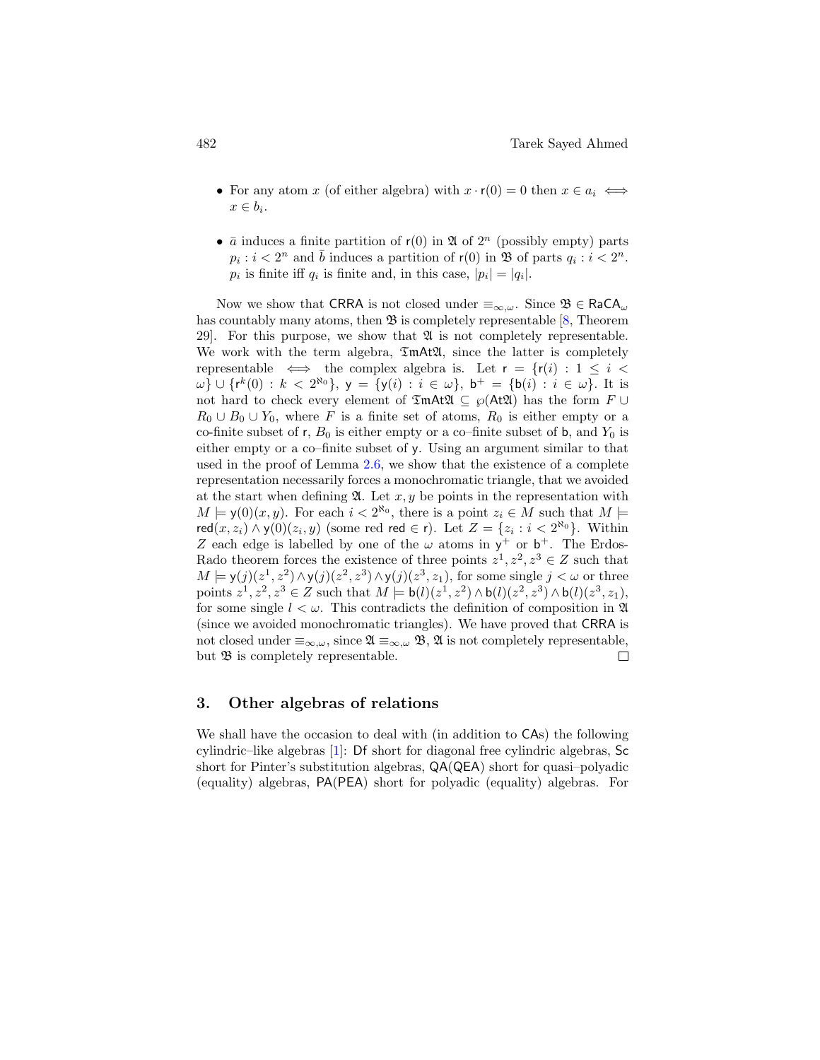- For any atom $x$ (of either algebra) with $x \cdot \mathsf{r}(0) = 0$ then $x \in a_i \iff x \in b_i$.

- $\bar{a}$ induces a finite partition of $\mathsf{r}(0)$ in $\mathfrak{A}$ of $2^n$ (possibly empty) parts $p_i : i < 2^n$ and $\bar{b}$ induces a partition of $\mathsf{r}(0)$ in $\mathfrak{B}$ of parts $q_i : i < 2^n$. $p_i$ is finite iff $q_i$ is finite and, in this case, $|p_i| = |q_i|$.

Now we show that $\mathsf{CRRA}$ is not closed under $\equiv_{\infty,\omega}$. Since $\mathfrak{B} \in \mathsf{RaCA}_\omega$ has countably many atoms, then $\mathfrak{B}$ is completely representable [8, Theorem 29]. For this purpose, we show that $\mathfrak{A}$ is not completely representable. We work with the term algebra, $\mathfrak{TmAtA}$, since the latter is completely representable $\iff$ the complex algebra is. Let $\mathsf{r} = \{\mathsf{r}(i) : 1 \leq i < \omega\} \cup \{\mathsf{r}^k(0) : k < 2^{\aleph_0}\}$, $\mathsf{y} = \{\mathsf{y}(i) : i \in \omega\}$, $\mathsf{b}^+ = \{\mathsf{b}(i) : i \in \omega\}$. It is not hard to check every element of $\mathfrak{TmAtA} \subseteq \wp(\mathsf{At}\mathfrak{A})$ has the form $F \cup R_0 \cup B_0 \cup Y_0$, where $F$ is a finite set of atoms, $R_0$ is either empty or a co-finite subset of $\mathsf{r}$, $B_0$ is either empty or a co–finite subset of $\mathsf{b}$, and $Y_0$ is either empty or a co–finite subset of $\mathsf{y}$. Using an argument similar to that used in the proof of Lemma 2.6, we show that the existence of a complete representation necessarily forces a monochromatic triangle, that we avoided at the start when defining $\mathfrak{A}$. Let $x, y$ be points in the representation with $M \models \mathsf{y}(0)(x, y)$. For each $i < 2^{\aleph_0}$, there is a point $z_i \in M$ such that $M \models \mathsf{red}(x, z_i) \wedge \mathsf{y}(0)(z_i, y)$ (some red $\mathsf{red} \in \mathsf{r}$). Let $Z = \{z_i : i < 2^{\aleph_0}\}$. Within $Z$ each edge is labelled by one of the $\omega$ atoms in $\mathsf{y}^+$ or $\mathsf{b}^+$. The Erdos-Rado theorem forces the existence of three points $z^1, z^2, z^3 \in Z$ such that $M \models \mathsf{y}(j)(z^1, z^2) \wedge \mathsf{y}(j)(z^2, z^3) \wedge \mathsf{y}(j)(z^3, z_1)$, for some single $j < \omega$ or three points $z^1, z^2, z^3 \in Z$ such that $M \models \mathsf{b}(l)(z^1, z^2) \wedge \mathsf{b}(l)(z^2, z^3) \wedge \mathsf{b}(l)(z^3, z_1)$, for some single $l < \omega$. This contradicts the definition of composition in $\mathfrak{A}$ (since we avoided monochromatic triangles). We have proved that $\mathsf{CRRA}$ is not closed under $\equiv_{\infty,\omega}$, since $\mathfrak{A} \equiv_{\infty,\omega} \mathfrak{B}$, $\mathfrak{A}$ is not completely representable, but $\mathfrak{B}$ is completely representable. $\square$

## 3. Other algebras of relations

We shall have the occasion to deal with (in addition to $\mathsf{CA}$s) the following cylindric–like algebras [1]: $\mathsf{Df}$ short for diagonal free cylindric algebras, $\mathsf{Sc}$ short for Pinter's substitution algebras, $\mathsf{QA}$($\mathsf{QEA}$) short for quasi–polyadic (equality) algebras, $\mathsf{PA}$($\mathsf{PEA}$) short for polyadic (equality) algebras. For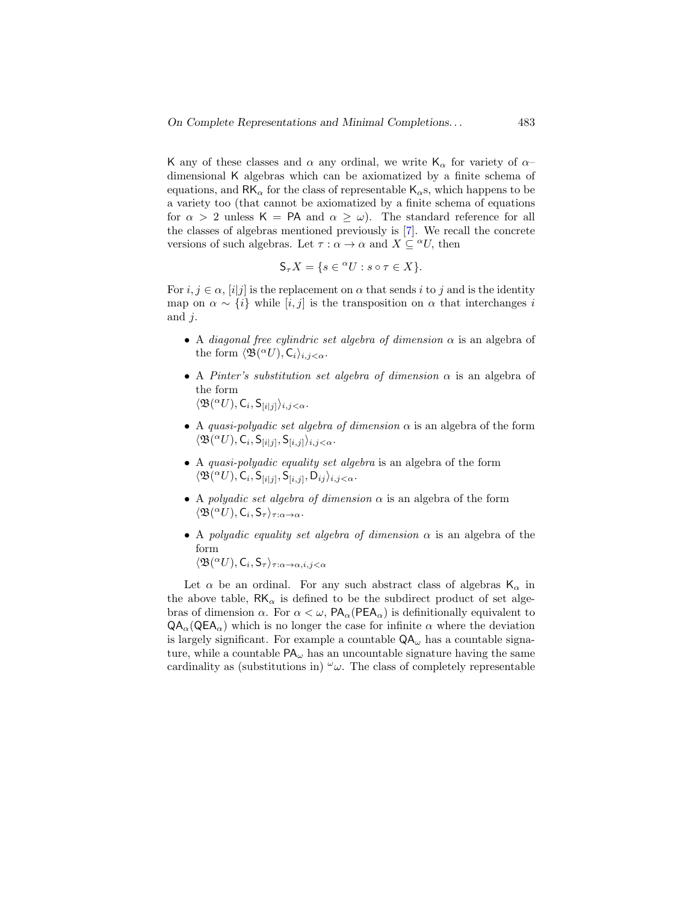K any of these classes and $\alpha$ any ordinal, we write $\mathsf{K}_\alpha$ for variety of $\alpha$–dimensional K algebras which can be axiomatized by a finite schema of equations, and $\mathsf{RK}_\alpha$ for the class of representable $\mathsf{K}_\alpha$s, which happens to be a variety too (that cannot be axiomatized by a finite schema of equations for $\alpha > 2$ unless $\mathsf{K} = \mathsf{PA}$ and $\alpha \geq \omega$). The standard reference for all the classes of algebras mentioned previously is [7]. We recall the concrete versions of such algebras. Let $\tau : \alpha \to \alpha$ and $X \subseteq {}^\alpha U$, then

$$\mathsf{S}_\tau X = \{s \in {}^\alpha U : s \circ \tau \in X\}.$$

For $i, j \in \alpha$, $[i|j]$ is the replacement on $\alpha$ that sends $i$ to $j$ and is the identity map on $\alpha \sim \{i\}$ while $[i, j]$ is the transposition on $\alpha$ that interchanges $i$ and $j$.

- A *diagonal free cylindric set algebra of dimension* $\alpha$ is an algebra of the form $\langle \mathfrak{B}({}^\alpha U), \mathsf{C}_i\rangle_{i,j<\alpha}$.
- A *Pinter's substitution set algebra of dimension* $\alpha$ is an algebra of the form $\langle \mathfrak{B}({}^\alpha U), \mathsf{C}_i, \mathsf{S}_{[i|j]}\rangle_{i,j<\alpha}$.
- A *quasi-polyadic set algebra of dimension* $\alpha$ is an algebra of the form $\langle \mathfrak{B}({}^\alpha U), \mathsf{C}_i, \mathsf{S}_{[i|j]}, \mathsf{S}_{[i,j]}\rangle_{i,j<\alpha}$.
- A *quasi-polyadic equality set algebra* is an algebra of the form $\langle \mathfrak{B}({}^\alpha U), \mathsf{C}_i, \mathsf{S}_{[i|j]}, \mathsf{S}_{[i,j]}, \mathsf{D}_{ij}\rangle_{i,j<\alpha}$.
- A *polyadic set algebra of dimension* $\alpha$ is an algebra of the form $\langle \mathfrak{B}({}^\alpha U), \mathsf{C}_i, \mathsf{S}_\tau\rangle_{\tau:\alpha\to\alpha}$.
- A *polyadic equality set algebra of dimension* $\alpha$ is an algebra of the form $\langle \mathfrak{B}({}^\alpha U), \mathsf{C}_i, \mathsf{S}_\tau\rangle_{\tau:\alpha\to\alpha, i,j<\alpha}$

Let $\alpha$ be an ordinal. For any such abstract class of algebras $\mathsf{K}_\alpha$ in the above table, $\mathsf{RK}_\alpha$ is defined to be the subdirect product of set algebras of dimension $\alpha$. For $\alpha < \omega$, $\mathsf{PA}_\alpha(\mathsf{PEA}_\alpha)$ is definitionally equivalent to $\mathsf{QA}_\alpha(\mathsf{QEA}_\alpha)$ which is no longer the case for infinite $\alpha$ where the deviation is largely significant. For example a countable $\mathsf{QA}_\omega$ has a countable signature, while a countable $\mathsf{PA}_\omega$ has an uncountable signature having the same cardinality as (substitutions in) ${}^\omega\omega$. The class of completely representable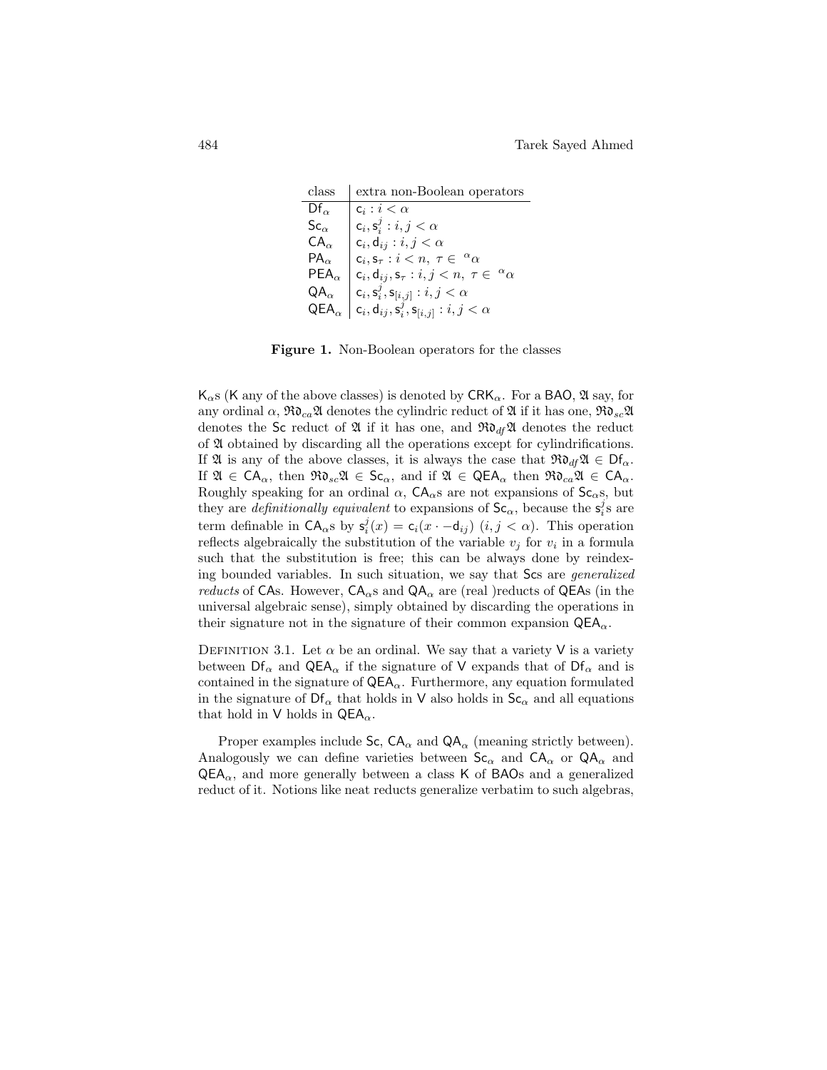| class | extra non-Boolean operators |
|---|---|
| $\mathsf{Df}_\alpha$ | $\mathsf{c}_i : i < \alpha$ |
| $\mathsf{Sc}_\alpha$ | $\mathsf{c}_i, \mathsf{s}_i^j : i, j < \alpha$ |
| $\mathsf{CA}_\alpha$ | $\mathsf{c}_i, \mathsf{d}_{ij} : i, j < \alpha$ |
| $\mathsf{PA}_\alpha$ | $\mathsf{c}_i, \mathsf{s}_\tau : i < n,\ \tau \in {}^\alpha\alpha$ |
| $\mathsf{PEA}_\alpha$ | $\mathsf{c}_i, \mathsf{d}_{ij}, \mathsf{s}_\tau : i, j < n,\ \tau \in {}^\alpha\alpha$ |
| $\mathsf{QA}_\alpha$ | $\mathsf{c}_i, \mathsf{s}_i^j, \mathsf{s}_{[i,j]} : i, j < \alpha$ |
| $\mathsf{QEA}_\alpha$ | $\mathsf{c}_i, \mathsf{d}_{ij}, \mathsf{s}_i^j, \mathsf{s}_{[i,j]} : i, j < \alpha$ |

**Figure 1.** Non-Boolean operators for the classes

$\mathsf{K}_\alpha$s ($\mathsf{K}$ any of the above classes) is denoted by $\mathsf{CRK}_\alpha$. For a $\mathsf{BAO}$, $\mathfrak{A}$ say, for any ordinal $\alpha$, $\mathfrak{Rd}_{ca}\mathfrak{A}$ denotes the cylindric reduct of $\mathfrak{A}$ if it has one, $\mathfrak{Rd}_{sc}\mathfrak{A}$ denotes the $\mathsf{Sc}$ reduct of $\mathfrak{A}$ if it has one, and $\mathfrak{Rd}_{df}\mathfrak{A}$ denotes the reduct of $\mathfrak{A}$ obtained by discarding all the operations except for cylindrifications. If $\mathfrak{A}$ is any of the above classes, it is always the case that $\mathfrak{Rd}_{df}\mathfrak{A} \in \mathsf{Df}_\alpha$. If $\mathfrak{A} \in \mathsf{CA}_\alpha$, then $\mathfrak{Rd}_{sc}\mathfrak{A} \in \mathsf{Sc}_\alpha$, and if $\mathfrak{A} \in \mathsf{QEA}_\alpha$ then $\mathfrak{Rd}_{ca}\mathfrak{A} \in \mathsf{CA}_\alpha$. Roughly speaking for an ordinal $\alpha$, $\mathsf{CA}_\alpha$s are not expansions of $\mathsf{Sc}_\alpha$s, but they are *definitionally equivalent* to expansions of $\mathsf{Sc}_\alpha$, because the $\mathsf{s}_i^j$s are term definable in $\mathsf{CA}_\alpha$s by $\mathsf{s}_i^j(x) = \mathsf{c}_i(x \cdot -\mathsf{d}_{ij})$ $(i, j < \alpha)$. This operation reflects algebraically the substitution of the variable $v_j$ for $v_i$ in a formula such that the substitution is free; this can be always done by reindexing bounded variables. In such situation, we say that $\mathsf{Sc}$s are *generalized reducts* of $\mathsf{CA}$s. However, $\mathsf{CA}_\alpha$s and $\mathsf{QA}_\alpha$ are (real )reducts of $\mathsf{QEA}$s (in the universal algebraic sense), simply obtained by discarding the operations in their signature not in the signature of their common expansion $\mathsf{QEA}_\alpha$.

Definition 3.1. Let $\alpha$ be an ordinal. We say that a variety $\mathsf{V}$ is a variety between $\mathsf{Df}_\alpha$ and $\mathsf{QEA}_\alpha$ if the signature of $\mathsf{V}$ expands that of $\mathsf{Df}_\alpha$ and is contained in the signature of $\mathsf{QEA}_\alpha$. Furthermore, any equation formulated in the signature of $\mathsf{Df}_\alpha$ that holds in $\mathsf{V}$ also holds in $\mathsf{Sc}_\alpha$ and all equations that hold in $\mathsf{V}$ holds in $\mathsf{QEA}_\alpha$.

Proper examples include $\mathsf{Sc}$, $\mathsf{CA}_\alpha$ and $\mathsf{QA}_\alpha$ (meaning strictly between). Analogously we can define varieties between $\mathsf{Sc}_\alpha$ and $\mathsf{CA}_\alpha$ or $\mathsf{QA}_\alpha$ and $\mathsf{QEA}_\alpha$, and more generally between a class $\mathsf{K}$ of $\mathsf{BAO}$s and a generalized reduct of it. Notions like neat reducts generalize verbatim to such algebras,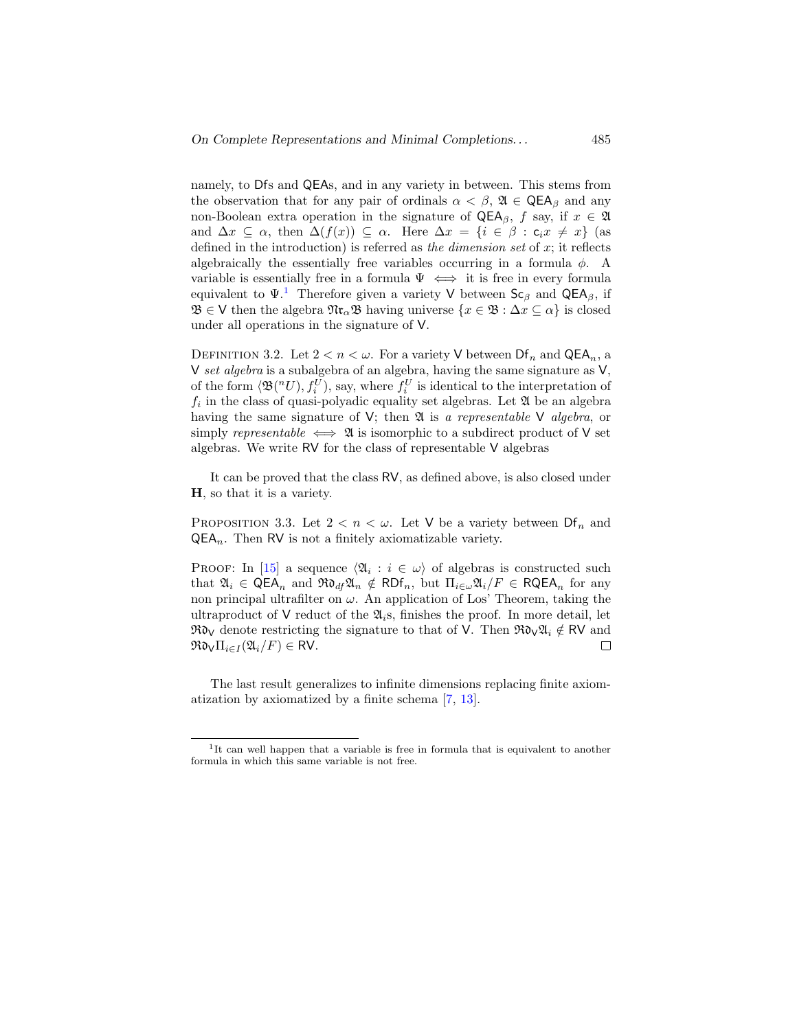namely, to Dfs and QEAs, and in any variety in between. This stems from the observation that for any pair of ordinals $\alpha < \beta$, $\mathfrak{A} \in \mathsf{QEA}_\beta$ and any non-Boolean extra operation in the signature of $\mathsf{QEA}_\beta$, $f$ say, if $x \in \mathfrak{A}$ and $\Delta x \subseteq \alpha$, then $\Delta(f(x)) \subseteq \alpha$. Here $\Delta x = \{i \in \beta : \mathsf{c}_i x \neq x\}$ (as defined in the introduction) is referred as *the dimension set* of $x$; it reflects algebraically the essentially free variables occurring in a formula $\phi$. A variable is essentially free in a formula $\Psi \iff$ it is free in every formula equivalent to $\Psi$.[1] Therefore given a variety $\mathsf{V}$ between $\mathsf{Sc}_\beta$ and $\mathsf{QEA}_\beta$, if $\mathfrak{B} \in \mathsf{V}$ then the algebra $\mathfrak{Nr}_\alpha\mathfrak{B}$ having universe $\{x \in \mathfrak{B} : \Delta x \subseteq \alpha\}$ is closed under all operations in the signature of $\mathsf{V}$.

Definition 3.2. Let $2 < n < \omega$. For a variety $\mathsf{V}$ between $\mathsf{Df}_n$ and $\mathsf{QEA}_n$, a $\mathsf{V}$ *set algebra* is a subalgebra of an algebra, having the same signature as $\mathsf{V}$, of the form $\langle \mathfrak{B}({}^nU), f_i^U\rangle$, say, where $f_i^U$ is identical to the interpretation of $f_i$ in the class of quasi-polyadic equality set algebras. Let $\mathfrak{A}$ be an algebra having the same signature of $\mathsf{V}$; then $\mathfrak{A}$ is *a representable* $\mathsf{V}$ *algebra*, or simply *representable* $\iff$ $\mathfrak{A}$ is isomorphic to a subdirect product of $\mathsf{V}$ set algebras. We write $\mathsf{RV}$ for the class of representable $\mathsf{V}$ algebras

It can be proved that the class $\mathsf{RV}$, as defined above, is also closed under $\mathbf{H}$, so that it is a variety.

Proposition 3.3. Let $2 < n < \omega$. Let $\mathsf{V}$ be a variety between $\mathsf{Df}_n$ and $\mathsf{QEA}_n$. Then $\mathsf{RV}$ is not a finitely axiomatizable variety.

Proof: In [15] a sequence $\langle \mathfrak{A}_i : i \in \omega\rangle$ of algebras is constructed such that $\mathfrak{A}_i \in \mathsf{QEA}_n$ and $\mathfrak{Rd}_{df}\mathfrak{A}_n \notin \mathsf{RDf}_n$, but $\Pi_{i\in\omega}\mathfrak{A}_i/F \in \mathsf{RQEA}_n$ for any non principal ultrafilter on $\omega$. An application of Los' Theorem, taking the ultraproduct of $\mathsf{V}$ reduct of the $\mathfrak{A}_i$s, finishes the proof. In more detail, let $\mathfrak{Rd}_{\mathsf{V}}$ denote restricting the signature to that of $\mathsf{V}$. Then $\mathfrak{Rd}_{\mathsf{V}}\mathfrak{A}_i \notin \mathsf{RV}$ and $\mathfrak{Rd}_{\mathsf{V}}\Pi_{i\in I}(\mathfrak{A}_i/F) \in \mathsf{RV}$. $\square$

The last result generalizes to infinite dimensions replacing finite axiomatization by axiomatized by a finite schema [7, 13].

---

[1] It can well happen that a variable is free in formula that is equivalent to another formula in which this same variable is not free.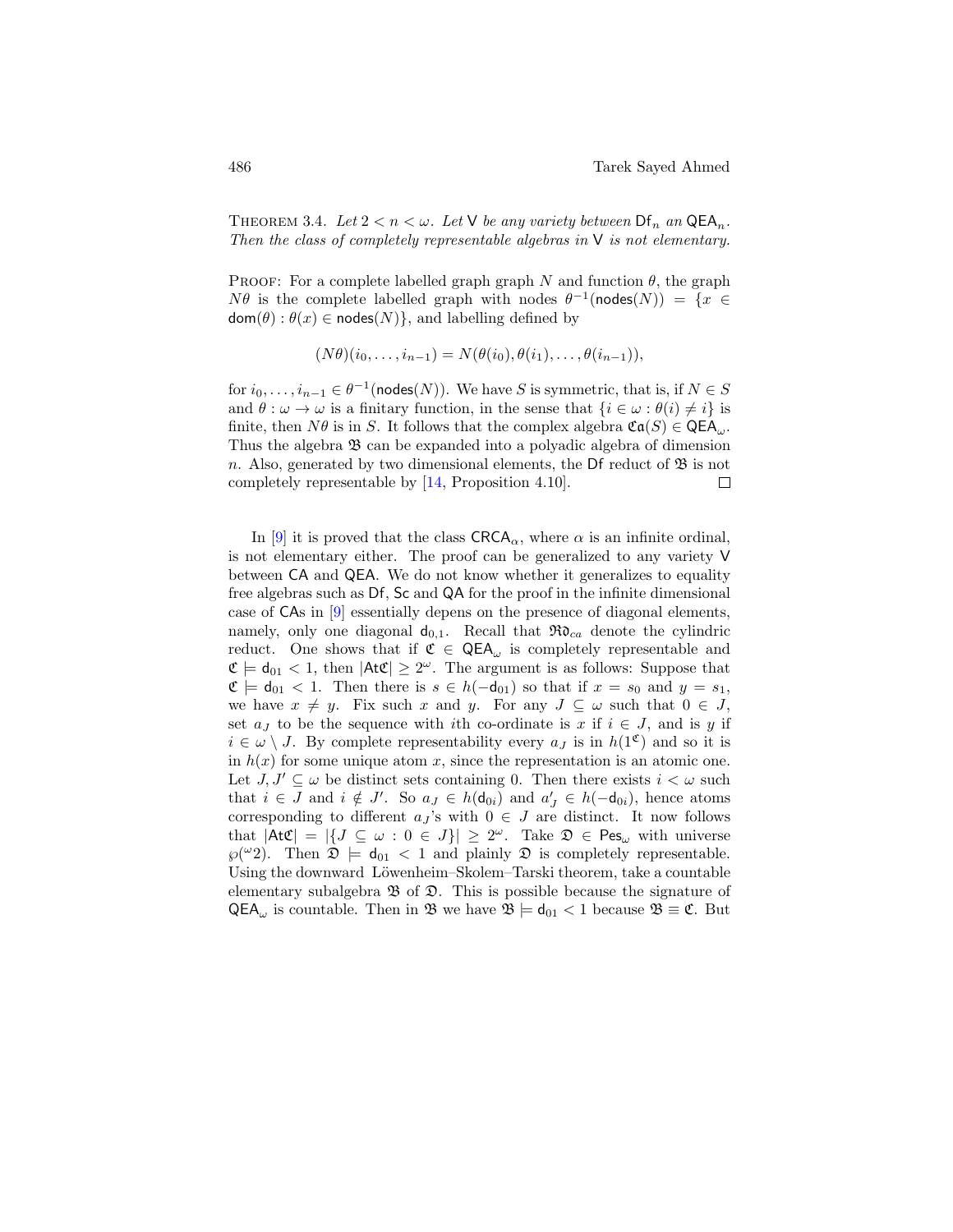THEOREM 3.4. *Let $2 < n < \omega$. Let $\mathsf{V}$ be any variety between $\mathsf{Df}_n$ an $\mathsf{QEA}_n$. Then the class of completely representable algebras in $\mathsf{V}$ is not elementary.*

PROOF: For a complete labelled graph graph $N$ and function $\theta$, the graph $N\theta$ is the complete labelled graph with nodes $\theta^{-1}(\mathsf{nodes}(N)) = \{x \in \mathsf{dom}(\theta) : \theta(x) \in \mathsf{nodes}(N)\}$, and labelling defined by

$$(N\theta)(i_0, \ldots, i_{n-1}) = N(\theta(i_0), \theta(i_1), \ldots, \theta(i_{n-1})),$$

for $i_0, \ldots, i_{n-1} \in \theta^{-1}(\mathsf{nodes}(N))$. We have $S$ is symmetric, that is, if $N \in S$ and $\theta : \omega \to \omega$ is a finitary function, in the sense that $\{i \in \omega : \theta(i) \neq i\}$ is finite, then $N\theta$ is in $S$. It follows that the complex algebra $\mathfrak{Ca}(S) \in \mathsf{QEA}_\omega$. Thus the algebra $\mathfrak{B}$ can be expanded into a polyadic algebra of dimension $n$. Also, generated by two dimensional elements, the $\mathsf{Df}$ reduct of $\mathfrak{B}$ is not completely representable by [14, Proposition 4.10]. $\square$

In [9] it is proved that the class $\mathsf{CRCA}_\alpha$, where $\alpha$ is an infinite ordinal, is not elementary either. The proof can be generalized to any variety $\mathsf{V}$ between $\mathsf{CA}$ and $\mathsf{QEA}$. We do not know whether it generalizes to equality free algebras such as $\mathsf{Df}$, $\mathsf{Sc}$ and $\mathsf{QA}$ for the proof in the infinite dimensional case of $\mathsf{CA}$s in [9] essentially depens on the presence of diagonal elements, namely, only one diagonal $\mathsf{d}_{0,1}$. Recall that $\mathfrak{Rd}_{ca}$ denote the cylindric reduct. One shows that if $\mathfrak{C} \in \mathsf{QEA}_\omega$ is completely representable and $\mathfrak{C} \models \mathsf{d}_{01} < 1$, then $|\mathsf{At}\mathfrak{C}| \geq 2^\omega$. The argument is as follows: Suppose that $\mathfrak{C} \models \mathsf{d}_{01} < 1$. Then there is $s \in h(-\mathsf{d}_{01})$ so that if $x = s_0$ and $y = s_1$, we have $x \neq y$. Fix such $x$ and $y$. For any $J \subseteq \omega$ such that $0 \in J$, set $a_J$ to be the sequence with $i$th co-ordinate is $x$ if $i \in J$, and is $y$ if $i \in \omega \setminus J$. By complete representability every $a_J$ is in $h(1^{\mathfrak{C}})$ and so it is in $h(x)$ for some unique atom $x$, since the representation is an atomic one. Let $J, J' \subseteq \omega$ be distinct sets containing 0. Then there exists $i < \omega$ such that $i \in J$ and $i \notin J'$. So $a_J \in h(\mathsf{d}_{0i})$ and $a'_J \in h(-\mathsf{d}_{0i})$, hence atoms corresponding to different $a_J$'s with $0 \in J$ are distinct. It now follows that $|\mathsf{At}\mathfrak{C}| = |\{J \subseteq \omega : 0 \in J\}| \geq 2^\omega$. Take $\mathfrak{D} \in \mathsf{Pes}_\omega$ with universe $\wp({}^\omega 2)$. Then $\mathfrak{D} \models \mathsf{d}_{01} < 1$ and plainly $\mathfrak{D}$ is completely representable. Using the downward Löwenheim–Skolem–Tarski theorem, take a countable elementary subalgebra $\mathfrak{B}$ of $\mathfrak{D}$. This is possible because the signature of $\mathsf{QEA}_\omega$ is countable. Then in $\mathfrak{B}$ we have $\mathfrak{B} \models \mathsf{d}_{01} < 1$ because $\mathfrak{B} \equiv \mathfrak{C}$. But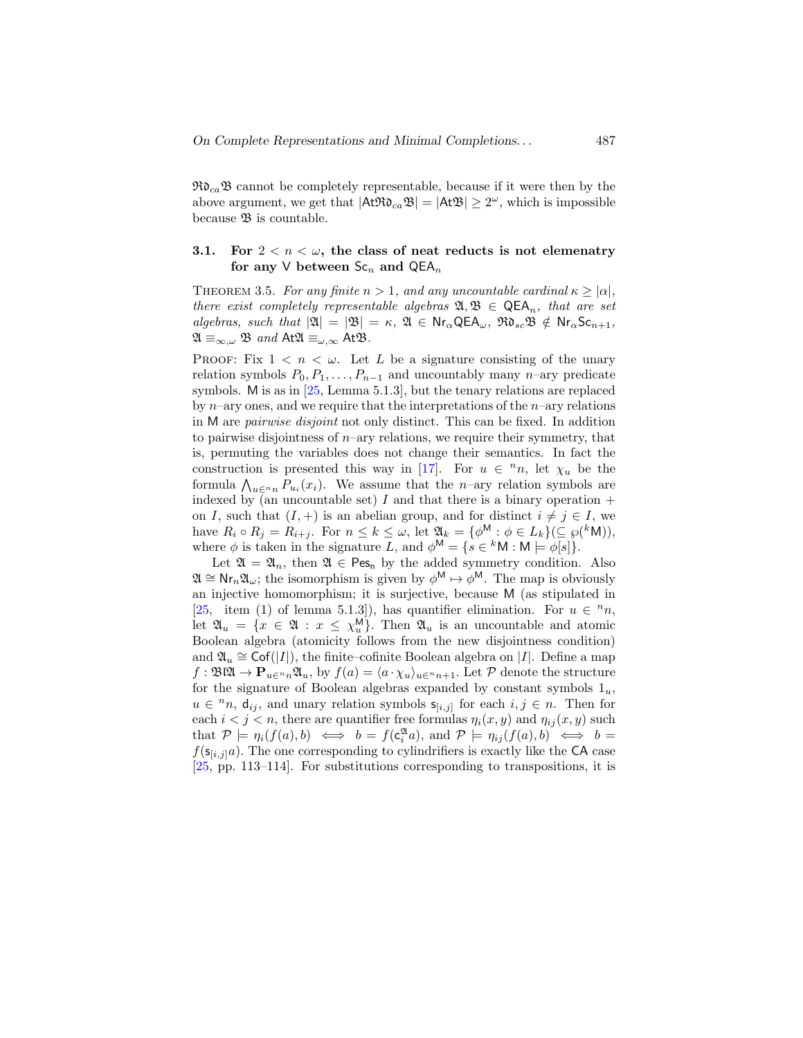$\mathfrak{Ro}_{ca}\mathfrak{B}$ cannot be completely representable, because if it were then by the above argument, we get that $|\mathsf{At}\mathfrak{Ro}_{ca}\mathfrak{B}| = |\mathsf{At}\mathfrak{B}| \geq 2^{\omega}$, which is impossible because $\mathfrak{B}$ is countable.

### 3.1. For $2 < n < \omega$, the class of neat reducts is not elemenatry for any $\mathsf{V}$ between $\mathsf{Sc}_n$ and $\mathsf{QEA}_n$

THEOREM 3.5. *For any finite $n > 1$, and any uncountable cardinal $\kappa \geq |\alpha|$, there exist completely representable algebras $\mathfrak{A}, \mathfrak{B} \in \mathsf{QEA}_n$, that are set algebras, such that $|\mathfrak{A}| = |\mathfrak{B}| = \kappa$, $\mathfrak{A} \in \mathsf{Nr}_{\alpha}\mathsf{QEA}_{\omega}$, $\mathfrak{Rd}_{sc}\mathfrak{B} \notin \mathsf{Nr}_{\alpha}\mathsf{Sc}_{n+1}$, $\mathfrak{A} \equiv_{\infty,\omega} \mathfrak{B}$ and $\mathsf{At}\mathfrak{A} \equiv_{\omega,\infty} \mathsf{At}\mathfrak{B}$.*

PROOF: Fix $1 < n < \omega$. Let $L$ be a signature consisting of the unary relation symbols $P_0, P_1, \ldots, P_{n-1}$ and uncountably many $n$–ary predicate symbols. $\mathsf{M}$ is as in [25, Lemma 5.1.3], but the tenary relations are replaced by $n$–ary ones, and we require that the interpretations of the $n$–ary relations in $\mathsf{M}$ are *pairwise disjoint* not only distinct. This can be fixed. In addition to pairwise disjointness of $n$–ary relations, we require their symmetry, that is, permuting the variables does not change their semantics. In fact the construction is presented this way in [17]. For $u \in {}^n n$, let $\chi_u$ be the formula $\bigwedge_{u \in {}^n n} P_{u_i}(x_i)$. We assume that the $n$–ary relation symbols are indexed by (an uncountable set) $I$ and that there is a binary operation $+$ on $I$, such that $(I, +)$ is an abelian group, and for distinct $i \neq j \in I$, we have $R_i \circ R_j = R_{i+j}$. For $n \leq k \leq \omega$, let $\mathfrak{A}_k = \{\phi^{\mathsf{M}} : \phi \in L_k\} (\subseteq \wp({}^k\mathsf{M}))$, where $\phi$ is taken in the signature $L$, and $\phi^{\mathsf{M}} = \{s \in {}^k\mathsf{M} : \mathsf{M} \models \phi[s]\}$.

Let $\mathfrak{A} = \mathfrak{A}_n$, then $\mathfrak{A} \in \mathsf{Pes_n}$ by the added symmetry condition. Also $\mathfrak{A} \cong \mathsf{Nr}_n\mathfrak{A}_{\omega}$; the isomorphism is given by $\phi^{\mathsf{M}} \mapsto \phi^{\mathsf{M}}$. The map is obviously an injective homomorphism; it is surjective, because $\mathsf{M}$ (as stipulated in [25, item (1) of lemma 5.1.3]), has quantifier elimination. For $u \in {}^n n$, let $\mathfrak{A}_u = \{x \in \mathfrak{A} : x \leq \chi_u^{\mathsf{M}}\}$. Then $\mathfrak{A}_u$ is an uncountable and atomic Boolean algebra (atomicity follows from the new disjointness condition) and $\mathfrak{A}_u \cong \mathsf{Cof}(|I|)$, the finite–cofinite Boolean algebra on $|I|$. Define a map $f : \mathfrak{Bl}\mathfrak{A} \to \mathbf{P}_{u \in {}^n n}\mathfrak{A}_u$, by $f(a) = \langle a \cdot \chi_u \rangle_{u \in {}^n n+1}$. Let $\mathcal{P}$ denote the structure for the signature of Boolean algebras expanded by constant symbols $1_u$, $u \in {}^n n$, $\mathsf{d}_{ij}$, and unary relation symbols $\mathsf{s}_{[i,j]}$ for each $i, j \in n$. Then for each $i < j < n$, there are quantifier free formulas $\eta_i(x, y)$ and $\eta_{ij}(x, y)$ such that $\mathcal{P} \models \eta_i(f(a), b) \iff b = f(\mathsf{c}_i^{\mathfrak{A}} a)$, and $\mathcal{P} \models \eta_{ij}(f(a), b) \iff b = f(\mathsf{s}_{[i,j]} a)$. The one corresponding to cylindrifiers is exactly like the $\mathsf{CA}$ case [25, pp. 113–114]. For substitutions corresponding to transpositions, it is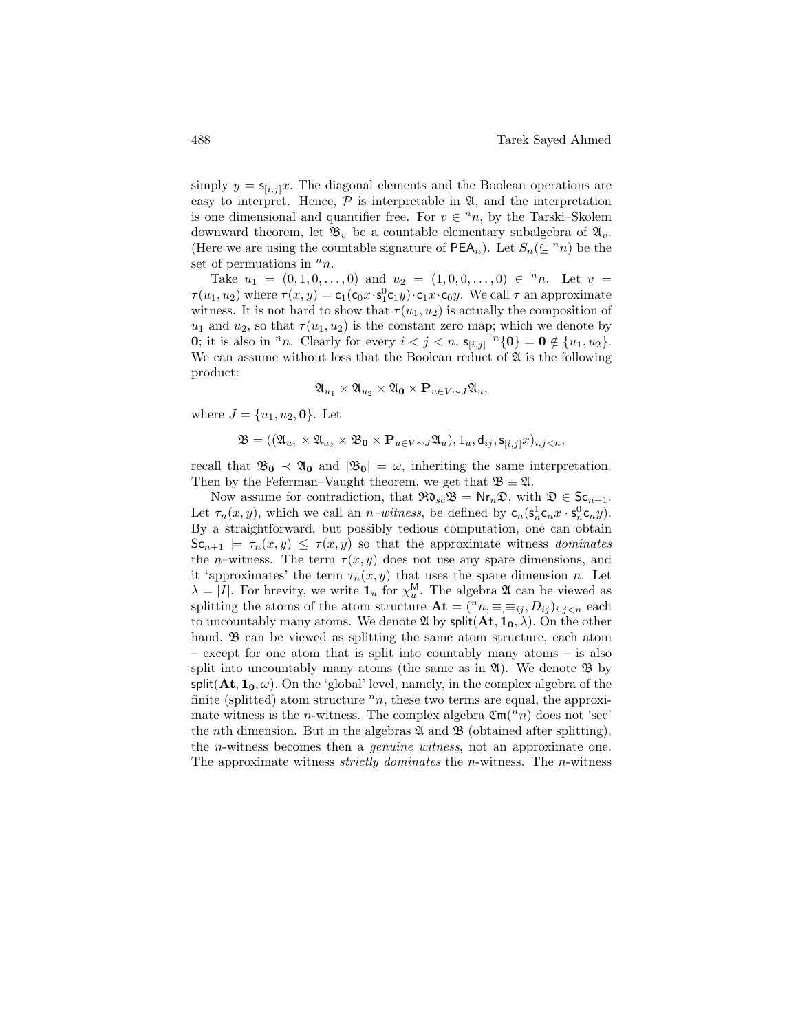simply $y = \mathsf{s}_{[i,j]}x$. The diagonal elements and the Boolean operations are easy to interpret. Hence, $\mathcal{P}$ is interpretable in $\mathfrak{A}$, and the interpretation is one dimensional and quantifier free. For $v \in {}^nn$, by the Tarski–Skolem downward theorem, let $\mathfrak{B}_v$ be a countable elementary subalgebra of $\mathfrak{A}_v$. (Here we are using the countable signature of $\mathsf{PEA}_n$). Let $S_n(\subseteq {}^nn)$ be the set of permuations in ${}^nn$.

Take $u_1 = (0, 1, 0, \ldots, 0)$ and $u_2 = (1, 0, 0, \ldots, 0) \in {}^nn$. Let $v = \tau(u_1, u_2)$ where $\tau(x, y) = \mathsf{c}_1(\mathsf{c}_0 x \cdot \mathsf{s}_1^0 \mathsf{c}_1 y) \cdot \mathsf{c}_1 x \cdot \mathsf{c}_0 y$. We call $\tau$ an approximate witness. It is not hard to show that $\tau(u_1, u_2)$ is actually the composition of $u_1$ and $u_2$, so that $\tau(u_1, u_2)$ is the constant zero map; which we denote by $\mathbf{0}$; it is also in ${}^nn$. Clearly for every $i < j < n$, $\mathsf{s}_{[i,j]}^{{}^nn}\{\mathbf{0}\} = \mathbf{0} \notin \{u_1, u_2\}$. We can assume without loss that the Boolean reduct of $\mathfrak{A}$ is the following product:

$$\mathfrak{A}_{u_1} \times \mathfrak{A}_{u_2} \times \mathfrak{A}_{\mathbf{0}} \times \mathbf{P}_{u \in V \sim J} \mathfrak{A}_u,$$

where $J = \{u_1, u_2, \mathbf{0}\}$. Let

$$\mathfrak{B} = ((\mathfrak{A}_{u_1} \times \mathfrak{A}_{u_2} \times \mathfrak{B}_{\mathbf{0}} \times \mathbf{P}_{u \in V \sim J} \mathfrak{A}_u), 1_u, \mathsf{d}_{ij}, \mathsf{s}_{[i,j]}x)_{i,j<n},$$

recall that $\mathfrak{B}_{\mathbf{0}} \prec \mathfrak{A}_{\mathbf{0}}$ and $|\mathfrak{B}_{\mathbf{0}}| = \omega$, inheriting the same interpretation. Then by the Feferman–Vaught theorem, we get that $\mathfrak{B} \equiv \mathfrak{A}$.

Now assume for contradiction, that $\mathfrak{Rd}_{sc}\mathfrak{B} = \mathsf{Nr}_n\mathfrak{D}$, with $\mathfrak{D} \in \mathsf{Sc}_{n+1}$. Let $\tau_n(x, y)$, which we call an *$n$–witness*, be defined by $\mathsf{c}_n(\mathsf{s}_n^1 \mathsf{c}_n x \cdot \mathsf{s}_n^0 \mathsf{c}_n y)$. By a straightforward, but possibly tedious computation, one can obtain $\mathsf{Sc}_{n+1} \models \tau_n(x, y) \le \tau(x, y)$ so that the approximate witness *dominates* the $n$–witness. The term $\tau(x, y)$ does not use any spare dimensions, and it 'approximates' the term $\tau_n(x, y)$ that uses the spare dimension $n$. Let $\lambda = |I|$. For brevity, we write $\mathbf{1}_u$ for $\chi_u^{\mathsf{M}}$. The algebra $\mathfrak{A}$ can be viewed as splitting the atoms of the atom structure $\mathbf{At} = ({}^nn, \equiv, \equiv_{ij}, D_{ij})_{i,j<n}$ each to uncountably many atoms. We denote $\mathfrak{A}$ by $\mathsf{split}(\mathbf{At}, \mathbf{1_0}, \lambda)$. On the other hand, $\mathfrak{B}$ can be viewed as splitting the same atom structure, each atom – except for one atom that is split into countably many atoms – is also split into uncountably many atoms (the same as in $\mathfrak{A}$). We denote $\mathfrak{B}$ by $\mathsf{split}(\mathbf{At}, \mathbf{1_0}, \omega)$. On the 'global' level, namely, in the complex algebra of the finite (splitted) atom structure ${}^nn$, these two terms are equal, the approximate witness is the $n$-witness. The complex algebra $\mathfrak{Cm}({}^nn)$ does not 'see' the $n$th dimension. But in the algebras $\mathfrak{A}$ and $\mathfrak{B}$ (obtained after splitting), the $n$-witness becomes then a *genuine witness*, not an approximate one. The approximate witness *strictly dominates* the $n$-witness. The $n$-witness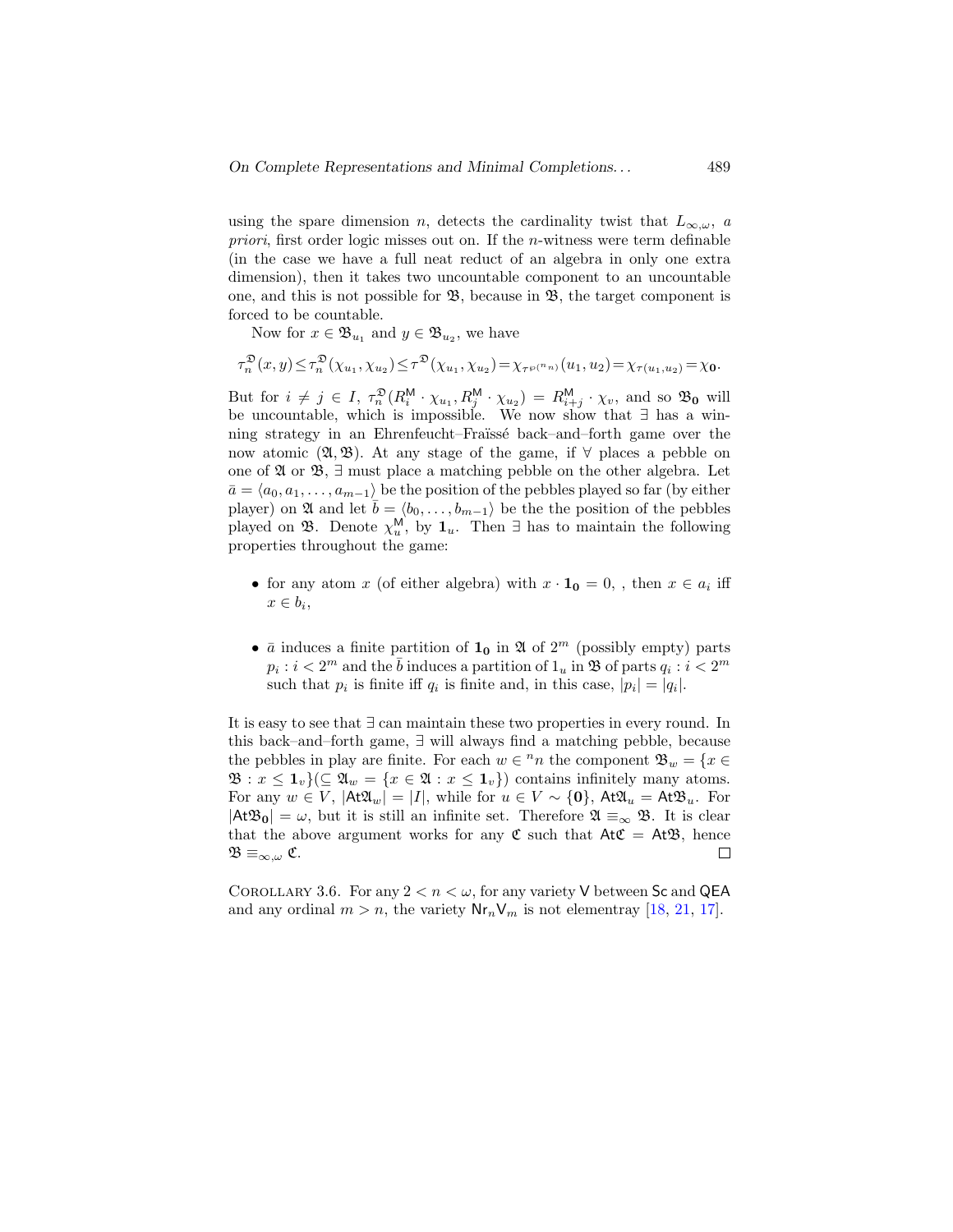using the spare dimension $n$, detects the cardinality twist that $L_{\infty,\omega}$, *a priori*, first order logic misses out on. If the $n$-witness were term definable (in the case we have a full neat reduct of an algebra in only one extra dimension), then it takes two uncountable component to an uncountable one, and this is not possible for $\mathfrak{B}$, because in $\mathfrak{B}$, the target component is forced to be countable.

Now for $x \in \mathfrak{B}_{u_1}$ and $y \in \mathfrak{B}_{u_2}$, we have

$$\tau_n^{\mathfrak{D}}(x, y) \leq \tau_n^{\mathfrak{D}}(\chi_{u_1}, \chi_{u_2}) \leq \tau^{\mathfrak{D}}(\chi_{u_1}, \chi_{u_2}) = \chi_{\tau^{\wp(^n n)}}(u_1, u_2) = \chi_{\tau(u_1, u_2)} = \chi_{\mathbf{0}}.$$

But for $i \neq j \in I$, $\tau_n^{\mathfrak{D}}(R_i^{\mathsf{M}} \cdot \chi_{u_1}, R_j^{\mathsf{M}} \cdot \chi_{u_2}) = R_{i+j}^{\mathsf{M}} \cdot \chi_v$, and so $\mathfrak{B}_{\mathbf{0}}$ will be uncountable, which is impossible. We now show that $\exists$ has a winning strategy in an Ehrenfeucht–Fraïssé back–and–forth game over the now atomic $(\mathfrak{A}, \mathfrak{B})$. At any stage of the game, if $\forall$ places a pebble on one of $\mathfrak{A}$ or $\mathfrak{B}$, $\exists$ must place a matching pebble on the other algebra. Let $\bar{a} = \langle a_0, a_1, \ldots, a_{m-1} \rangle$ be the position of the pebbles played so far (by either player) on $\mathfrak{A}$ and let $\bar{b} = \langle b_0, \ldots, b_{m-1} \rangle$ be the the position of the pebbles played on $\mathfrak{B}$. Denote $\chi_u^{\mathsf{M}}$, by $\mathbf{1}_u$. Then $\exists$ has to maintain the following properties throughout the game:

- for any atom $x$ (of either algebra) with $x \cdot \mathbf{1_0} = 0$, , then $x \in a_i$ iff $x \in b_i$,
- $\bar{a}$ induces a finite partition of $\mathbf{1_0}$ in $\mathfrak{A}$ of $2^m$ (possibly empty) parts $p_i : i < 2^m$ and the $\bar{b}$ induces a partition of $1_u$ in $\mathfrak{B}$ of parts $q_i : i < 2^m$ such that $p_i$ is finite iff $q_i$ is finite and, in this case, $|p_i| = |q_i|$.

It is easy to see that $\exists$ can maintain these two properties in every round. In this back–and–forth game, $\exists$ will always find a matching pebble, because the pebbles in play are finite. For each $w \in {}^n n$ the component $\mathfrak{B}_w = \{x \in \mathfrak{B} : x \leq \mathbf{1}_v\} (\subseteq \mathfrak{A}_w = \{x \in \mathfrak{A} : x \leq \mathbf{1}_v\})$ contains infinitely many atoms. For any $w \in V$, $|\mathsf{At}\mathfrak{A}_w| = |I|$, while for $u \in V \sim \{\mathbf{0}\}$, $\mathsf{At}\mathfrak{A}_u = \mathsf{At}\mathfrak{B}_u$. For $|\mathsf{At}\mathfrak{B}_{\mathbf{0}}| = \omega$, but it is still an infinite set. Therefore $\mathfrak{A} \equiv_\infty \mathfrak{B}$. It is clear that the above argument works for any $\mathfrak{C}$ such that $\mathsf{At}\mathfrak{C} = \mathsf{At}\mathfrak{B}$, hence $\mathfrak{B} \equiv_{\infty,\omega} \mathfrak{C}$. □

COROLLARY 3.6. For any $2 < n < \omega$, for any variety $\mathsf{V}$ between $\mathsf{Sc}$ and $\mathsf{QEA}$ and any ordinal $m > n$, the variety $\mathsf{Nr}_n\mathsf{V}_m$ is not elementray [18, 21, 17].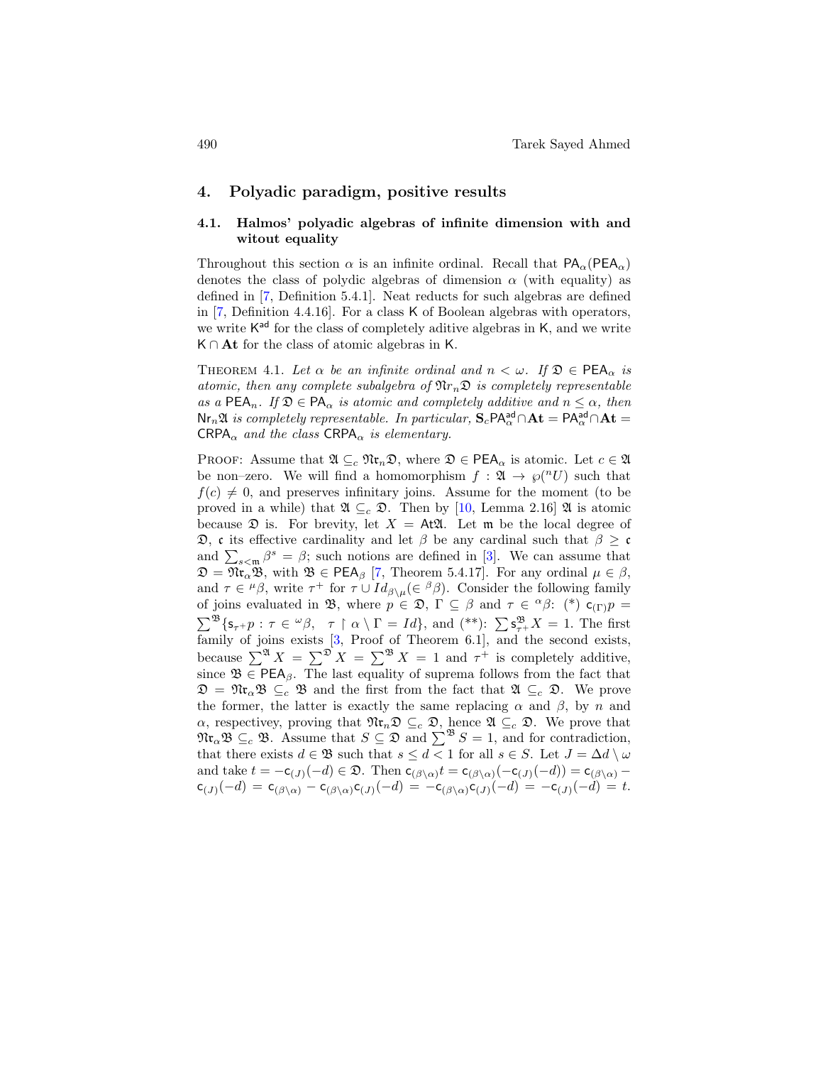## 4. Polyadic paradigm, positive results

### 4.1. Halmos' polyadic algebras of infinite dimension with and witout equality

Throughout this section $\alpha$ is an infinite ordinal. Recall that $\mathsf{PA}_\alpha(\mathsf{PEA}_\alpha)$ denotes the class of polydic algebras of dimension $\alpha$ (with equality) as defined in [7, Definition 5.4.1]. Neat reducts for such algebras are defined in [7, Definition 4.4.16]. For a class $\mathsf{K}$ of Boolean algebras with operators, we write $\mathsf{K}^{\mathsf{ad}}$ for the class of completely aditive algebras in $\mathsf{K}$, and we write $\mathsf{K}\cap \mathbf{At}$ for the class of atomic algebras in $\mathsf{K}$.

Theorem 4.1. *Let $\alpha$ be an infinite ordinal and $n<\omega$. If $\mathfrak{D}\in \mathsf{PEA}_\alpha$ is atomic, then any complete subalgebra of $\mathfrak{Nr}_n\mathfrak{D}$ is completely representable as a $\mathsf{PEA}_n$. If $\mathfrak{D}\in \mathsf{PA}_\alpha$ is atomic and completely additive and $n\leq\alpha$, then $\mathsf{Nr}_n\mathfrak{A}$ is completely representable. In particular, $\mathbf{S}_c\mathsf{PA}_\alpha^{\mathsf{ad}}\cap\mathbf{At} = \mathsf{PA}_\alpha^{\mathsf{ad}}\cap\mathbf{At} = \mathsf{CRPA}_\alpha$ and the class $\mathsf{CRPA}_\alpha$ is elementary.*

Proof: Assume that $\mathfrak{A}\subseteq_c \mathfrak{Nr}_n\mathfrak{D}$, where $\mathfrak{D}\in\mathsf{PEA}_\alpha$ is atomic. Let $c\in\mathfrak{A}$ be non–zero. We will find a homomorphism $f:\mathfrak{A}\to\wp({}^nU)$ such that $f(c)\neq 0$, and preserves infinitary joins. Assume for the moment (to be proved in a while) that $\mathfrak{A}\subseteq_c\mathfrak{D}$. Then by [10, Lemma 2.16] $\mathfrak{A}$ is atomic because $\mathfrak{D}$ is. For brevity, let $X=\mathsf{At}\mathfrak{A}$. Let $\mathfrak{m}$ be the local degree of $\mathfrak{D}$, $\mathfrak{c}$ its effective cardinality and let $\beta$ be any cardinal such that $\beta\geq\mathfrak{c}$ and $\sum_{s<\mathfrak{m}}\beta^s=\beta$; such notions are defined in [3]. We can assume that $\mathfrak{D}=\mathfrak{Nr}_\alpha\mathfrak{B}$, with $\mathfrak{B}\in\mathsf{PEA}_\beta$ [7, Theorem 5.4.17]. For any ordinal $\mu\in\beta$, and $\tau\in{}^\mu\beta$, write $\tau^+$ for $\tau\cup Id_{\beta\setminus\mu}(\in{}^\beta\beta)$. Consider the following family of joins evaluated in $\mathfrak{B}$, where $p\in\mathfrak{D}$, $\Gamma\subseteq\beta$ and $\tau\in{}^\alpha\beta$: (*) $\mathsf{c}_{(\Gamma)}p=\sum^{\mathfrak{B}}\{\mathsf{s}_{\tau^+}p:\tau\in{}^\omega\beta,\ \ \tau\restriction\alpha\setminus\Gamma=Id\}$, and (**): $\sum\mathsf{s}_{\tau^+}^{\mathfrak{B}}X=1$. The first family of joins exists [3, Proof of Theorem 6.1], and the second exists, because $\sum^{\mathfrak{A}}X=\sum^{\mathfrak{D}}X=\sum^{\mathfrak{B}}X=1$ and $\tau^+$ is completely additive, since $\mathfrak{B}\in\mathsf{PEA}_\beta$. The last equality of suprema follows from the fact that $\mathfrak{D}=\mathfrak{Nr}_\alpha\mathfrak{B}\subseteq_c\mathfrak{B}$ and the first from the fact that $\mathfrak{A}\subseteq_c\mathfrak{D}$. We prove the former, the latter is exactly the same replacing $\alpha$ and $\beta$, by $n$ and $\alpha$, respectivey, proving that $\mathfrak{Nr}_n\mathfrak{D}\subseteq_c\mathfrak{D}$, hence $\mathfrak{A}\subseteq_c\mathfrak{D}$. We prove that $\mathfrak{Nr}_\alpha\mathfrak{B}\subseteq_c\mathfrak{B}$. Assume that $S\subseteq\mathfrak{D}$ and $\sum^{\mathfrak{B}}S=1$, and for contradiction, that there exists $d\in\mathfrak{B}$ such that $s\leq d<1$ for all $s\in S$. Let $J=\Delta d\setminus\omega$ and take $t=-\mathsf{c}_{(J)}(-d)\in\mathfrak{D}$. Then $\mathsf{c}_{(\beta\setminus\alpha)}t=\mathsf{c}_{(\beta\setminus\alpha)}(-\mathsf{c}_{(J)}(-d))=\mathsf{c}_{(\beta\setminus\alpha)}-\mathsf{c}_{(J)}(-d)=\mathsf{c}_{(\beta\setminus\alpha)}-\mathsf{c}_{(\beta\setminus\alpha)}\mathsf{c}_{(J)}(-d)=-\mathsf{c}_{(\beta\setminus\alpha)}\mathsf{c}_{(J)}(-d)=-\mathsf{c}_{(J)}(-d)=t$.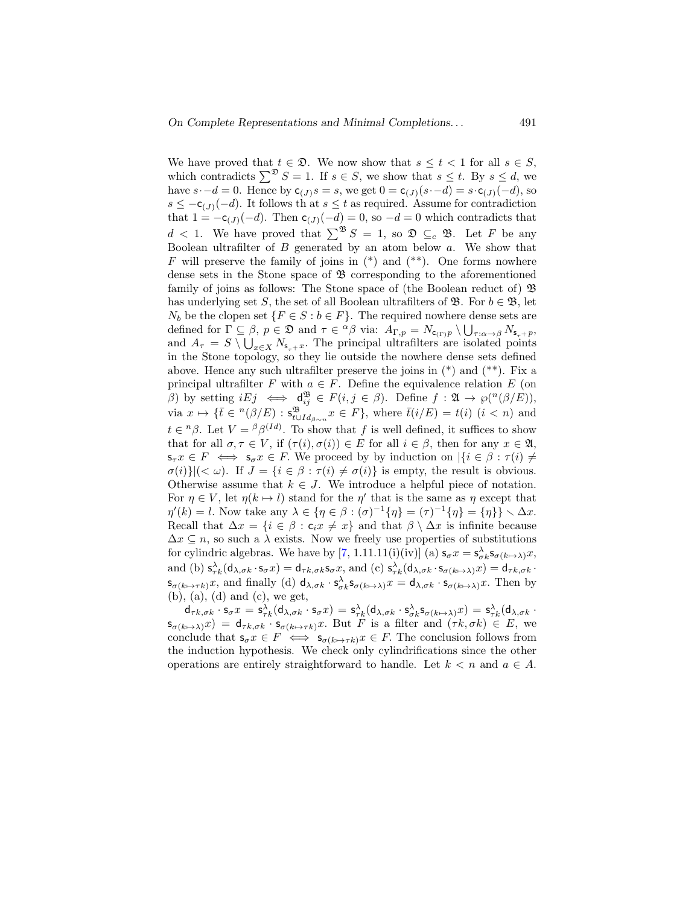We have proved that $t \in \mathfrak{D}$. We now show that $s \leq t < 1$ for all $s \in S$, which contradicts $\sum^{\mathfrak{D}} S = 1$. If $s \in S$, we show that $s \leq t$. By $s \leq d$, we have $s \cdot -d = 0$. Hence by $\mathsf{c}_{(J)} s = s$, we get $0 = \mathsf{c}_{(J)}(s \cdot -d) = s \cdot \mathsf{c}_{(J)}(-d)$, so $s \leq -\mathsf{c}_{(J)}(-d)$. It follows th at $s \leq t$ as required. Assume for contradiction that $1 = -\mathsf{c}_{(J)}(-d)$. Then $\mathsf{c}_{(J)}(-d) = 0$, so $-d = 0$ which contradicts that $d < 1$. We have proved that $\sum^{\mathfrak{B}} S = 1$, so $\mathfrak{D} \subseteq_c \mathfrak{B}$. Let $F$ be any Boolean ultrafilter of $B$ generated by an atom below $a$. We show that $F$ will preserve the family of joins in (*) and (**). One forms nowhere dense sets in the Stone space of $\mathfrak{B}$ corresponding to the aforementioned family of joins as follows: The Stone space of (the Boolean reduct of) $\mathfrak{B}$ has underlying set $S$, the set of all Boolean ultrafilters of $\mathfrak{B}$. For $b \in \mathfrak{B}$, let $N_b$ be the clopen set $\{F \in S : b \in F\}$. The required nowhere dense sets are defined for $\Gamma \subseteq \beta$, $p \in \mathfrak{D}$ and $\tau \in {}^{\alpha}\beta$ via: $A_{\Gamma,p} = N_{\mathsf{c}_{(\Gamma)}p} \setminus \bigcup_{\tau:\alpha\to\beta} N_{\mathsf{s}_{\tau^+}p}$, and $A_\tau = S \setminus \bigcup_{x \in X} N_{\mathsf{s}_{\tau^+}x}$. The principal ultrafilters are isolated points in the Stone topology, so they lie outside the nowhere dense sets defined above. Hence any such ultrafilter preserve the joins in (*) and (**). Fix a principal ultrafilter $F$ with $a \in F$. Define the equivalence relation $E$ (on $\beta$) by setting $iEj \iff \mathsf{d}^{\mathfrak{B}}_{ij} \in F (i, j \in \beta)$. Define $f : \mathfrak{A} \to \wp({}^{n}(\beta/E))$, via $x \mapsto \{\bar{t} \in {}^{n}(\beta/E) : \mathsf{s}^{\mathfrak{B}}_{t \cup Id_{\beta \sim n}} x \in F\}$, where $\bar{t}(i/E) = t(i)$ $(i < n)$ and $t \in {}^{n}\beta$. Let $V = {}^{\beta}\beta^{(Id)}$. To show that $f$ is well defined, it suffices to show that for all $\sigma, \tau \in V$, if $(\tau(i), \sigma(i)) \in E$ for all $i \in \beta$, then for any $x \in \mathfrak{A}$, $\mathsf{s}_\tau x \in F \iff \mathsf{s}_\sigma x \in F$. We proceed by by induction on $|\{i \in \beta : \tau(i) \neq \sigma(i)\}| (< \omega)$. If $J = \{i \in \beta : \tau(i) \neq \sigma(i)\}$ is empty, the result is obvious. Otherwise assume that $k \in J$. We introduce a helpful piece of notation. For $\eta \in V$, let $\eta(k \mapsto l)$ stand for the $\eta'$ that is the same as $\eta$ except that $\eta'(k) = l$. Now take any $\lambda \in \{\eta \in \beta : (\sigma)^{-1}\{\eta\} = (\tau)^{-1}\{\eta\} = \{\eta\}\} \smallsetminus \Delta x$. Recall that $\Delta x = \{i \in \beta : \mathsf{c}_i x \neq x\}$ and that $\beta \setminus \Delta x$ is infinite because $\Delta x \subseteq n$, so such a $\lambda$ exists. Now we freely use properties of substitutions for cylindric algebras. We have by [7, 1.11.11(i)(iv)] (a) $\mathsf{s}_\sigma x = \mathsf{s}^{\lambda}_{\sigma k} \mathsf{s}_{\sigma(k \mapsto \lambda)} x$, and (b) $\mathsf{s}^{\lambda}_{\tau k}(\mathsf{d}_{\lambda,\sigma k} \cdot \mathsf{s}_\sigma x) = \mathsf{d}_{\tau k,\sigma k} \mathsf{s}_\sigma x$, and (c) $\mathsf{s}^{\lambda}_{\tau k}(\mathsf{d}_{\lambda,\sigma k} \cdot \mathsf{s}_{\sigma(k \mapsto \lambda)} x) = \mathsf{d}_{\tau k,\sigma k} \cdot \mathsf{s}_{\sigma(k \mapsto \tau k)} x$, and finally (d) $\mathsf{d}_{\lambda,\sigma k} \cdot \mathsf{s}^{\lambda}_{\sigma k} \mathsf{s}_{\sigma(k \mapsto \lambda)} x = \mathsf{d}_{\lambda,\sigma k} \cdot \mathsf{s}_{\sigma(k \mapsto \lambda)} x$. Then by (b), (a), (d) and (c), we get,

$\mathsf{d}_{\tau k,\sigma k} \cdot \mathsf{s}_\sigma x = \mathsf{s}^{\lambda}_{\tau k}(\mathsf{d}_{\lambda,\sigma k} \cdot \mathsf{s}_\sigma x) = \mathsf{s}^{\lambda}_{\tau k}(\mathsf{d}_{\lambda,\sigma k} \cdot \mathsf{s}^{\lambda}_{\sigma k} \mathsf{s}_{\sigma(k \mapsto \lambda)} x) = \mathsf{s}^{\lambda}_{\tau k}(\mathsf{d}_{\lambda,\sigma k} \cdot \mathsf{s}_{\sigma(k \mapsto \lambda)} x) = \mathsf{d}_{\tau k,\sigma k} \cdot \mathsf{s}_{\sigma(k \mapsto \tau k)} x$. But $F$ is a filter and $(\tau k, \sigma k) \in E$, we conclude that $\mathsf{s}_\sigma x \in F \iff \mathsf{s}_{\sigma(k \mapsto \tau k)} x \in F$. The conclusion follows from the induction hypothesis. We check only cylindrifications since the other operations are entirely straightforward to handle. Let $k < n$ and $a \in A$.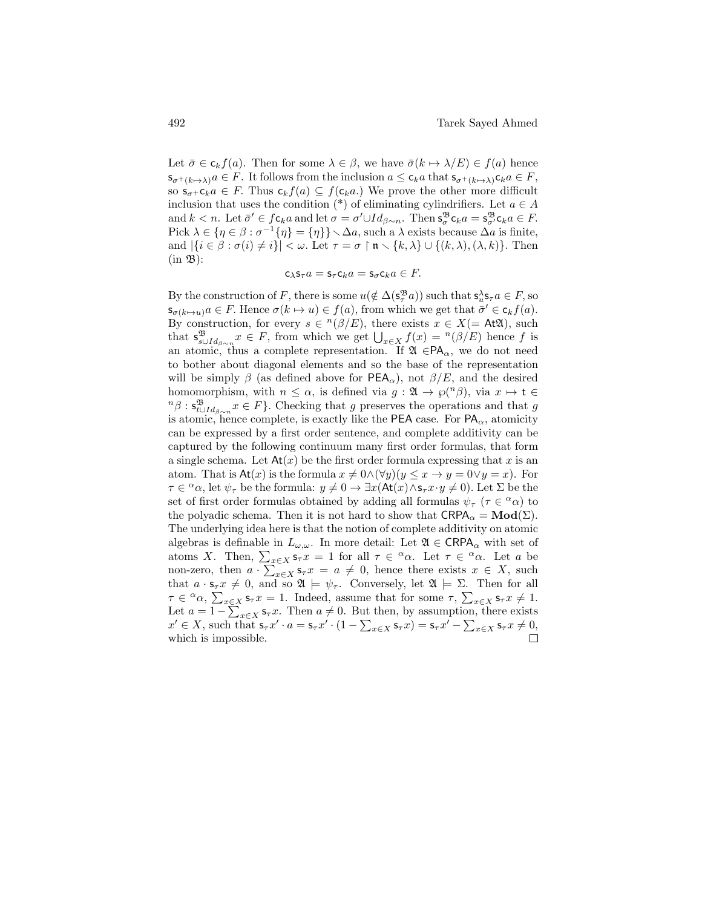Let $\bar{\sigma} \in \mathsf{c}_k f(a)$. Then for some $\lambda \in \beta$, we have $\bar{\sigma}(k \mapsto \lambda/E) \in f(a)$ hence $\mathsf{s}_{\sigma^+(k\mapsto\lambda)} a \in F$. It follows from the inclusion $a \leq \mathsf{c}_k a$ that $\mathsf{s}_{\sigma^+(k\mapsto\lambda)}\mathsf{c}_k a \in F$, so $\mathsf{s}_{\sigma^+}\mathsf{c}_k a \in F$. Thus $\mathsf{c}_k f(a) \subseteq f(\mathsf{c}_k a)$.) We prove the other more difficult inclusion that uses the condition (\*) of eliminating cylindrifiers. Let $a \in A$ and $k < n$. Let $\bar{\sigma}' \in f\mathsf{c}_k a$ and let $\sigma = \sigma' \cup Id_{\beta\sim n}$. Then $\mathsf{s}^{\mathfrak{B}}_{\sigma}\mathsf{c}_k a = \mathsf{s}^{\mathfrak{B}}_{\sigma'}\mathsf{c}_k a \in F$. Pick $\lambda \in \{\eta \in \beta : \sigma^{-1}\{\eta\} = \{\eta\}\} \smallsetminus \Delta a$, such a $\lambda$ exists because $\Delta a$ is finite, and $|\{i \in \beta : \sigma(i) \neq i\}| < \omega$. Let $\tau = \sigma \restriction \mathfrak{n} \smallsetminus \{k, \lambda\} \cup \{(k, \lambda), (\lambda, k)\}$. Then (in $\mathfrak{B}$):

$$\mathsf{c}_\lambda \mathsf{s}_\tau a = \mathsf{s}_\tau \mathsf{c}_k a = \mathsf{s}_\sigma \mathsf{c}_k a \in F.$$

By the construction of $F$, there is some $u (\notin \Delta(\mathsf{s}^{\mathfrak{B}}_{\tau} a))$ such that $\mathsf{s}^{\lambda}_{u}\mathsf{s}_\tau a \in F$, so $\mathsf{s}_{\sigma(k\mapsto u)} a \in F$. Hence $\sigma(k \mapsto u) \in f(a)$, from which we get that $\bar{\sigma}' \in \mathsf{c}_k f(a)$. By construction, for every $s \in {}^n(\beta/E)$, there exists $x \in X (= \mathsf{At}\mathfrak{A})$, such that $\mathsf{s}^{\mathfrak{B}}_{s \cup Id_{\beta\sim n}} x \in F$, from which we get $\bigcup_{x\in X} f(x) = {}^n(\beta/E)$ hence $f$ is an atomic, thus a complete representation. If $\mathfrak{A} \in \mathsf{PA}_\alpha$, we do not need to bother about diagonal elements and so the base of the representation will be simply $\beta$ (as defined above for $\mathsf{PEA}_\alpha$), not $\beta/E$, and the desired homomorphism, with $n \leq \alpha$, is defined via $g : \mathfrak{A} \to \wp({}^n\beta)$, via $x \mapsto \mathsf{t} \in {}^n\beta : \mathsf{s}^{\mathfrak{B}}_{t\cup Id_{\beta\sim n}} x \in F\}$. Checking that $g$ preserves the operations and that $g$ is atomic, hence complete, is exactly like the $\mathsf{PEA}$ case. For $\mathsf{PA}_\alpha$, atomicity can be expressed by a first order sentence, and complete additivity can be captured by the following continuum many first order formulas, that form a single schema. Let $\mathsf{At}(x)$ be the first order formula expressing that $x$ is an atom. That is $\mathsf{At}(x)$ is the formula $x \neq 0 \wedge (\forall y)(y \leq x \to y = 0 \vee y = x)$. For $\tau \in {}^\alpha\alpha$, let $\psi_\tau$ be the formula: $y \neq 0 \to \exists x(\mathsf{At}(x) \wedge \mathsf{s}_\tau x \cdot y \neq 0)$. Let $\Sigma$ be the set of first order formulas obtained by adding all formulas $\psi_\tau$ ($\tau \in {}^\alpha\alpha$) to the polyadic schema. Then it is not hard to show that $\mathsf{CRPA}_\alpha = \mathbf{Mod}(\Sigma)$. The underlying idea here is that the notion of complete additivity on atomic algebras is definable in $L_{\omega,\omega}$. In more detail: Let $\mathfrak{A} \in \mathsf{CRPA}_\alpha$ with set of atoms $X$. Then, $\sum_{x\in X} \mathsf{s}_\tau x = 1$ for all $\tau \in {}^\alpha\alpha$. Let $\tau \in {}^\alpha\alpha$. Let $a$ be non-zero, then $a \cdot \sum_{x\in X} \mathsf{s}_\tau x = a \neq 0$, hence there exists $x \in X$, such that $a \cdot \mathsf{s}_\tau x \neq 0$, and so $\mathfrak{A} \models \psi_\tau$. Conversely, let $\mathfrak{A} \models \Sigma$. Then for all $\tau \in {}^\alpha\alpha$, $\sum_{x\in X} \mathsf{s}_\tau x = 1$. Indeed, assume that for some $\tau$, $\sum_{x\in X} \mathsf{s}_\tau x \neq 1$. Let $a = 1 - \sum_{x\in X} \mathsf{s}_\tau x$. Then $a \neq 0$. But then, by assumption, there exists $x' \in X$, such that $\mathsf{s}_\tau x' \cdot a = \mathsf{s}_\tau x' \cdot (1 - \sum_{x\in X} \mathsf{s}_\tau x) = \mathsf{s}_\tau x' - \sum_{x\in X} \mathsf{s}_\tau x \neq 0$, which is impossible. □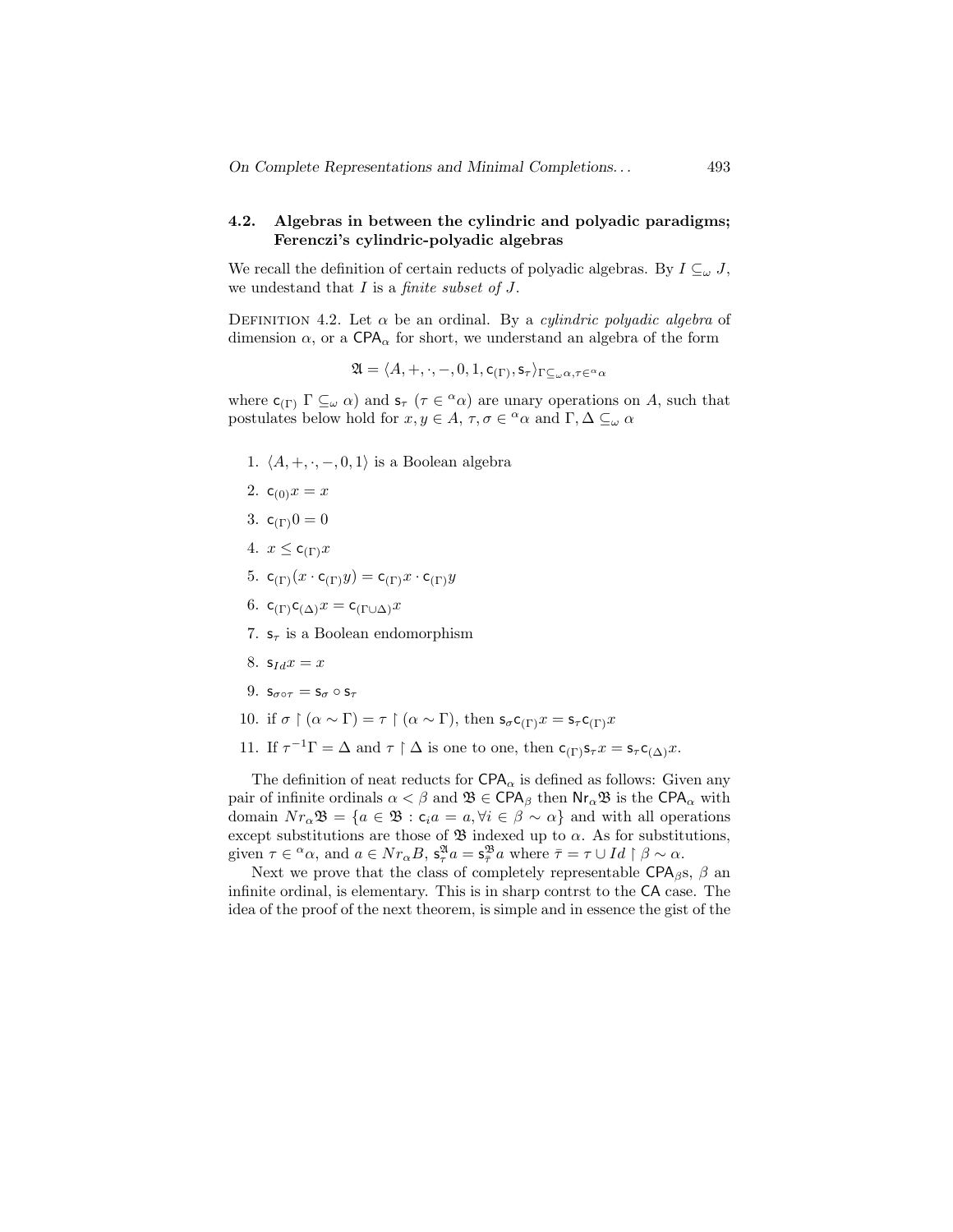### 4.2. Algebras in between the cylindric and polyadic paradigms; Ferenczi's cylindric-polyadic algebras

We recall the definition of certain reducts of polyadic algebras. By $I \subseteq_\omega J$, we undestand that $I$ is a *finite subset of* $J$.

Definition 4.2. Let $\alpha$ be an ordinal. By a *cylindric polyadic algebra* of dimension $\alpha$, or a $\mathsf{CPA}_\alpha$ for short, we understand an algebra of the form

$$\mathfrak{A} = \langle A, +, \cdot, -, 0, 1, \mathsf{c}_{(\Gamma)}, \mathsf{s}_\tau \rangle_{\Gamma \subseteq_\omega \alpha, \tau \in {}^\alpha\alpha}$$

where $\mathsf{c}_{(\Gamma)}$ $\Gamma \subseteq_\omega \alpha)$ and $\mathsf{s}_\tau$ $(\tau \in {}^\alpha\alpha)$ are unary operations on $A$, such that postulates below hold for $x, y \in A$, $\tau, \sigma \in {}^\alpha\alpha$ and $\Gamma, \Delta \subseteq_\omega \alpha$

1. $\langle A, +, \cdot, -, 0, 1\rangle$ is a Boolean algebra
2. $\mathsf{c}_{(0)}x = x$
3. $\mathsf{c}_{(\Gamma)}0 = 0$
4. $x \leq \mathsf{c}_{(\Gamma)}x$
5. $\mathsf{c}_{(\Gamma)}(x \cdot \mathsf{c}_{(\Gamma)}y) = \mathsf{c}_{(\Gamma)}x \cdot \mathsf{c}_{(\Gamma)}y$
6. $\mathsf{c}_{(\Gamma)}\mathsf{c}_{(\Delta)}x = \mathsf{c}_{(\Gamma\cup\Delta)}x$
7. $\mathsf{s}_\tau$ is a Boolean endomorphism
8. $\mathsf{s}_{Id}x = x$
9. $\mathsf{s}_{\sigma\circ\tau} = \mathsf{s}_\sigma \circ \mathsf{s}_\tau$
10. if $\sigma \restriction (\alpha \sim \Gamma) = \tau \restriction (\alpha \sim \Gamma)$, then $\mathsf{s}_\sigma \mathsf{c}_{(\Gamma)}x = \mathsf{s}_\tau \mathsf{c}_{(\Gamma)}x$
11. If $\tau^{-1}\Gamma = \Delta$ and $\tau \restriction \Delta$ is one to one, then $\mathsf{c}_{(\Gamma)}\mathsf{s}_\tau x = \mathsf{s}_\tau \mathsf{c}_{(\Delta)}x$.

The definition of neat reducts for $\mathsf{CPA}_\alpha$ is defined as follows: Given any pair of infinite ordinals $\alpha < \beta$ and $\mathfrak{B} \in \mathsf{CPA}_\beta$ then $\mathsf{Nr}_\alpha\mathfrak{B}$ is the $\mathsf{CPA}_\alpha$ with domain $Nr_\alpha\mathfrak{B} = \{a \in \mathfrak{B} : \mathsf{c}_i a = a, \forall i \in \beta \sim \alpha\}$ and with all operations except substitutions are those of $\mathfrak{B}$ indexed up to $\alpha$. As for substitutions, given $\tau \in {}^\alpha\alpha$, and $a \in Nr_\alpha B$, $\mathsf{s}^{\mathfrak{A}}_\tau a = \mathsf{s}^{\mathfrak{B}}_{\bar{\tau}} a$ where $\bar{\tau} = \tau \cup Id \restriction \beta \sim \alpha$.

Next we prove that the class of completely representable $\mathsf{CPA}_\beta$s, $\beta$ an infinite ordinal, is elementary. This is in sharp contrst to the $\mathsf{CA}$ case. The idea of the proof of the next theorem, is simple and in essence the gist of the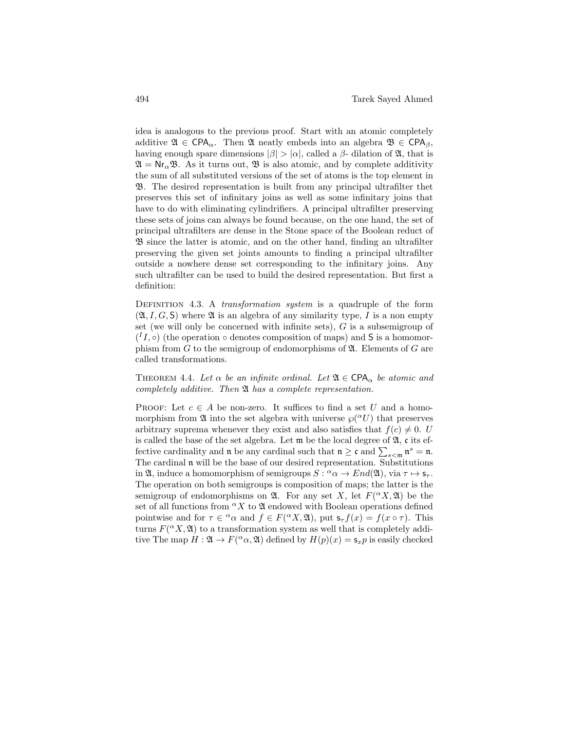idea is analogous to the previous proof. Start with an atomic completely additive $\mathfrak{A} \in \mathsf{CPA}_\alpha$. Then $\mathfrak{A}$ neatly embeds into an algebra $\mathfrak{B} \in \mathsf{CPA}_\beta$, having enough spare dimensions $|\beta| > |\alpha|$, called a $\beta$- dilation of $\mathfrak{A}$, that is $\mathfrak{A} = \mathsf{Nr}_\alpha\mathfrak{B}$. As it turns out, $\mathfrak{B}$ is also atomic, and by complete additivity the sum of all substituted versions of the set of atoms is the top element in $\mathfrak{B}$. The desired representation is built from any principal ultrafilter thet preserves this set of infinitary joins as well as some infinitary joins that have to do with eliminating cylindrifiers. A principal ultrafilter preserving these sets of joins can always be found because, on the one hand, the set of principal ultrafilters are dense in the Stone space of the Boolean reduct of $\mathfrak{B}$ since the latter is atomic, and on the other hand, finding an ultrafilter preserving the given set joints amounts to finding a principal ultrafilter outside a nowhere dense set corresponding to the infinitary joins. Any such ultrafilter can be used to build the desired representation. But first a definition:

Definition 4.3. A *transformation system* is a quadruple of the form $(\mathfrak{A}, I, G, \mathsf{S})$ where $\mathfrak{A}$ is an algebra of any similarity type, $I$ is a non empty set (we will only be concerned with infinite sets), $G$ is a subsemigroup of $({}^I I, \circ)$ (the operation $\circ$ denotes composition of maps) and $\mathsf{S}$ is a homomorphism from $G$ to the semigroup of endomorphisms of $\mathfrak{A}$. Elements of $G$ are called transformations.

Theorem 4.4. *Let $\alpha$ be an infinite ordinal. Let $\mathfrak{A} \in \mathsf{CPA}_\alpha$ be atomic and completely additive. Then $\mathfrak{A}$ has a complete representation.*

Proof: Let $c \in A$ be non-zero. It suffices to find a set $U$ and a homomorphism from $\mathfrak{A}$ into the set algebra with universe $\wp({}^\alpha U)$ that preserves arbitrary suprema whenever they exist and also satisfies that $f(c) \neq 0$. $U$ is called the base of the set algebra. Let $\mathfrak{m}$ be the local degree of $\mathfrak{A}$, $\mathfrak{c}$ its effective cardinality and $\mathfrak{n}$ be any cardinal such that $\mathfrak{n} \geq \mathfrak{c}$ and $\sum_{s<\mathfrak{m}} \mathfrak{n}^s = \mathfrak{n}$. The cardinal $\mathfrak{n}$ will be the base of our desired representation. Substitutions in $\mathfrak{A}$, induce a homomorphism of semigroups $S : {}^\alpha\alpha \to End(\mathfrak{A})$, via $\tau \mapsto \mathsf{s}_\tau$. The operation on both semigroups is composition of maps; the latter is the semigroup of endomorphisms on $\mathfrak{A}$. For any set $X$, let $F({}^\alpha X, \mathfrak{A})$ be the set of all functions from ${}^\alpha X$ to $\mathfrak{A}$ endowed with Boolean operations defined pointwise and for $\tau \in {}^\alpha\alpha$ and $f \in F({}^\alpha X, \mathfrak{A})$, put $\mathsf{s}_\tau f(x) = f(x \circ \tau)$. This turns $F({}^\alpha X, \mathfrak{A})$ to a transformation system as well that is completely additive The map $H : \mathfrak{A} \to F({}^\alpha\alpha, \mathfrak{A})$ defined by $H(p)(x) = \mathsf{s}_x p$ is easily checked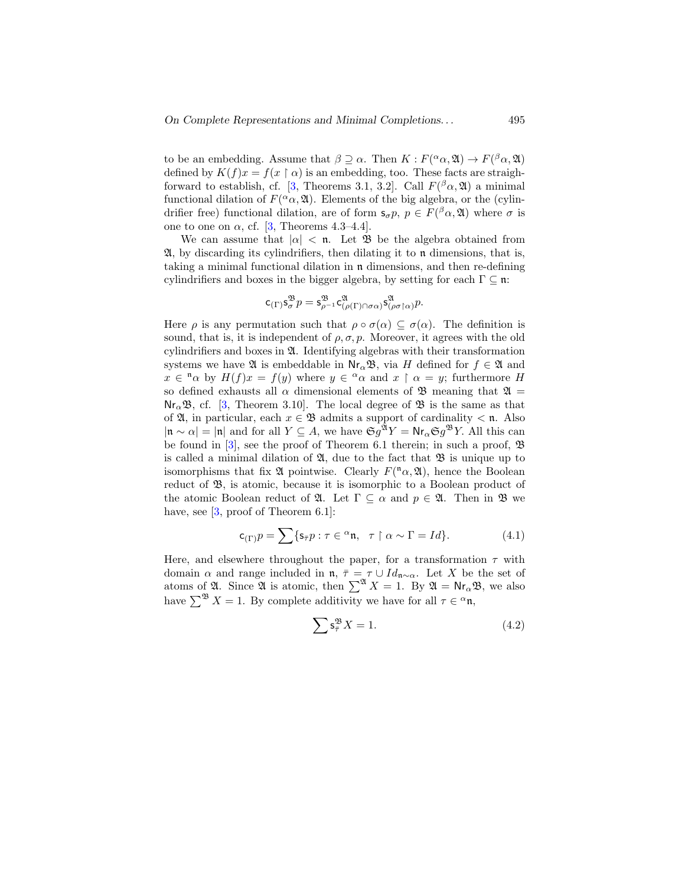to be an embedding. Assume that $\beta \supseteq \alpha$. Then $K : F({}^\alpha\alpha, \mathfrak{A}) \to F({}^\beta\alpha, \mathfrak{A})$ defined by $K(f)x = f(x \upharpoonright \alpha)$ is an embedding, too. These facts are straighforward to establish, cf. [3, Theorems 3.1, 3.2]. Call $F({}^\beta\alpha, \mathfrak{A})$ a minimal functional dilation of $F({}^\alpha\alpha, \mathfrak{A})$. Elements of the big algebra, or the (cylindrifier free) functional dilation, are of form $\mathsf{s}_\sigma p$, $p \in F({}^\beta\alpha, \mathfrak{A})$ where $\sigma$ is one to one on $\alpha$, cf. [3, Theorems 4.3–4.4].

We can assume that $|\alpha| < \mathfrak{n}$. Let $\mathfrak{B}$ be the algebra obtained from $\mathfrak{A}$, by discarding its cylindrifiers, then dilating it to $\mathfrak{n}$ dimensions, that is, taking a minimal functional dilation in $\mathfrak{n}$ dimensions, and then re-defining cylindrifiers and boxes in the bigger algebra, by setting for each $\Gamma \subseteq \mathfrak{n}$:

$$\mathsf{c}_{(\Gamma)}\mathsf{s}^{\mathfrak{B}}_\sigma p = \mathsf{s}^{\mathfrak{B}}_{\rho^{-1}}\mathsf{c}^{\mathfrak{A}}_{(\rho(\Gamma)\cap\sigma\alpha)}\mathsf{s}^{\mathfrak{A}}_{(\rho\sigma\upharpoonright\alpha)}p.$$

Here $\rho$ is any permutation such that $\rho \circ \sigma(\alpha) \subseteq \sigma(\alpha)$. The definition is sound, that is, it is independent of $\rho, \sigma, p$. Moreover, it agrees with the old cylindrifiers and boxes in $\mathfrak{A}$. Identifying algebras with their transformation systems we have $\mathfrak{A}$ is embeddable in $\mathsf{Nr}_\alpha\mathfrak{B}$, via $H$ defined for $f \in \mathfrak{A}$ and $x \in {}^{\mathfrak{n}}\alpha$ by $H(f)x = f(y)$ where $y \in {}^\alpha\alpha$ and $x \upharpoonright \alpha = y$; furthermore $H$ so defined exhausts all $\alpha$ dimensional elements of $\mathfrak{B}$ meaning that $\mathfrak{A} = \mathsf{Nr}_\alpha\mathfrak{B}$, cf. [3, Theorem 3.10]. The local degree of $\mathfrak{B}$ is the same as that of $\mathfrak{A}$, in particular, each $x \in \mathfrak{B}$ admits a support of cardinality $< \mathfrak{n}$. Also $|\mathfrak{n} \sim \alpha| = |\mathfrak{n}|$ and for all $Y \subseteq A$, we have $\mathfrak{Sg}^{\mathfrak{A}}Y = \mathsf{Nr}_\alpha\mathfrak{Sg}^{\mathfrak{B}}Y$. All this can be found in [3], see the proof of Theorem 6.1 therein; in such a proof, $\mathfrak{B}$ is called a minimal dilation of $\mathfrak{A}$, due to the fact that $\mathfrak{B}$ is unique up to isomorphisms that fix $\mathfrak{A}$ pointwise. Clearly $F({}^{\mathfrak{n}}\alpha, \mathfrak{A})$, hence the Boolean reduct of $\mathfrak{B}$, is atomic, because it is isomorphic to a Boolean product of the atomic Boolean reduct of $\mathfrak{A}$. Let $\Gamma \subseteq \alpha$ and $p \in \mathfrak{A}$. Then in $\mathfrak{B}$ we have, see [3, proof of Theorem 6.1]:

$$\mathsf{c}_{(\Gamma)}p = \sum\{\mathsf{s}_{\bar{\tau}}p : \tau \in {}^\alpha\mathfrak{n}, \quad \tau \upharpoonright \alpha \sim \Gamma = Id\}. \tag{4.1}$$

Here, and elsewhere throughout the paper, for a transformation $\tau$ with domain $\alpha$ and range included in $\mathfrak{n}$, $\bar{\tau} = \tau \cup Id_{\mathfrak{n}\sim\alpha}$. Let $X$ be the set of atoms of $\mathfrak{A}$. Since $\mathfrak{A}$ is atomic, then $\sum^{\mathfrak{A}} X = 1$. By $\mathfrak{A} = \mathsf{Nr}_\alpha\mathfrak{B}$, we also have $\sum^{\mathfrak{B}} X = 1$. By complete additivity we have for all $\tau \in {}^\alpha\mathfrak{n}$,

$$\sum \mathsf{s}^{\mathfrak{B}}_{\bar{\tau}} X = 1. \tag{4.2}$$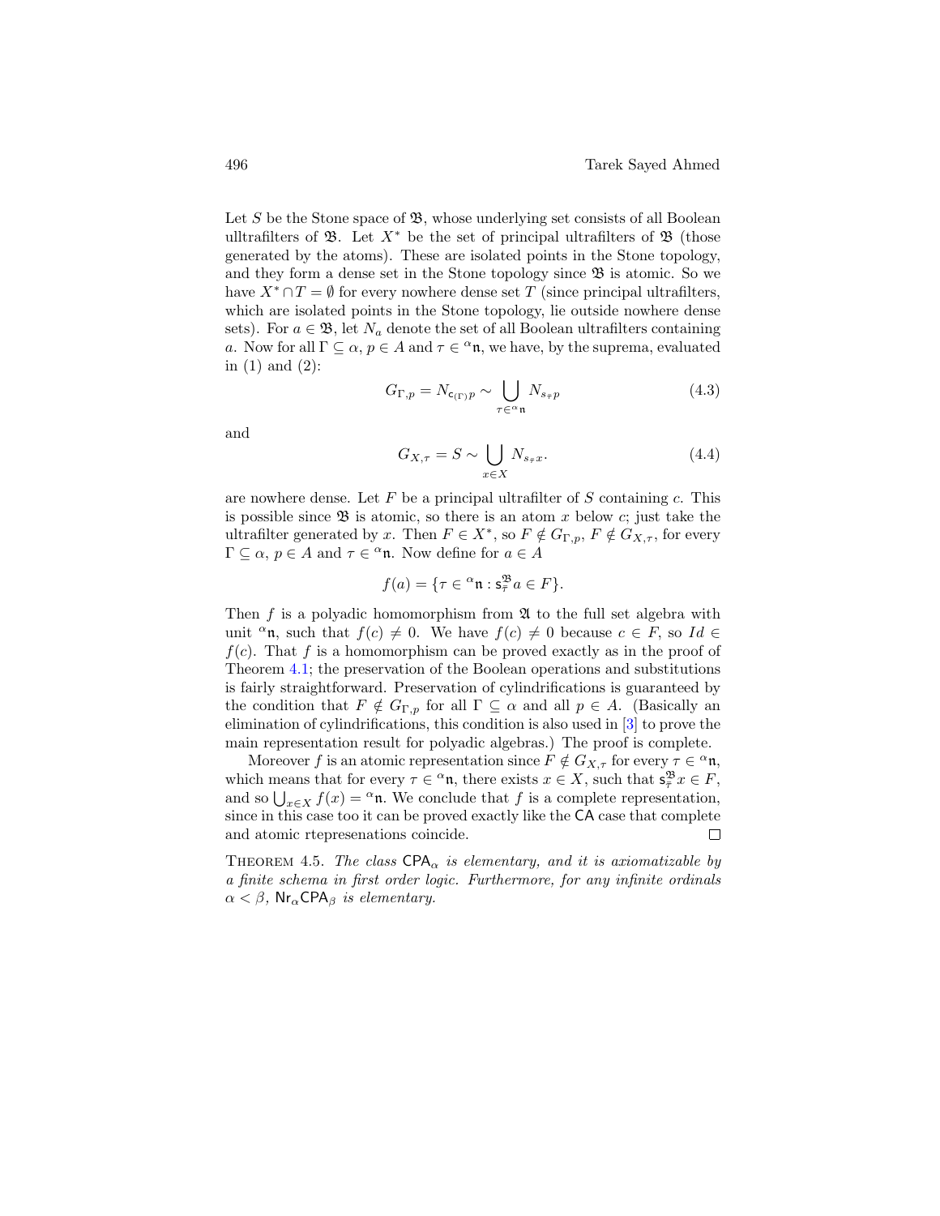Let $S$ be the Stone space of $\mathfrak{B}$, whose underlying set consists of all Boolean ulltrafilters of $\mathfrak{B}$. Let $X^*$ be the set of principal ultrafilters of $\mathfrak{B}$ (those generated by the atoms). These are isolated points in the Stone topology, and they form a dense set in the Stone topology since $\mathfrak{B}$ is atomic. So we have $X^* \cap T = \emptyset$ for every nowhere dense set $T$ (since principal ultrafilters, which are isolated points in the Stone topology, lie outside nowhere dense sets). For $a \in \mathfrak{B}$, let $N_a$ denote the set of all Boolean ultrafilters containing $a$. Now for all $\Gamma \subseteq \alpha$, $p \in A$ and $\tau \in {}^{\alpha}\mathfrak{n}$, we have, by the suprema, evaluated in (1) and (2):

$$G_{\Gamma,p} = N_{\mathsf{c}_{(\Gamma)}p} \sim \bigcup_{\tau \in {}^{\alpha}\mathfrak{n}} N_{s_{\bar{\tau}}p} \tag{4.3}$$

and

$$G_{X,\tau} = S \sim \bigcup_{x \in X} N_{s_{\bar{\tau}}x}. \tag{4.4}$$

are nowhere dense. Let $F$ be a principal ultrafilter of $S$ containing $c$. This is possible since $\mathfrak{B}$ is atomic, so there is an atom $x$ below $c$; just take the ultrafilter generated by $x$. Then $F \in X^*$, so $F \notin G_{\Gamma,p}$, $F \notin G_{X,\tau}$, for every $\Gamma \subseteq \alpha$, $p \in A$ and $\tau \in {}^{\alpha}\mathfrak{n}$. Now define for $a \in A$

$$f(a) = \{\tau \in {}^{\alpha}\mathfrak{n} : \mathsf{s}_{\bar{\tau}}^{\mathfrak{B}} a \in F\}.$$

Then $f$ is a polyadic homomorphism from $\mathfrak{A}$ to the full set algebra with unit ${}^{\alpha}\mathfrak{n}$, such that $f(c) \neq 0$. We have $f(c) \neq 0$ because $c \in F$, so $Id \in f(c)$. That $f$ is a homomorphism can be proved exactly as in the proof of Theorem 4.1; the preservation of the Boolean operations and substitutions is fairly straightforward. Preservation of cylindrifications is guaranteed by the condition that $F \notin G_{\Gamma,p}$ for all $\Gamma \subseteq \alpha$ and all $p \in A$. (Basically an elimination of cylindrifications, this condition is also used in [3] to prove the main representation result for polyadic algebras.) The proof is complete.

Moreover $f$ is an atomic representation since $F \notin G_{X,\tau}$ for every $\tau \in {}^{\alpha}\mathfrak{n}$, which means that for every $\tau \in {}^{\alpha}\mathfrak{n}$, there exists $x \in X$, such that $\mathsf{s}_{\bar{\tau}}^{\mathfrak{B}} x \in F$, and so $\bigcup_{x \in X} f(x) = {}^{\alpha}\mathfrak{n}$. We conclude that $f$ is a complete representation, since in this case too it can be proved exactly like the $\mathsf{CA}$ case that complete and atomic rtepresenations coincide. $\square$

THEOREM 4.5. *The class $\mathsf{CPA}_\alpha$ is elementary, and it is axiomatizable by a finite schema in first order logic. Furthermore, for any infinite ordinals $\alpha < \beta$, $\mathsf{Nr}_\alpha \mathsf{CPA}_\beta$ is elementary.*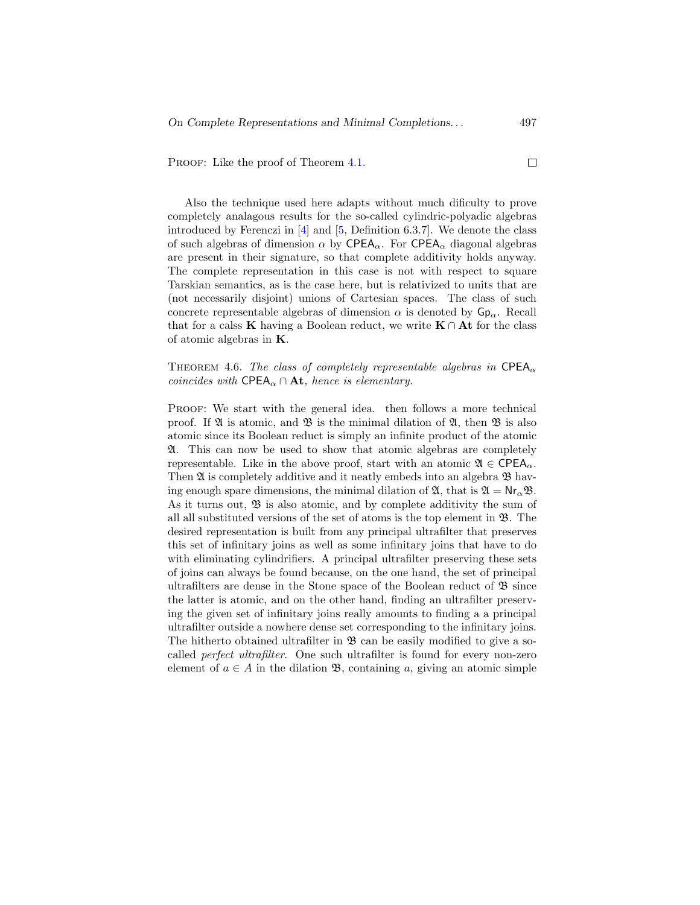Proof: Like the proof of Theorem 4.1. □

Also the technique used here adapts without much dificulty to prove completely analagous results for the so-called cylindric-polyadic algebras introduced by Ferenczi in [4] and [5, Definition 6.3.7]. We denote the class of such algebras of dimension $\alpha$ by $\mathsf{CPEA}_\alpha$. For $\mathsf{CPEA}_\alpha$ diagonal algebras are present in their signature, so that complete additivity holds anyway. The complete representation in this case is not with respect to square Tarskian semantics, as is the case here, but is relativized to units that are (not necessarily disjoint) unions of Cartesian spaces. The class of such concrete representable algebras of dimension $\alpha$ is denoted by $\mathsf{Gp}_\alpha$. Recall that for a calss $\mathbf{K}$ having a Boolean reduct, we write $\mathbf{K} \cap \mathbf{At}$ for the class of atomic algebras in $\mathbf{K}$.

Theorem 4.6. *The class of completely representable algebras in* $\mathsf{CPEA}_\alpha$ *coincides with* $\mathsf{CPEA}_\alpha \cap \mathbf{At}$*, hence is elementary.*

Proof: We start with the general idea. then follows a more technical proof. If $\mathfrak{A}$ is atomic, and $\mathfrak{B}$ is the minimal dilation of $\mathfrak{A}$, then $\mathfrak{B}$ is also atomic since its Boolean reduct is simply an infinite product of the atomic $\mathfrak{A}$. This can now be used to show that atomic algebras are completely representable. Like in the above proof, start with an atomic $\mathfrak{A} \in \mathsf{CPEA}_\alpha$. Then $\mathfrak{A}$ is completely additive and it neatly embeds into an algebra $\mathfrak{B}$ having enough spare dimensions, the minimal dilation of $\mathfrak{A}$, that is $\mathfrak{A} = \mathsf{Nr}_\alpha \mathfrak{B}$. As it turns out, $\mathfrak{B}$ is also atomic, and by complete additivity the sum of all all substituted versions of the set of atoms is the top element in $\mathfrak{B}$. The desired representation is built from any principal ultrafilter that preserves this set of infinitary joins as well as some infinitary joins that have to do with eliminating cylindrifiers. A principal ultrafilter preserving these sets of joins can always be found because, on the one hand, the set of principal ultrafilters are dense in the Stone space of the Boolean reduct of $\mathfrak{B}$ since the latter is atomic, and on the other hand, finding an ultrafilter preserving the given set of infinitary joins really amounts to finding a a principal ultrafilter outside a nowhere dense set corresponding to the infinitary joins. The hitherto obtained ultrafilter in $\mathfrak{B}$ can be easily modified to give a so-called *perfect ultrafilter*. One such ultrafilter is found for every non-zero element of $a \in A$ in the dilation $\mathfrak{B}$, containing $a$, giving an atomic simple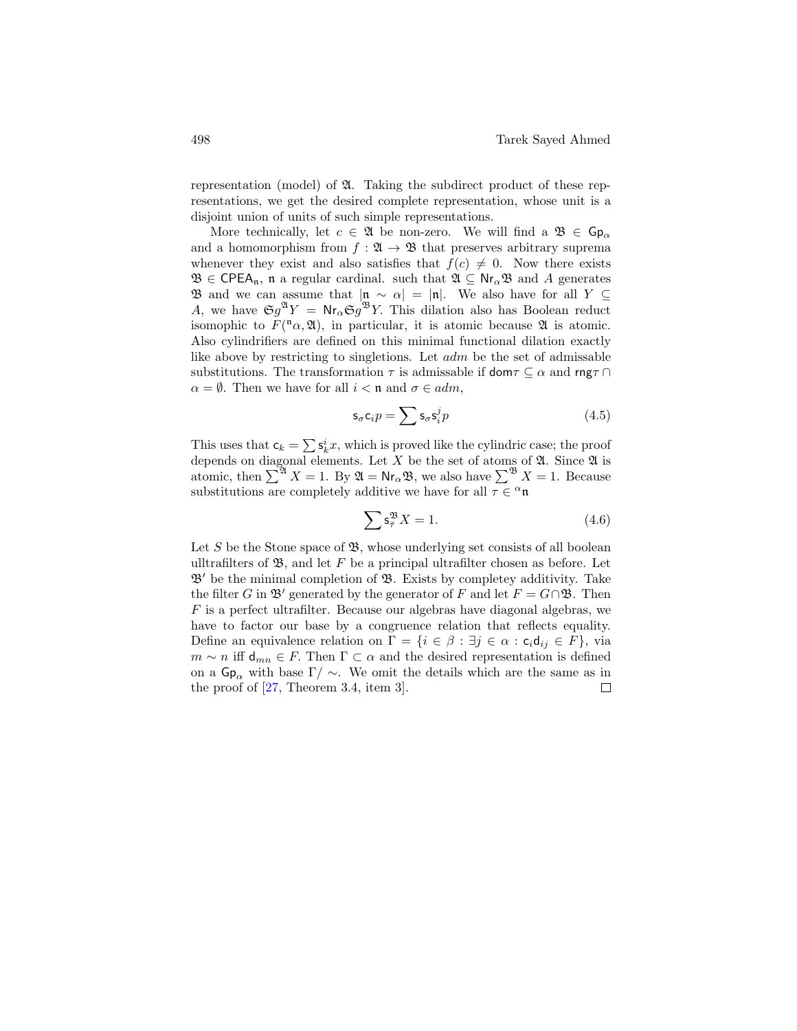representation (model) of $\mathfrak{A}$. Taking the subdirect product of these representations, we get the desired complete representation, whose unit is a disjoint union of units of such simple representations.

More technically, let $c \in \mathfrak{A}$ be non-zero. We will find a $\mathfrak{B} \in \mathsf{Gp}_\alpha$ and a homomorphism from $f : \mathfrak{A} \to \mathfrak{B}$ that preserves arbitrary suprema whenever they exist and also satisfies that $f(c) \neq 0$. Now there exists $\mathfrak{B} \in \mathsf{CPEA}_\mathfrak{n}$, $\mathfrak{n}$ a regular cardinal. such that $\mathfrak{A} \subseteq \mathsf{Nr}_\alpha \mathfrak{B}$ and $A$ generates $\mathfrak{B}$ and we can assume that $|\mathfrak{n} \sim \alpha| = |\mathfrak{n}|$. We also have for all $Y \subseteq A$, we have $\mathfrak{Sg}^{\mathfrak{A}} Y = \mathsf{Nr}_\alpha \mathfrak{Sg}^{\mathfrak{B}} Y$. This dilation also has Boolean reduct isomophic to $F({}^\mathfrak{n}\alpha, \mathfrak{A})$, in particular, it is atomic because $\mathfrak{A}$ is atomic. Also cylindrifiers are defined on this minimal functional dilation exactly like above by restricting to singletions. Let $adm$ be the set of admissable substitutions. The transformation $\tau$ is admissable if $\mathsf{dom}\tau \subseteq \alpha$ and $\mathsf{rng}\tau \cap \alpha = \emptyset$. Then we have for all $i < \mathfrak{n}$ and $\sigma \in adm$,

$$\mathsf{s}_\sigma \mathsf{c}_i p = \sum \mathsf{s}_\sigma \mathsf{s}_i^j p \tag{4.5}$$

This uses that $\mathsf{c}_k = \sum \mathsf{s}_k^i x$, which is proved like the cylindric case; the proof depends on diagonal elements. Let $X$ be the set of atoms of $\mathfrak{A}$. Since $\mathfrak{A}$ is atomic, then $\sum^{\mathfrak{A}} X = 1$. By $\mathfrak{A} = \mathsf{Nr}_\alpha \mathfrak{B}$, we also have $\sum^{\mathfrak{B}} X = 1$. Because substitutions are completely additive we have for all $\tau \in {}^\alpha\mathfrak{n}$

$$\sum \mathsf{s}_{\bar{\tau}}^{\mathfrak{B}} X = 1. \tag{4.6}$$

Let $S$ be the Stone space of $\mathfrak{B}$, whose underlying set consists of all boolean ulltrafilters of $\mathfrak{B}$, and let $F$ be a principal ultrafilter chosen as before. Let $\mathfrak{B}'$ be the minimal completion of $\mathfrak{B}$. Exists by completey additivity. Take the filter $G$ in $\mathfrak{B}'$ generated by the generator of $F$ and let $F = G \cap \mathfrak{B}$. Then $F$ is a perfect ultrafilter. Because our algebras have diagonal algebras, we have to factor our base by a congruence relation that reflects equality. Define an equivalence relation on $\Gamma = \{i \in \beta : \exists j \in \alpha : \mathsf{c}_i \mathsf{d}_{ij} \in F\}$, via $m \sim n$ iff $\mathsf{d}_{mn} \in F$. Then $\Gamma \subset \alpha$ and the desired representation is defined on a $\mathsf{Gp}_\alpha$ with base $\Gamma / \sim$. We omit the details which are the same as in the proof of [27, Theorem 3.4, item 3]. □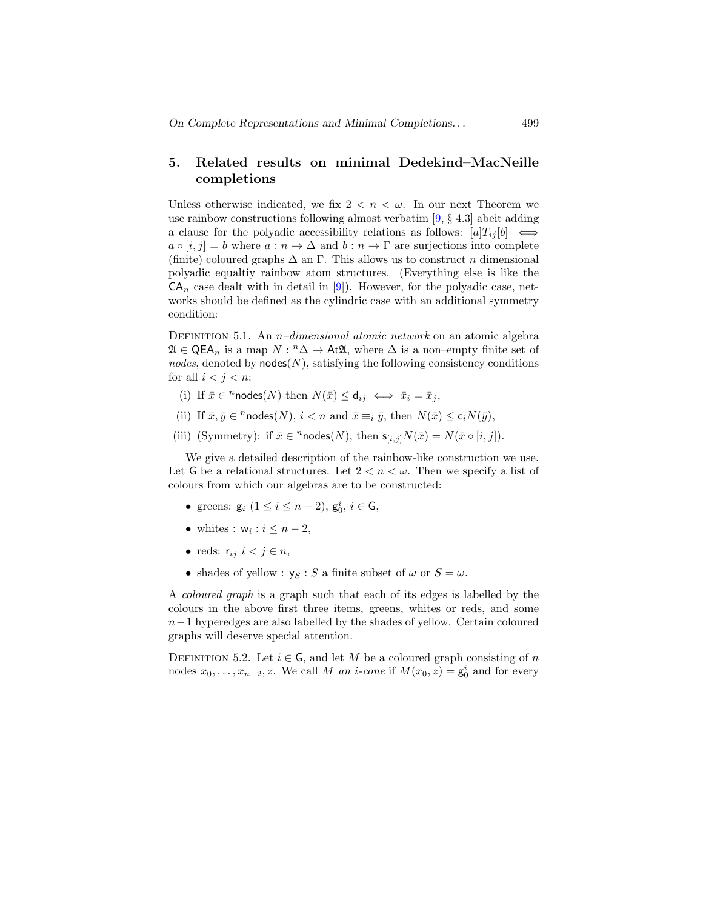## 5. Related results on minimal Dedekind–MacNeille completions

Unless otherwise indicated, we fix $2 < n < \omega$. In our next Theorem we use rainbow constructions following almost verbatim [9, § 4.3] abeit adding a clause for the polyadic accessibility relations as follows: $[a]T_{ij}[b] \iff a \circ [i,j] = b$ where $a : n \to \Delta$ and $b : n \to \Gamma$ are surjections into complete (finite) coloured graphs $\Delta$ an $\Gamma$. This allows us to construct $n$ dimensional polyadic equaltiy rainbow atom structures. (Everything else is like the $\mathsf{CA}_n$ case dealt with in detail in [9]). However, for the polyadic case, networks should be defined as the cylindric case with an additional symmetry condition:

Definition 5.1. An *$n$–dimensional atomic network* on an atomic algebra $\mathfrak{A} \in \mathsf{QEA}_n$ is a map $N : {}^n\Delta \to \mathsf{At}\mathfrak{A}$, where $\Delta$ is a non–empty finite set of *nodes*, denoted by $\mathsf{nodes}(N)$, satisfying the following consistency conditions for all $i < j < n$:

- (i) If $\bar{x} \in {}^n\mathsf{nodes}(N)$ then $N(\bar{x}) \leq \mathsf{d}_{ij} \iff \bar{x}_i = \bar{x}_j$,
- (ii) If $\bar{x}, \bar{y} \in {}^n\mathsf{nodes}(N)$, $i < n$ and $\bar{x} \equiv_i \bar{y}$, then $N(\bar{x}) \leq \mathsf{c}_i N(\bar{y})$,
- (iii) (Symmetry): if $\bar{x} \in {}^n\mathsf{nodes}(N)$, then $\mathsf{s}_{[i,j]} N(\bar{x}) = N(\bar{x} \circ [i,j])$.

We give a detailed description of the rainbow-like construction we use. Let $\mathsf{G}$ be a relational structures. Let $2 < n < \omega$. Then we specify a list of colours from which our algebras are to be constructed:

- greens: $\mathsf{g}_i$ $(1 \leq i \leq n-2)$, $\mathsf{g}_0^i$, $i \in \mathsf{G}$,
- whites : $\mathsf{w}_i : i \leq n-2$,
- reds: $\mathsf{r}_{ij}$ $i < j \in n$,
- shades of yellow : $\mathsf{y}_S : S$ a finite subset of $\omega$ or $S = \omega$.

A *coloured graph* is a graph such that each of its edges is labelled by the colours in the above first three items, greens, whites or reds, and some $n-1$ hyperedges are also labelled by the shades of yellow. Certain coloured graphs will deserve special attention.

Definition 5.2. Let $i \in \mathsf{G}$, and let $M$ be a coloured graph consisting of $n$ nodes $x_0, \ldots, x_{n-2}, z$. We call $M$ *an $i$-cone* if $M(x_0, z) = \mathsf{g}_0^i$ and for every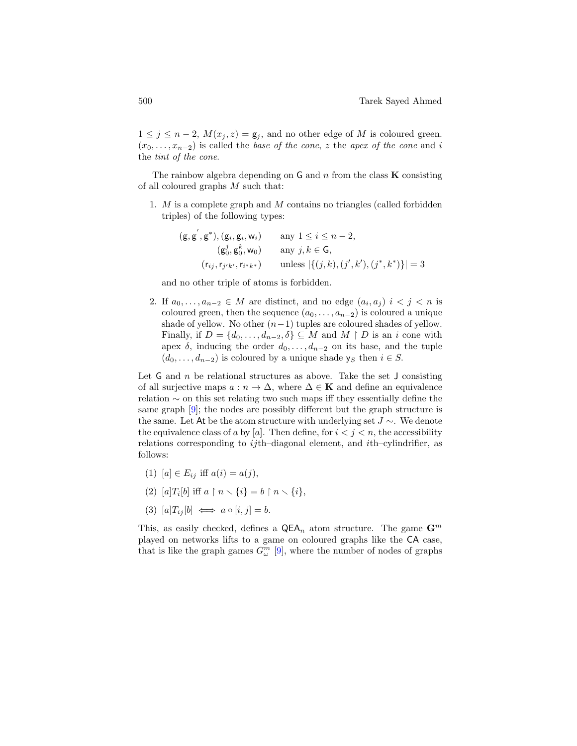$1 \leq j \leq n-2$, $M(x_j, z) = \mathsf{g}_j$, and no other edge of $M$ is coloured green. $(x_0, \ldots, x_{n-2})$ is called the *base of the cone*, $z$ the *apex of the cone* and $i$ the *tint of the cone*.

The rainbow algebra depending on $\mathsf{G}$ and $n$ from the class $\mathbf{K}$ consisting of all coloured graphs $M$ such that:

1. $M$ is a complete graph and $M$ contains no triangles (called forbidden triples) of the following types:

$$\begin{aligned}
(\mathsf{g}, \mathsf{g}^{'}, \mathsf{g}^{*}), (\mathsf{g}_i, \mathsf{g}_i, \mathsf{w}_i) \qquad & \text{any } 1 \leq i \leq n-2, \\
(\mathsf{g}^j_0, \mathsf{g}^k_0, \mathsf{w}_0) \qquad & \text{any } j, k \in \mathsf{G}, \\
(\mathsf{r}_{ij}, \mathsf{r}_{j'k'}, \mathsf{r}_{i^*k^*}) \qquad & \text{unless } |\{(j,k), (j',k'), (j^*,k^*)\}| = 3
\end{aligned}$$

   and no other triple of atoms is forbidden.

2. If $a_0, \ldots, a_{n-2} \in M$ are distinct, and no edge $(a_i, a_j)$ $i < j < n$ is coloured green, then the sequence $(a_0, \ldots, a_{n-2})$ is coloured a unique shade of yellow. No other $(n-1)$ tuples are coloured shades of yellow. Finally, if $D = \{d_0, \ldots, d_{n-2}, \delta\} \subseteq M$ and $M \restriction D$ is an $i$ cone with apex $\delta$, inducing the order $d_0, \ldots, d_{n-2}$ on its base, and the tuple $(d_0, \ldots, d_{n-2})$ is coloured by a unique shade $\mathsf{y}_S$ then $i \in S$.

Let $\mathsf{G}$ and $n$ be relational structures as above. Take the set $\mathsf{J}$ consisting of all surjective maps $a : n \to \Delta$, where $\Delta \in \mathbf{K}$ and define an equivalence relation $\sim$ on this set relating two such maps iff they essentially define the same graph [9]; the nodes are possibly different but the graph structure is the same. Let $\mathsf{At}$ be the atom structure with underlying set $J \sim$. We denote the equivalence class of $a$ by $[a]$. Then define, for $i < j < n$, the accessibility relations corresponding to $ij$th–diagonal element, and $i$th–cylindrifier, as follows:

(1) $[a] \in E_{ij}$ iff $a(i) = a(j)$,

(2) $[a] T_i [b]$ iff $a \restriction n \smallsetminus \{i\} = b \restriction n \smallsetminus \{i\}$,

(3) $[a] T_{ij} [b] \iff a \circ [i,j] = b$.

This, as easily checked, defines a $\mathsf{QEA}_n$ atom structure. The game $\mathbf{G}^m$ played on networks lifts to a game on coloured graphs like the $\mathsf{CA}$ case, that is like the graph games $G^m_\omega$ [9], where the number of nodes of graphs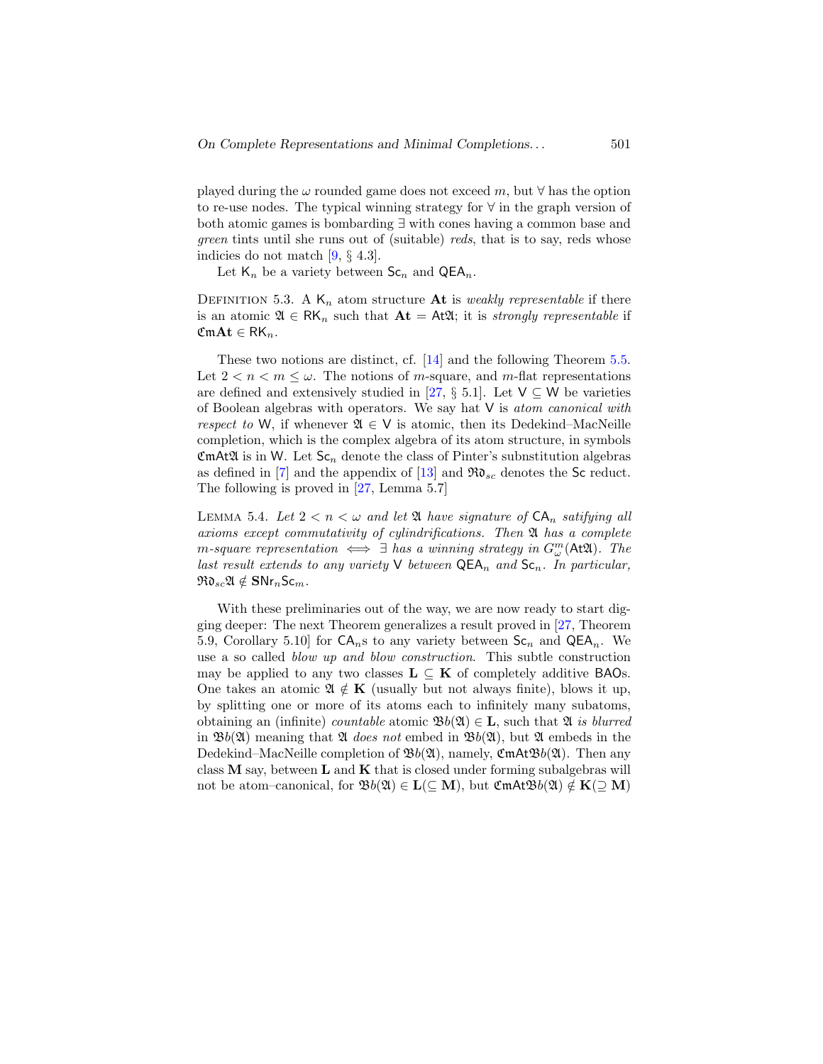played during the $\omega$ rounded game does not exceed $m$, but $\forall$ has the option to re-use nodes. The typical winning strategy for $\forall$ in the graph version of both atomic games is bombarding $\exists$ with cones having a common base and *green* tints until she runs out of (suitable) *reds*, that is to say, reds whose indicies do not match [9, § 4.3].

Let $\mathsf{K}_n$ be a variety between $\mathsf{Sc}_n$ and $\mathsf{QEA}_n$.

DEFINITION 5.3. A $\mathsf{K}_n$ atom structure $\mathbf{At}$ is *weakly representable* if there is an atomic $\mathfrak{A} \in \mathsf{RK}_n$ such that $\mathbf{At} = \mathsf{At}\mathfrak{A}$; it is *strongly representable* if $\mathfrak{Cm}\mathbf{At} \in \mathsf{RK}_n$.

These two notions are distinct, cf. [14] and the following Theorem 5.5. Let $2 < n < m \leq \omega$. The notions of $m$-square, and $m$-flat representations are defined and extensively studied in [27, § 5.1]. Let $\mathsf{V} \subseteq \mathsf{W}$ be varieties of Boolean algebras with operators. We say hat $\mathsf{V}$ is *atom canonical with respect to* $\mathsf{W}$, if whenever $\mathfrak{A} \in \mathsf{V}$ is atomic, then its Dedekind–MacNeille completion, which is the complex algebra of its atom structure, in symbols $\mathfrak{Cm}\mathsf{At}\mathfrak{A}$ is in $\mathsf{W}$. Let $\mathsf{Sc}_n$ denote the class of Pinter's subnstitution algebras as defined in [7] and the appendix of [13] and $\mathfrak{Rd}_{sc}$ denotes the $\mathsf{Sc}$ reduct. The following is proved in [27, Lemma 5.7]

LEMMA 5.4. *Let $2 < n < \omega$ and let $\mathfrak{A}$ have signature of $\mathsf{CA}_n$ satifying all axioms except commutativity of cylindrifications. Then $\mathfrak{A}$ has a complete $m$-square representation $\iff$ $\exists$ has a winning strategy in $G^m_\omega(\mathsf{At}\mathfrak{A})$. The last result extends to any variety $\mathsf{V}$ between $\mathsf{QEA}_n$ and $\mathsf{Sc}_n$. In particular, $\mathfrak{Rd}_{sc}\mathfrak{A} \notin \mathbf{S}\mathsf{Nr}_n\mathsf{Sc}_m$.*

With these preliminaries out of the way, we are now ready to start digging deeper: The next Theorem generalizes a result proved in [27, Theorem 5.9, Corollary 5.10] for $\mathsf{CA}_n$s to any variety between $\mathsf{Sc}_n$ and $\mathsf{QEA}_n$. We use a so called *blow up and blow construction*. This subtle construction may be applied to any two classes $\mathbf{L} \subseteq \mathbf{K}$ of completely additive $\mathsf{BAO}$s. One takes an atomic $\mathfrak{A} \notin \mathbf{K}$ (usually but not always finite), blows it up, by splitting one or more of its atoms each to infinitely many subatoms, obtaining an (infinite) *countable* atomic $\mathfrak{Bb}(\mathfrak{A}) \in \mathbf{L}$, such that $\mathfrak{A}$ *is blurred* in $\mathfrak{Bb}(\mathfrak{A})$ meaning that $\mathfrak{A}$ *does not* embed in $\mathfrak{Bb}(\mathfrak{A})$, but $\mathfrak{A}$ embeds in the Dedekind–MacNeille completion of $\mathfrak{Bb}(\mathfrak{A})$, namely, $\mathfrak{Cm}\mathsf{At}\mathfrak{Bb}(\mathfrak{A})$. Then any class $\mathbf{M}$ say, between $\mathbf{L}$ and $\mathbf{K}$ that is closed under forming subalgebras will not be atom–canonical, for $\mathfrak{Bb}(\mathfrak{A}) \in \mathbf{L}(\subseteq \mathbf{M})$, but $\mathfrak{Cm}\mathsf{At}\mathfrak{Bb}(\mathfrak{A}) \notin \mathbf{K}(\supseteq \mathbf{M})$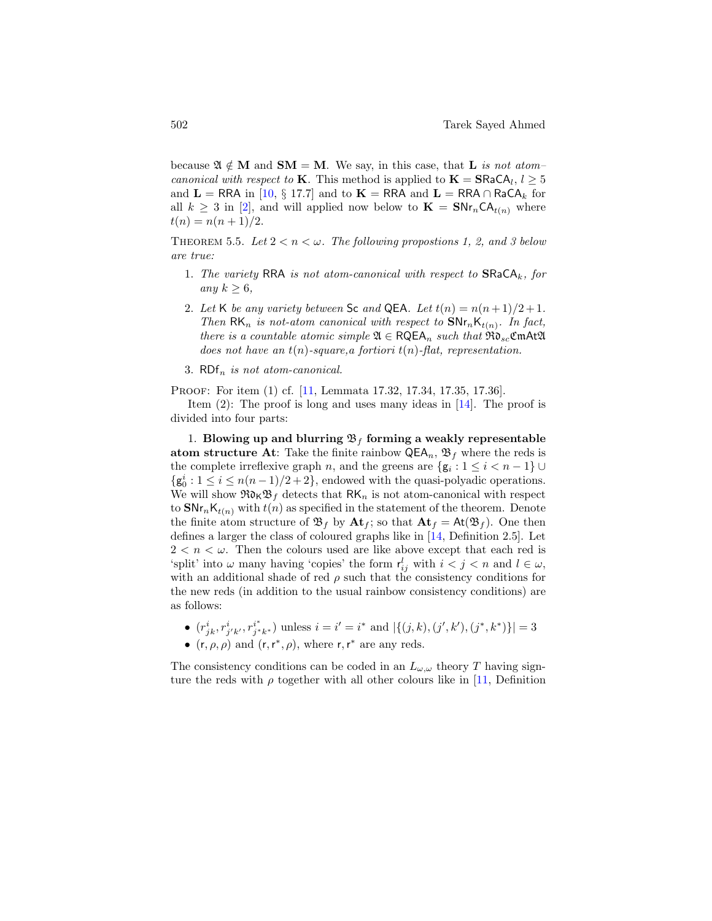because $\mathfrak{A} \notin \mathbf{M}$ and $\mathbf{SM} = \mathbf{M}$. We say, in this case, that $\mathbf{L}$ *is not atom–canonical with respect to* $\mathbf{K}$. This method is applied to $\mathbf{K} = \mathbf{S}\mathsf{RaCA}_l$, $l \geq 5$ and $\mathbf{L} = \mathsf{RRA}$ in [10, § 17.7] and to $\mathbf{K} = \mathsf{RRA}$ and $\mathbf{L} = \mathsf{RRA} \cap \mathsf{RaCA}_k$ for all $k \geq 3$ in [2], and will applied now below to $\mathbf{K} = \mathbf{S}\mathsf{Nr}_n\mathsf{CA}_{t(n)}$ where $t(n) = n(n+1)/2$.

Theorem 5.5. *Let $2 < n < \omega$. The following propostions 1, 2, and 3 below are true:*

1. *The variety* $\mathsf{RRA}$ *is not atom-canonical with respect to* $\mathbf{S}\mathsf{RaCA}_k$*, for any $k \geq 6$,*
2. *Let* $\mathsf{K}$ *be any variety between* $\mathsf{Sc}$ *and* $\mathsf{QEA}$*. Let $t(n) = n(n+1)/2 + 1$. Then* $\mathsf{RK}_n$ *is not-atom canonical with respect to* $\mathbf{S}\mathsf{Nr}_n\mathsf{K}_{t(n)}$*. In fact, there is a countable atomic simple* $\mathfrak{A} \in \mathsf{RQEA}_n$ *such that* $\mathfrak{Rd}_{sc}\mathfrak{Cm}\mathsf{At}\mathfrak{A}$ *does not have an $t(n)$-square,a fortiori $t(n)$-flat, representation.*
3. $\mathsf{RDf}_n$ *is not atom-canonical.*

Proof: For item (1) cf. [11, Lemmata 17.32, 17.34, 17.35, 17.36].

Item (2): The proof is long and uses many ideas in [14]. The proof is divided into four parts:

1. **Blowing up and blurring $\mathfrak{B}_f$ forming a weakly representable atom structure $\mathbf{At}$**: Take the finite rainbow $\mathsf{QEA}_n$, $\mathfrak{B}_f$ where the reds is the complete irreflexive graph $n$, and the greens are $\{\mathsf{g}_i : 1 \leq i < n-1\} \cup \{\mathsf{g}_0^i : 1 \leq i \leq n(n-1)/2 + 2\}$, endowed with the quasi-polyadic operations. We will show $\mathfrak{Rd}_{\mathsf{K}}\mathfrak{B}_f$ detects that $\mathsf{RK}_n$ is not atom-canonical with respect to $\mathbf{S}\mathsf{Nr}_n\mathsf{K}_{t(n)}$ with $t(n)$ as specified in the statement of the theorem. Denote the finite atom structure of $\mathfrak{B}_f$ by $\mathbf{At}_f$; so that $\mathbf{At}_f = \mathsf{At}(\mathfrak{B}_f)$. One then defines a larger the class of coloured graphs like in [14, Definition 2.5]. Let $2 < n < \omega$. Then the colours used are like above except that each red is 'split' into $\omega$ many having 'copies' the form $\mathsf{r}_{ij}^l$ with $i < j < n$ and $l \in \omega$, with an additional shade of red $\rho$ such that the consistency conditions for the new reds (in addition to the usual rainbow consistency conditions) are as follows:

- $(r_{jk}^i, r_{j'k'}^i, r_{j^*k^*}^{i^*})$ unless $i = i' = i^*$ and $|\{(j,k),(j',k'),(j^*,k^*)\}| = 3$
- $(\mathsf{r}, \rho, \rho)$ and $(\mathsf{r}, \mathsf{r}^*, \rho)$, where $\mathsf{r}, \mathsf{r}^*$ are any reds.

The consistency conditions can be coded in an $L_{\omega,\omega}$ theory $T$ having signture the reds with $\rho$ together with all other colours like in [11, Definition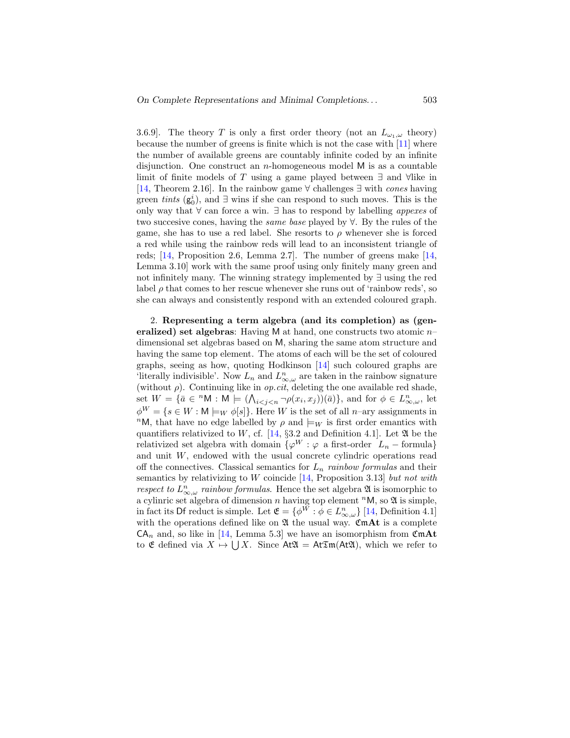3.6.9]. The theory $T$ is only a first order theory (not an $L_{\omega_1,\omega}$ theory) because the number of greens is finite which is not the case with [11] where the number of available greens are countably infinite coded by an infinite disjunction. One construct an $n$-homogeneous model $\mathsf{M}$ is as a countable limit of finite models of $T$ using a game played between $\exists$ and $\forall$like in [14, Theorem 2.16]. In the rainbow game $\forall$ challenges $\exists$ with *cones* having green *tints* ($\mathsf{g}_0^i$), and $\exists$ wins if she can respond to such moves. This is the only way that $\forall$ can force a win. $\exists$ has to respond by labelling *appexes* of two succesive cones, having the *same base* played by $\forall$. By the rules of the game, she has to use a red label. She resorts to $\rho$ whenever she is forced a red while using the rainbow reds will lead to an inconsistent triangle of reds; [14, Proposition 2.6, Lemma 2.7]. The number of greens make [14, Lemma 3.10] work with the same proof using only finitely many green and not infinitely many. The winning strategy implemented by $\exists$ using the red label $\rho$ that comes to her rescue whenever she runs out of 'rainbow reds', so she can always and consistently respond with an extended coloured graph.

2. **Representing a term algebra (and its completion) as (generalized) set algebras**: Having $\mathsf{M}$ at hand, one constructs two atomic $n$–dimensional set algebras based on $\mathsf{M}$, sharing the same atom structure and having the same top element. The atoms of each will be the set of coloured graphs, seeing as how, quoting Hodkinson [14] such coloured graphs are 'literally indivisible'. Now $L_n$ and $L^n_{\infty,\omega}$ are taken in the rainbow signature (without $\rho$). Continuing like in *op.cit*, deleting the one available red shade, set $W = \{\bar{a} \in {}^n\mathsf{M} : \mathsf{M} \models (\bigwedge_{i<j<n} \neg\rho(x_i, x_j))(\bar{a})\}$, and for $\phi \in L^n_{\infty,\omega}$, let $\phi^W = \{s \in W : \mathsf{M} \models_W \phi[s]\}$. Here $W$ is the set of all $n$–ary assignments in ${}^n\mathsf{M}$, that have no edge labelled by $\rho$ and $\models_W$ is first order emantics with quantifiers relativized to $W$, cf. [14, §3.2 and Definition 4.1]. Let $\mathfrak{A}$ be the relativized set algebra with domain $\{\varphi^W : \varphi$ a first-order $L_n$ – formula$\}$ and unit $W$, endowed with the usual concrete cylindric operations read off the connectives. Classical semantics for $L_n$ *rainbow formulas* and their semantics by relativizing to $W$ coincide [14, Proposition 3.13] *but not with respect to* $L^n_{\infty,\omega}$ *rainbow formulas*. Hence the set algebra $\mathfrak{A}$ is isomorphic to a cylinric set algebra of dimension $n$ having top element ${}^n\mathsf{M}$, so $\mathfrak{A}$ is simple, in fact its $\mathsf{Df}$ reduct is simple. Let $\mathfrak{E} = \{\phi^W : \phi \in L^n_{\infty,\omega}\}$ [14, Definition 4.1] with the operations defined like on $\mathfrak{A}$ the usual way. $\mathfrak{Cm}\mathbf{At}$ is a complete $\mathsf{CA}_n$ and, so like in [14, Lemma 5.3] we have an isomorphism from $\mathfrak{Cm}\mathbf{At}$ to $\mathfrak{E}$ defined via $X \mapsto \bigcup X$. Since $\mathsf{At}\mathfrak{A} = \mathsf{At}\mathfrak{Tm}(\mathsf{At}\mathfrak{A})$, which we refer to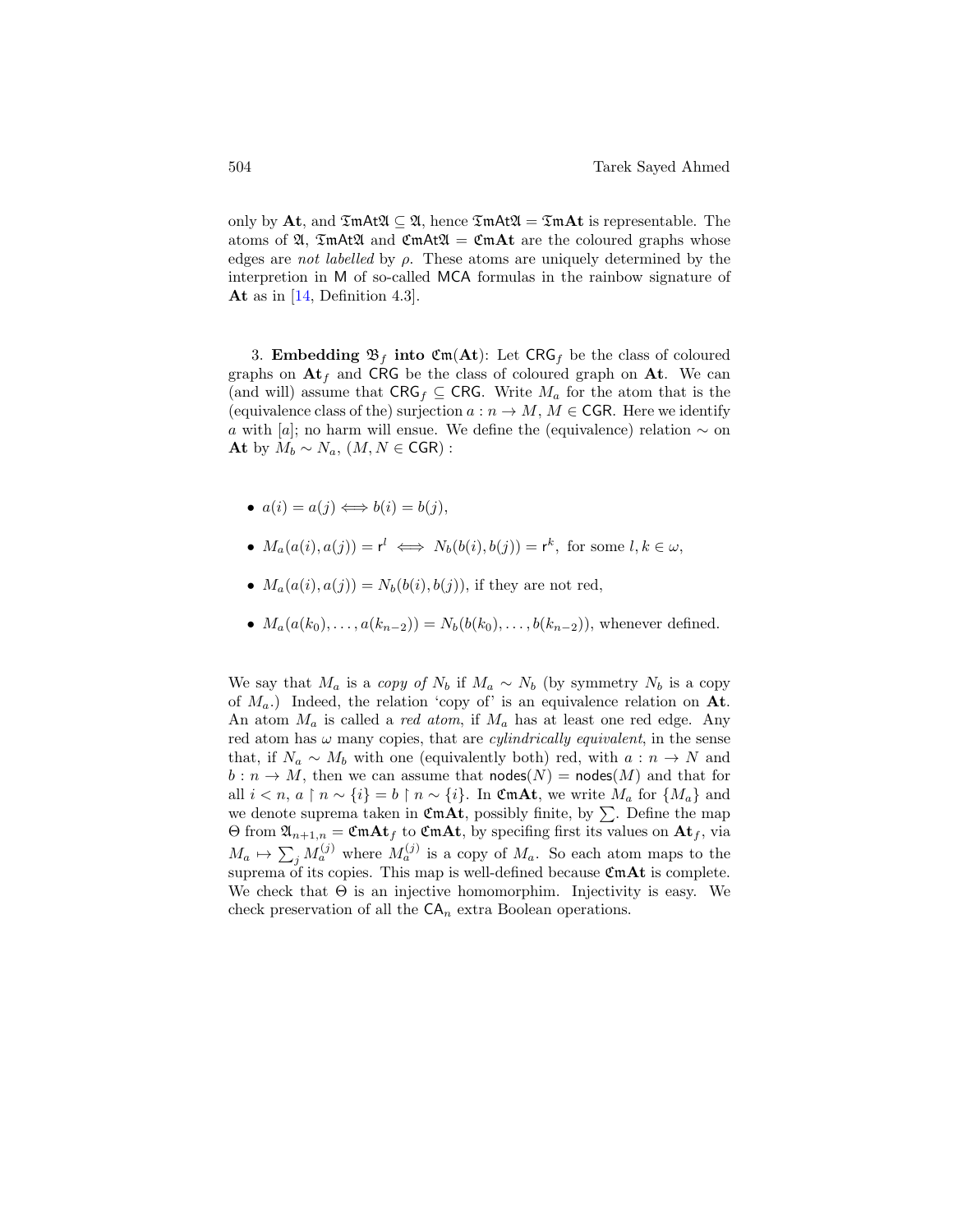only by $\mathbf{At}$, and $\mathfrak{TmAt}\mathfrak{A} \subseteq \mathfrak{A}$, hence $\mathfrak{TmAt}\mathfrak{A} = \mathfrak{Tm}\mathbf{At}$ is representable. The atoms of $\mathfrak{A}$, $\mathfrak{TmAt}\mathfrak{A}$ and $\mathfrak{CmAt}\mathfrak{A} = \mathfrak{Cm}\mathbf{At}$ are the coloured graphs whose edges are *not labelled* by $\rho$. These atoms are uniquely determined by the interpretion in $\mathsf{M}$ of so-called $\mathsf{MCA}$ formulas in the rainbow signature of $\mathbf{At}$ as in [14, Definition 4.3].

3. **Embedding $\mathfrak{B}_f$ into $\mathfrak{Cm}(\mathbf{At})$**: Let $\mathsf{CRG}_f$ be the class of coloured graphs on $\mathbf{At}_f$ and $\mathsf{CRG}$ be the class of coloured graph on $\mathbf{At}$. We can (and will) assume that $\mathsf{CRG}_f \subseteq \mathsf{CRG}$. Write $M_a$ for the atom that is the (equivalence class of the) surjection $a : n \to M$, $M \in \mathsf{CGR}$. Here we identify $a$ with $[a]$; no harm will ensue. We define the (equivalence) relation $\sim$ on $\mathbf{At}$ by $M_b \sim N_a$, $(M, N \in \mathsf{CGR})$ :

- $a(i) = a(j) \iff b(i) = b(j)$,
- $M_a(a(i), a(j)) = \mathsf{r}^l \iff N_b(b(i), b(j)) = \mathsf{r}^k$, for some $l, k \in \omega$,
- $M_a(a(i), a(j)) = N_b(b(i), b(j))$, if they are not red,
- $M_a(a(k_0), \ldots, a(k_{n-2})) = N_b(b(k_0), \ldots, b(k_{n-2}))$, whenever defined.

We say that $M_a$ is a *copy of* $N_b$ if $M_a \sim N_b$ (by symmetry $N_b$ is a copy of $M_a$.) Indeed, the relation 'copy of' is an equivalence relation on $\mathbf{At}$. An atom $M_a$ is called a *red atom*, if $M_a$ has at least one red edge. Any red atom has $\omega$ many copies, that are *cylindrically equivalent*, in the sense that, if $N_a \sim M_b$ with one (equivalently both) red, with $a : n \to N$ and $b : n \to M$, then we can assume that $\mathsf{nodes}(N) = \mathsf{nodes}(M)$ and that for all $i < n$, $a \restriction n \sim \{i\} = b \restriction n \sim \{i\}$. In $\mathfrak{Cm}\mathbf{At}$, we write $M_a$ for $\{M_a\}$ and we denote suprema taken in $\mathfrak{Cm}\mathbf{At}$, possibly finite, by $\sum$. Define the map $\Theta$ from $\mathfrak{A}_{n+1,n} = \mathfrak{Cm}\mathbf{At}_f$ to $\mathfrak{Cm}\mathbf{At}$, by specifing first its values on $\mathbf{At}_f$, via $M_a \mapsto \sum_j M_a^{(j)}$ where $M_a^{(j)}$ is a copy of $M_a$. So each atom maps to the suprema of its copies. This map is well-defined because $\mathfrak{Cm}\mathbf{At}$ is complete. We check that $\Theta$ is an injective homomorphim. Injectivity is easy. We check preservation of all the $\mathsf{CA}_n$ extra Boolean operations.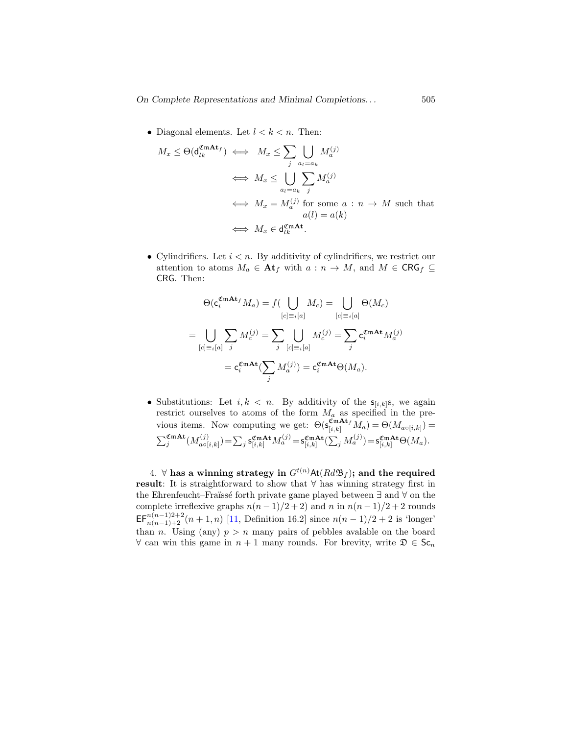- Diagonal elements. Let $l < k < n$. Then:

$$M_x \leq \Theta(\mathsf{d}_{lk}^{\mathfrak{Cm}\mathbf{At}_f}) \iff M_x \leq \sum_j \bigcup_{a_l = a_k} M_a^{(j)}$$
$$\iff M_x \leq \bigcup_{a_l = a_k} \sum_j M_a^{(j)}$$
$$\iff M_x = M_a^{(j)} \text{ for some } a : n \to M \text{ such that } a(l) = a(k)$$
$$\iff M_x \in \mathsf{d}_{lk}^{\mathfrak{Cm}\mathbf{At}}.$$

- Cylindrifiers. Let $i < n$. By additivity of cylindrifiers, we restrict our attention to atoms $M_a \in \mathbf{At}_f$ with $a : n \to M$, and $M \in \mathsf{CRG}_f \subseteq \mathsf{CRG}$. Then:

$$\Theta(\mathsf{c}_i^{\mathfrak{Cm}\mathbf{At}_f} M_a) = f(\bigcup_{[c] \equiv_i [a]} M_c) = \bigcup_{[c] \equiv_i [a]} \Theta(M_c)$$

$$= \bigcup_{[c] \equiv_i [a]} \sum_j M_c^{(j)} = \sum_j \bigcup_{[c] \equiv_i [a]} M_c^{(j)} = \sum_j \mathsf{c}_i^{\mathfrak{Cm}\mathbf{At}} M_a^{(j)}$$

$$= \mathsf{c}_i^{\mathfrak{Cm}\mathbf{At}}(\sum_j M_a^{(j)}) = \mathsf{c}_i^{\mathfrak{Cm}\mathbf{At}} \Theta(M_a).$$

- Substitutions: Let $i, k < n$. By additivity of the $\mathsf{s}_{[i,k]}$s, we again restrict ourselves to atoms of the form $M_a$ as specified in the previous items. Now computing we get: $\Theta(\mathsf{s}_{[i,k]}^{\mathfrak{Cm}\mathbf{At}_f} M_a) = \Theta(M_{a \circ [i,k]}) = \sum_j^{\mathfrak{Cm}\mathbf{At}}(M_{a\circ[i,k]}^{(j)}) = \sum_j \mathsf{s}_{[i,k]}^{\mathfrak{Cm}\mathbf{At}} M_a^{(j)} = \mathsf{s}_{[i,k]}^{\mathfrak{Cm}\mathbf{At}}(\sum_j M_a^{(j)}) = \mathsf{s}_{[i,k]}^{\mathfrak{Cm}\mathbf{At}} \Theta(M_a)$.

4. **$\forall$ has a winning strategy in $G^{t(n)}\mathsf{At}(Rd\mathfrak{B}_f)$; and the required result**: It is straightforward to show that $\forall$ has winning strategy first in the Ehrenfeucht–Fraïssé forth private game played between $\exists$ and $\forall$ on the complete irreflexive graphs $n(n-1)/2+2)$ and $n$ in $n(n-1)/2+2$ rounds $\mathsf{EF}_{n(n-1)+2}^{n(n-1)2+2}(n+1, n)$ [11, Definition 16.2] since $n(n-1)/2+2$ is 'longer' than $n$. Using (any) $p > n$ many pairs of pebbles avalable on the board $\forall$ can win this game in $n+1$ many rounds. For brevity, write $\mathfrak{D} \in \mathsf{Sc}_n$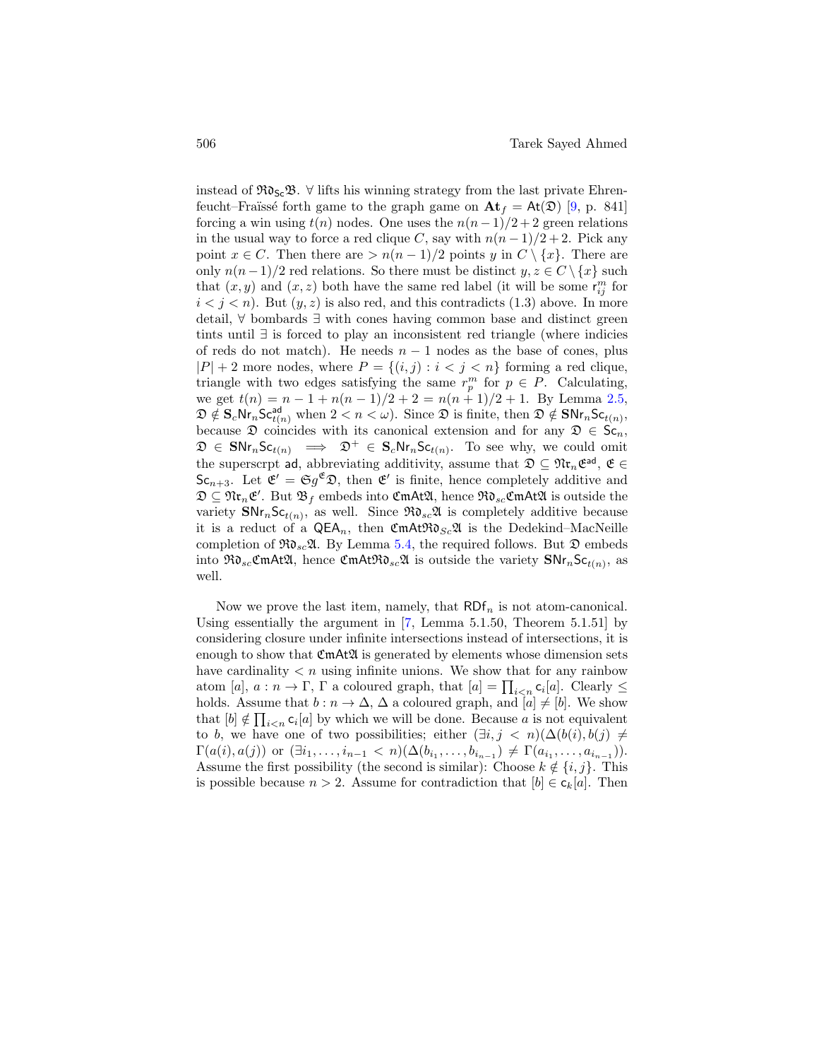instead of $\mathfrak{Rd}_{\mathsf{Sc}}\mathfrak{B}$. $\forall$ lifts his winning strategy from the last private Ehrenfeucht–Fraïssé forth game to the graph game on $\mathbf{At}_f = \mathsf{At}(\mathfrak{D})$ [9, p. 841] forcing a win using $t(n)$ nodes. One uses the $n(n-1)/2+2$ green relations in the usual way to force a red clique $C$, say with $n(n-1)/2+2$. Pick any point $x \in C$. Then there are $> n(n-1)/2$ points $y$ in $C \setminus \{x\}$. There are only $n(n-1)/2$ red relations. So there must be distinct $y, z \in C \setminus \{x\}$ such that $(x, y)$ and $(x, z)$ both have the same red label (it will be some $\mathsf{r}_{ij}^m$ for $i < j < n$). But $(y, z)$ is also red, and this contradicts (1.3) above. In more detail, $\forall$ bombards $\exists$ with cones having common base and distinct green tints until $\exists$ is forced to play an inconsistent red triangle (where indicies of reds do not match). He needs $n-1$ nodes as the base of cones, plus $|P|+2$ more nodes, where $P = \{(i, j) : i < j < n\}$ forming a red clique, triangle with two edges satisfying the same $r_p^m$ for $p \in P$. Calculating, we get $t(n) = n - 1 + n(n-1)/2 + 2 = n(n+1)/2 + 1$. By Lemma 2.5, $\mathfrak{D} \notin \mathbf{S}_c\mathsf{Nr}_n\mathsf{Sc}_{t(n)}^{\mathsf{ad}}$ when $2 < n < \omega$). Since $\mathfrak{D}$ is finite, then $\mathfrak{D} \notin \mathbf{S}\mathsf{Nr}_n\mathsf{Sc}_{t(n)}$, because $\mathfrak{D}$ coincides with its canonical extension and for any $\mathfrak{D} \in \mathsf{Sc}_n$, $\mathfrak{D} \in \mathbf{S}\mathsf{Nr}_n\mathsf{Sc}_{t(n)} \implies \mathfrak{D}^+ \in \mathbf{S}_c\mathsf{Nr}_n\mathsf{Sc}_{t(n)}$. To see why, we could omit the superscrpt $\mathsf{ad}$, abbreviating additivity, assume that $\mathfrak{D} \subseteq \mathfrak{Nr}_n\mathfrak{E}^{\mathsf{ad}}$, $\mathfrak{E} \in \mathsf{Sc}_{n+3}$. Let $\mathfrak{E}' = \mathfrak{Sg}^{\mathfrak{E}}\mathfrak{D}$, then $\mathfrak{E}'$ is finite, hence completely additive and $\mathfrak{D} \subseteq \mathfrak{Nr}_n\mathfrak{E}'$. But $\mathfrak{B}_f$ embeds into $\mathfrak{CmAt}\mathfrak{A}$, hence $\mathfrak{Rd}_{sc}\mathfrak{CmAt}\mathfrak{A}$ is outside the variety $\mathbf{S}\mathsf{Nr}_n\mathsf{Sc}_{t(n)}$, as well. Since $\mathfrak{Rd}_{sc}\mathfrak{A}$ is completely additive because it is a reduct of a $\mathsf{QEA}_n$, then $\mathfrak{CmAt}\mathfrak{Rd}_{Sc}\mathfrak{A}$ is the Dedekind–MacNeille completion of $\mathfrak{Rd}_{sc}\mathfrak{A}$. By Lemma 5.4, the required follows. But $\mathfrak{D}$ embeds into $\mathfrak{Rd}_{sc}\mathfrak{CmAt}\mathfrak{A}$, hence $\mathfrak{CmAt}\mathfrak{Rd}_{sc}\mathfrak{A}$ is outside the variety $\mathbf{S}\mathsf{Nr}_n\mathsf{Sc}_{t(n)}$, as well.

Now we prove the last item, namely, that $\mathsf{RDf}_n$ is not atom-canonical. Using essentially the argument in [7, Lemma 5.1.50, Theorem 5.1.51] by considering closure under infinite intersections instead of intersections, it is enough to show that $\mathfrak{CmAt}\mathfrak{A}$ is generated by elements whose dimension sets have cardinality $< n$ using infinite unions. We show that for any rainbow atom $[a]$, $a : n \to \Gamma$, $\Gamma$ a coloured graph, that $[a] = \prod_{i<n} \mathsf{c}_i[a]$. Clearly $\leq$ holds. Assume that $b : n \to \Delta$, $\Delta$ a coloured graph, and $[a] \neq [b]$. We show that $[b] \notin \prod_{i<n} \mathsf{c}_i[a]$ by which we will be done. Because $a$ is not equivalent to $b$, we have one of two possibilities; either $(\exists i, j < n)(\Delta(b(i), b(j) \neq \Gamma(a(i), a(j))$ or $(\exists i_1, \ldots, i_{n-1} < n)(\Delta(b_{i_1}, \ldots, b_{i_{n-1}}) \neq \Gamma(a_{i_1}, \ldots, a_{i_{n-1}}))$. Assume the first possibility (the second is similar): Choose $k \notin \{i, j\}$. This is possible because $n > 2$. Assume for contradiction that $[b] \in \mathsf{c}_k[a]$. Then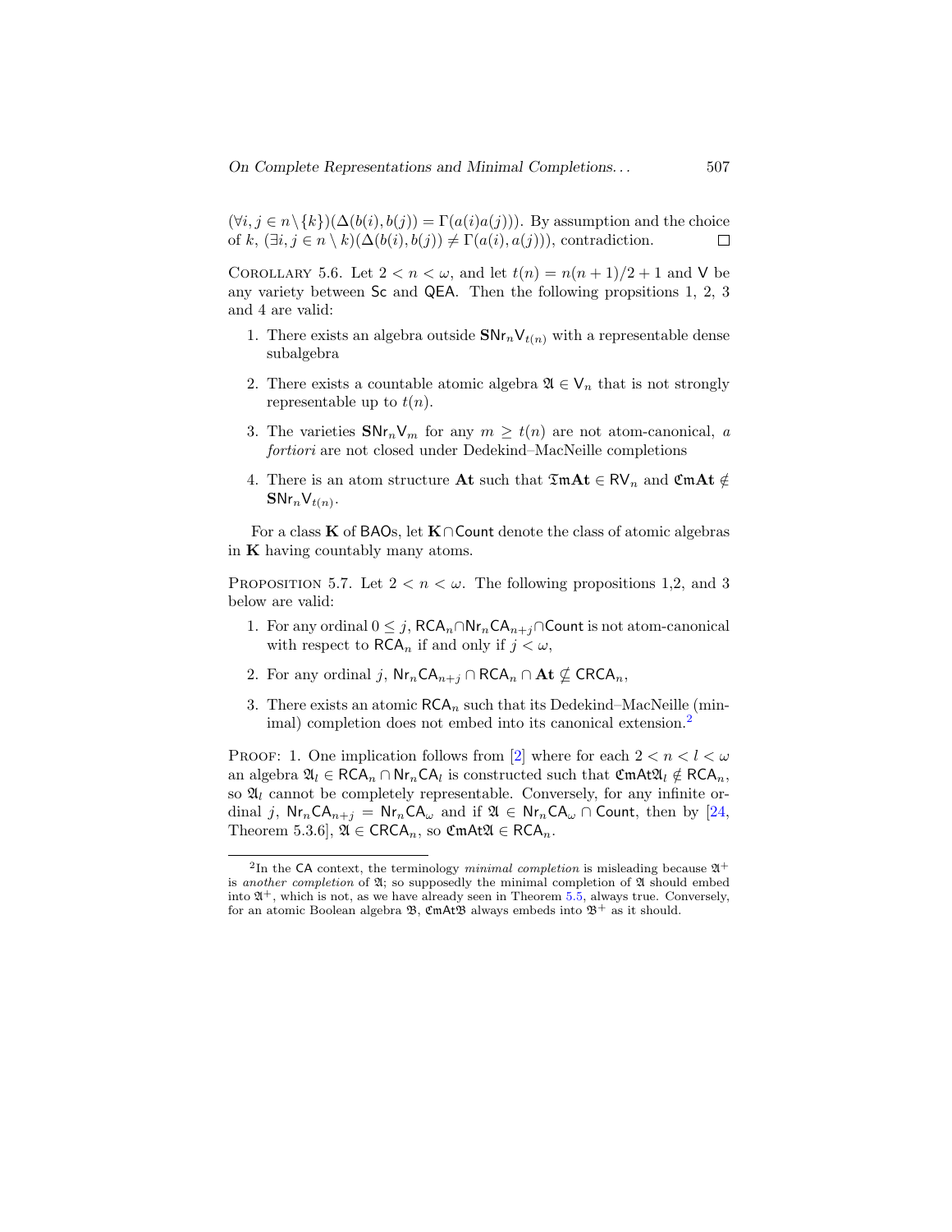$(\forall i, j \in n \setminus \{k\})(\Delta(b(i), b(j)) = \Gamma(a(i)a(j)))$. By assumption and the choice of $k$, $(\exists i, j \in n \setminus k)(\Delta(b(i), b(j)) \neq \Gamma(a(i), a(j)))$, contradiction. $\square$

COROLLARY 5.6. Let $2 < n < \omega$, and let $t(n) = n(n+1)/2 + 1$ and $\mathsf{V}$ be any variety between $\mathsf{Sc}$ and $\mathsf{QEA}$. Then the following propsitions 1, 2, 3 and 4 are valid:

1. There exists an algebra outside $\mathbf{S}\mathsf{Nr}_n\mathsf{V}_{t(n)}$ with a representable dense subalgebra
2. There exists a countable atomic algebra $\mathfrak{A} \in \mathsf{V}_n$ that is not strongly representable up to $t(n)$.
3. The varieties $\mathbf{S}\mathsf{Nr}_n\mathsf{V}_m$ for any $m \geq t(n)$ are not atom-canonical, *a fortiori* are not closed under Dedekind–MacNeille completions
4. There is an atom structure $\mathbf{At}$ such that $\mathfrak{Tm}\mathbf{At} \in \mathsf{RV}_n$ and $\mathfrak{Cm}\mathbf{At} \notin \mathbf{S}\mathsf{Nr}_n\mathsf{V}_{t(n)}$.

For a class $\mathbf{K}$ of BAOs, let $\mathbf{K} \cap \mathsf{Count}$ denote the class of atomic algebras in $\mathbf{K}$ having countably many atoms.

PROPOSITION 5.7. Let $2 < n < \omega$. The following propositions 1,2, and 3 below are valid:

1. For any ordinal $0 \leq j$, $\mathsf{RCA}_n \cap \mathsf{Nr}_n\mathsf{CA}_{n+j} \cap \mathsf{Count}$ is not atom-canonical with respect to $\mathsf{RCA}_n$ if and only if $j < \omega$,
2. For any ordinal $j$, $\mathsf{Nr}_n\mathsf{CA}_{n+j} \cap \mathsf{RCA}_n \cap \mathbf{At} \nsubseteq \mathsf{CRCA}_n$,
3. There exists an atomic $\mathsf{RCA}_n$ such that its Dedekind–MacNeille (minimal) completion does not embed into its canonical extension.[2]

PROOF: 1. One implication follows from [2] where for each $2 < n < l < \omega$ an algebra $\mathfrak{A}_l \in \mathsf{RCA}_n \cap \mathsf{Nr}_n\mathsf{CA}_l$ is constructed such that $\mathfrak{Cm}\mathsf{At}\mathfrak{A}_l \notin \mathsf{RCA}_n$, so $\mathfrak{A}_l$ cannot be completely representable. Conversely, for any infinite ordinal $j$, $\mathsf{Nr}_n\mathsf{CA}_{n+j} = \mathsf{Nr}_n\mathsf{CA}_\omega$ and if $\mathfrak{A} \in \mathsf{Nr}_n\mathsf{CA}_\omega \cap \mathsf{Count}$, then by [24, Theorem 5.3.6], $\mathfrak{A} \in \mathsf{CRCA}_n$, so $\mathfrak{Cm}\mathsf{At}\mathfrak{A} \in \mathsf{RCA}_n$.

---

[2] In the $\mathsf{CA}$ context, the terminology *minimal completion* is misleading because $\mathfrak{A}^+$ is *another completion* of $\mathfrak{A}$; so supposedly the minimal completion of $\mathfrak{A}$ should embed into $\mathfrak{A}^+$, which is not, as we have already seen in Theorem 5.5, always true. Conversely, for an atomic Boolean algebra $\mathfrak{B}$, $\mathfrak{Cm}\mathsf{At}\mathfrak{B}$ always embeds into $\mathfrak{B}^+$ as it should.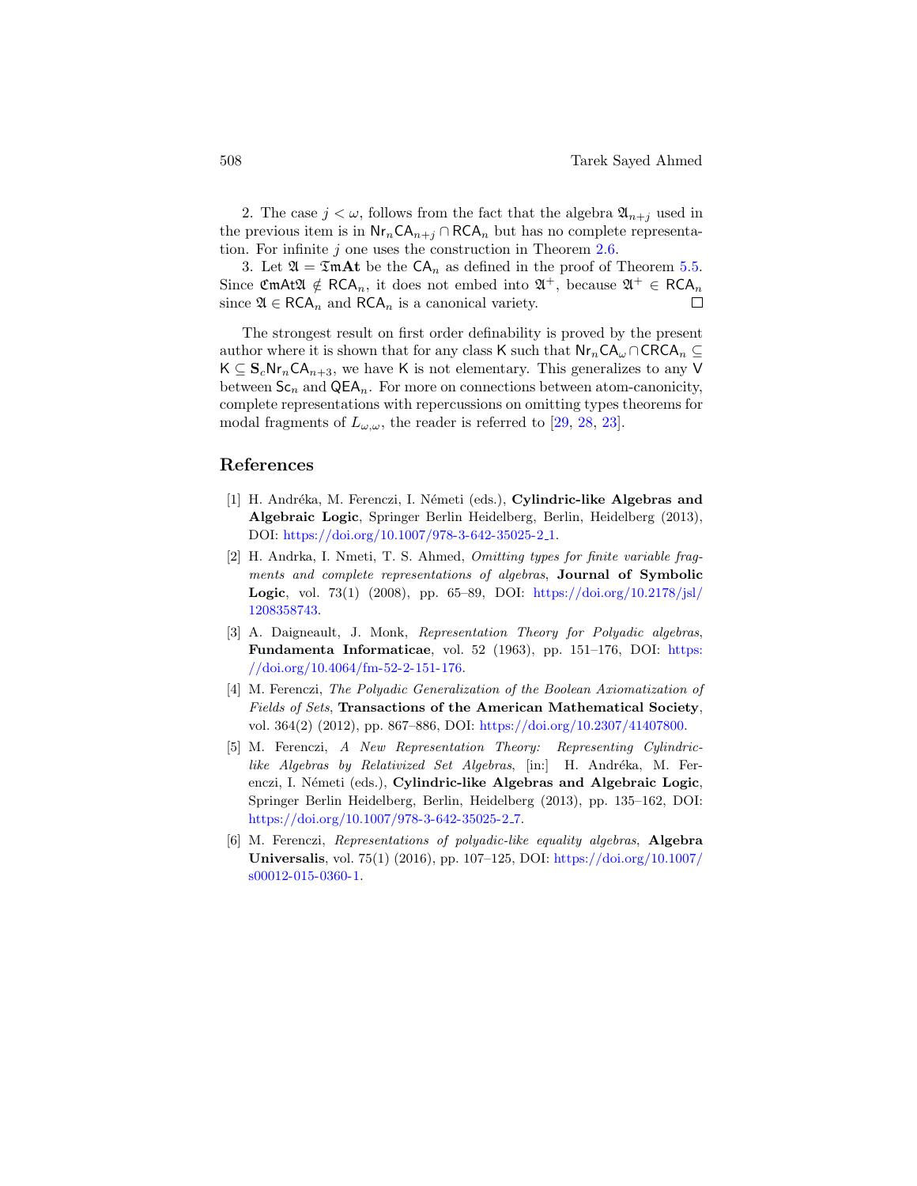2. The case $j < \omega$, follows from the fact that the algebra $\mathfrak{A}_{n+j}$ used in the previous item is in $\mathsf{Nr}_n\mathsf{CA}_{n+j} \cap \mathsf{RCA}_n$ but has no complete representation. For infinite $j$ one uses the construction in Theorem 2.6.

3. Let $\mathfrak{A} = \mathfrak{T}\mathfrak{m}\mathbf{At}$ be the $\mathsf{CA}_n$ as defined in the proof of Theorem 5.5. Since $\mathfrak{Cm}\mathsf{At}\mathfrak{A} \notin \mathsf{RCA}_n$, it does not embed into $\mathfrak{A}^+$, because $\mathfrak{A}^+ \in \mathsf{RCA}_n$ since $\mathfrak{A} \in \mathsf{RCA}_n$ and $\mathsf{RCA}_n$ is a canonical variety. □

The strongest result on first order definability is proved by the present author where it is shown that for any class $\mathsf{K}$ such that $\mathsf{Nr}_n\mathsf{CA}_\omega \cap \mathsf{CRCA}_n \subseteq \mathsf{K} \subseteq \mathbf{S}_c\mathsf{Nr}_n\mathsf{CA}_{n+3}$, we have $\mathsf{K}$ is not elementary. This generalizes to any $\mathsf{V}$ between $\mathsf{Sc}_n$ and $\mathsf{QEA}_n$. For more on connections between atom-canonicity, complete representations with repercussions on omitting types theorems for modal fragments of $L_{\omega,\omega}$, the reader is referred to [29, 28, 23].

## References

[1] H. Andréka, M. Ferenczi, I. Németi (eds.), **Cylindric-like Algebras and Algebraic Logic**, Springer Berlin Heidelberg, Berlin, Heidelberg (2013), DOI: https://doi.org/10.1007/978-3-642-35025-2_1.

[2] H. Andrka, I. Nmeti, T. S. Ahmed, *Omitting types for finite variable fragments and complete representations of algebras*, **Journal of Symbolic Logic**, vol. 73(1) (2008), pp. 65–89, DOI: https://doi.org/10.2178/jsl/1208358743.

[3] A. Daigneault, J. Monk, *Representation Theory for Polyadic algebras*, **Fundamenta Informaticae**, vol. 52 (1963), pp. 151–176, DOI: https://doi.org/10.4064/fm-52-2-151-176.

[4] M. Ferenczi, *The Polyadic Generalization of the Boolean Axiomatization of Fields of Sets*, **Transactions of the American Mathematical Society**, vol. 364(2) (2012), pp. 867–886, DOI: https://doi.org/10.2307/41407800.

[5] M. Ferenczi, *A New Representation Theory: Representing Cylindric-like Algebras by Relativized Set Algebras*, [in:] H. Andréka, M. Ferenczi, I. Németi (eds.), **Cylindric-like Algebras and Algebraic Logic**, Springer Berlin Heidelberg, Berlin, Heidelberg (2013), pp. 135–162, DOI: https://doi.org/10.1007/978-3-642-35025-2_7.

[6] M. Ferenczi, *Representations of polyadic-like equality algebras*, **Algebra Universalis**, vol. 75(1) (2016), pp. 107–125, DOI: https://doi.org/10.1007/s00012-015-0360-1.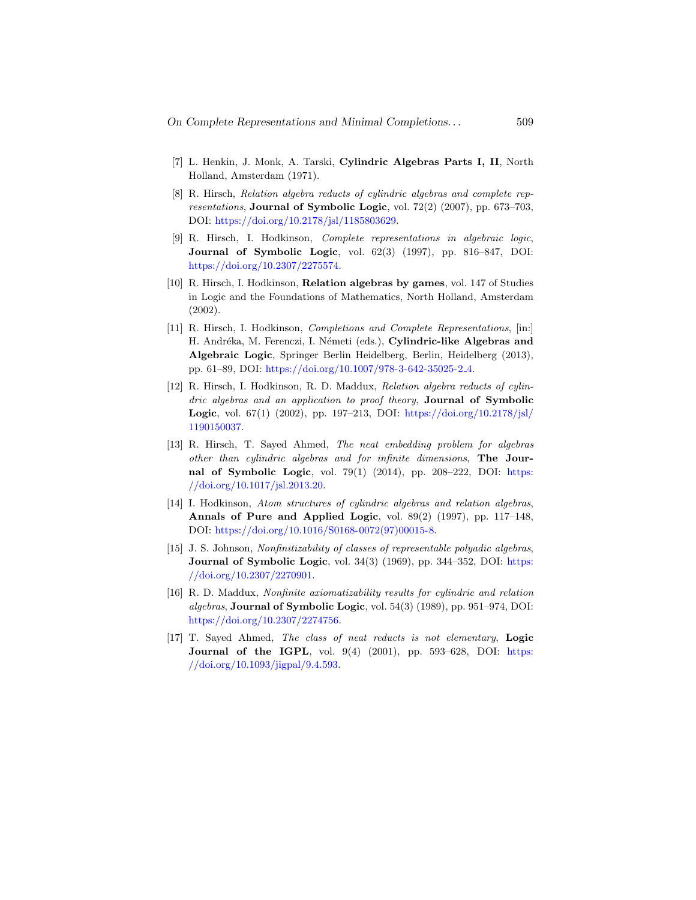[7] L. Henkin, J. Monk, A. Tarski, **Cylindric Algebras Parts I, II**, North Holland, Amsterdam (1971).

[8] R. Hirsch, *Relation algebra reducts of cylindric algebras and complete representations*, **Journal of Symbolic Logic**, vol. 72(2) (2007), pp. 673–703, DOI: https://doi.org/10.2178/jsl/1185803629.

[9] R. Hirsch, I. Hodkinson, *Complete representations in algebraic logic*, **Journal of Symbolic Logic**, vol. 62(3) (1997), pp. 816–847, DOI: https://doi.org/10.2307/2275574.

[10] R. Hirsch, I. Hodkinson, **Relation algebras by games**, vol. 147 of Studies in Logic and the Foundations of Mathematics, North Holland, Amsterdam (2002).

[11] R. Hirsch, I. Hodkinson, *Completions and Complete Representations*, [in:] H. Andréka, M. Ferenczi, I. Németi (eds.), **Cylindric-like Algebras and Algebraic Logic**, Springer Berlin Heidelberg, Berlin, Heidelberg (2013), pp. 61–89, DOI: https://doi.org/10.1007/978-3-642-35025-2_4.

[12] R. Hirsch, I. Hodkinson, R. D. Maddux, *Relation algebra reducts of cylindric algebras and an application to proof theory*, **Journal of Symbolic Logic**, vol. 67(1) (2002), pp. 197–213, DOI: https://doi.org/10.2178/jsl/1190150037.

[13] R. Hirsch, T. Sayed Ahmed, *The neat embedding problem for algebras other than cylindric algebras and for infinite dimensions*, **The Journal of Symbolic Logic**, vol. 79(1) (2014), pp. 208–222, DOI: https://doi.org/10.1017/jsl.2013.20.

[14] I. Hodkinson, *Atom structures of cylindric algebras and relation algebras*, **Annals of Pure and Applied Logic**, vol. 89(2) (1997), pp. 117–148, DOI: https://doi.org/10.1016/S0168-0072(97)00015-8.

[15] J. S. Johnson, *Nonfinitizability of classes of representable polyadic algebras*, **Journal of Symbolic Logic**, vol. 34(3) (1969), pp. 344–352, DOI: https://doi.org/10.2307/2270901.

[16] R. D. Maddux, *Nonfinite axiomatizability results for cylindric and relation algebras*, **Journal of Symbolic Logic**, vol. 54(3) (1989), pp. 951–974, DOI: https://doi.org/10.2307/2274756.

[17] T. Sayed Ahmed, *The class of neat reducts is not elementary*, **Logic Journal of the IGPL**, vol. 9(4) (2001), pp. 593–628, DOI: https://doi.org/10.1093/jigpal/9.4.593.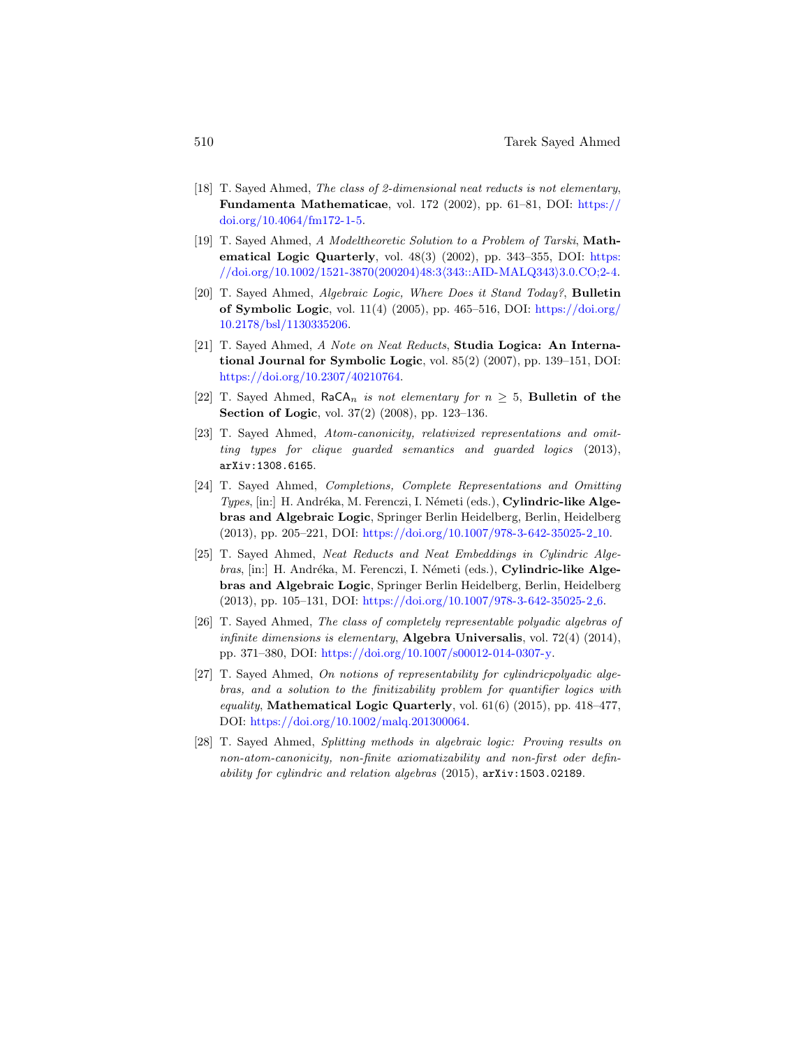[18] T. Sayed Ahmed, *The class of 2-dimensional neat reducts is not elementary*, **Fundamenta Mathematicae**, vol. 172 (2002), pp. 61–81, DOI: https://doi.org/10.4064/fm172-1-5.

[19] T. Sayed Ahmed, *A Modeltheoretic Solution to a Problem of Tarski*, **Mathematical Logic Quarterly**, vol. 48(3) (2002), pp. 343–355, DOI: https://doi.org/10.1002/1521-3870(200204)48:3⟨343::AID-MALQ343⟩3.0.CO;2-4.

[20] T. Sayed Ahmed, *Algebraic Logic, Where Does it Stand Today?*, **Bulletin of Symbolic Logic**, vol. 11(4) (2005), pp. 465–516, DOI: https://doi.org/10.2178/bsl/1130335206.

[21] T. Sayed Ahmed, *A Note on Neat Reducts*, **Studia Logica: An International Journal for Symbolic Logic**, vol. 85(2) (2007), pp. 139–151, DOI: https://doi.org/10.2307/40210764.

[22] T. Sayed Ahmed, $\mathsf{RaCA}_n$ *is not elementary for* $n \geq 5$, **Bulletin of the Section of Logic**, vol. 37(2) (2008), pp. 123–136.

[23] T. Sayed Ahmed, *Atom-canonicity, relativized representations and omitting types for clique guarded semantics and guarded logics* (2013), arXiv:1308.6165.

[24] T. Sayed Ahmed, *Completions, Complete Representations and Omitting Types*, [in:] H. Andréka, M. Ferenczi, I. Németi (eds.), **Cylindric-like Algebras and Algebraic Logic**, Springer Berlin Heidelberg, Berlin, Heidelberg (2013), pp. 205–221, DOI: https://doi.org/10.1007/978-3-642-35025-2_10.

[25] T. Sayed Ahmed, *Neat Reducts and Neat Embeddings in Cylindric Algebras*, [in:] H. Andréka, M. Ferenczi, I. Németi (eds.), **Cylindric-like Algebras and Algebraic Logic**, Springer Berlin Heidelberg, Berlin, Heidelberg (2013), pp. 105–131, DOI: https://doi.org/10.1007/978-3-642-35025-2_6.

[26] T. Sayed Ahmed, *The class of completely representable polyadic algebras of infinite dimensions is elementary*, **Algebra Universalis**, vol. 72(4) (2014), pp. 371–380, DOI: https://doi.org/10.1007/s00012-014-0307-y.

[27] T. Sayed Ahmed, *On notions of representability for cylindricpolyadic algebras, and a solution to the finitizability problem for quantifier logics with equality*, **Mathematical Logic Quarterly**, vol. 61(6) (2015), pp. 418–477, DOI: https://doi.org/10.1002/malq.201300064.

[28] T. Sayed Ahmed, *Splitting methods in algebraic logic: Proving results on non-atom-canonicity, non-finite axiomatizability and non-first oder definability for cylindric and relation algebras* (2015), arXiv:1503.02189.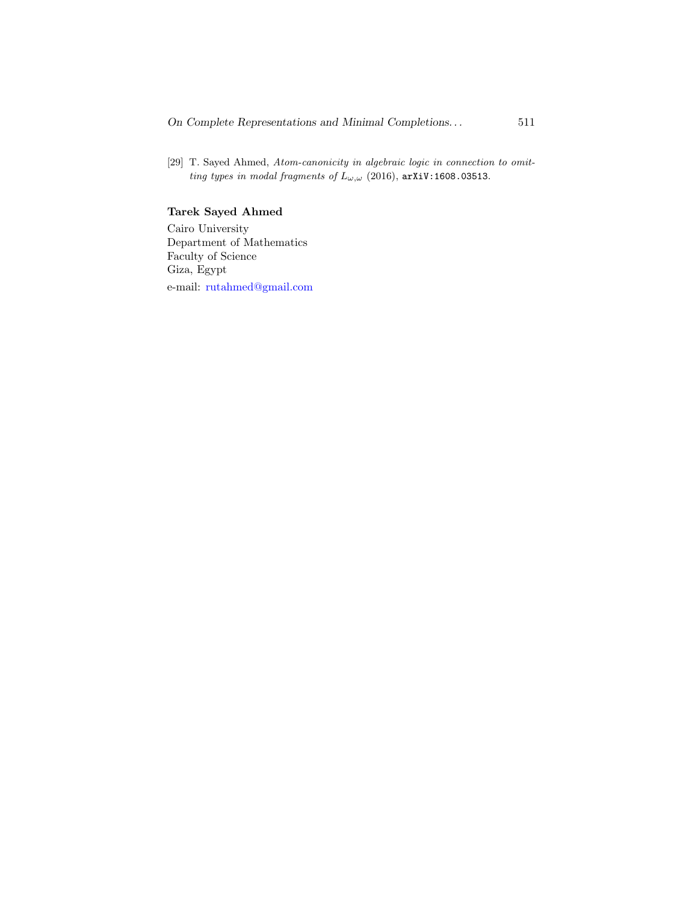[29] T. Sayed Ahmed, *Atom-canonicity in algebraic logic in connection to omitting types in modal fragments of $L_{\omega,\omega}$* (2016), arXiV:1608.03513.

**Tarek Sayed Ahmed**
Cairo University
Department of Mathematics
Faculty of Science
Giza, Egypt

e-mail: rutahmed@gmail.com